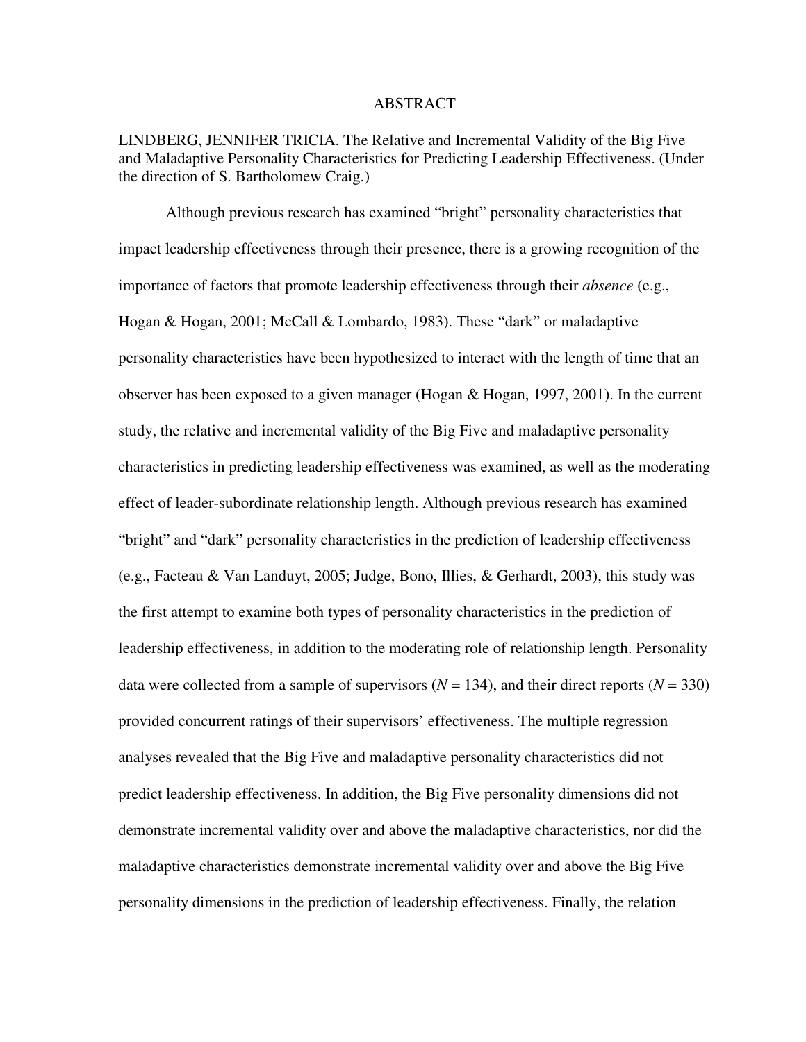# ABSTRACT

LINDBERG, JENNIFER TRICIA. The Relative and Incremental Validity of the Big Five and Maladaptive Personality Characteristics for Predicting Leadership Effectiveness. (Under the direction of S. Bartholomew Craig.)

Although previous research has examined "bright" personality characteristics that impact leadership effectiveness through their presence, there is a growing recognition of the importance of factors that promote leadership effectiveness through their *absence* (e.g., Hogan & Hogan, 2001; McCall & Lombardo, 1983). These "dark" or maladaptive personality characteristics have been hypothesized to interact with the length of time that an observer has been exposed to a given manager (Hogan & Hogan, 1997, 2001). In the current study, the relative and incremental validity of the Big Five and maladaptive personality characteristics in predicting leadership effectiveness was examined, as well as the moderating effect of leader-subordinate relationship length. Although previous research has examined "bright" and "dark" personality characteristics in the prediction of leadership effectiveness (e.g., Facteau & Van Landuyt, 2005; Judge, Bono, Illies, & Gerhardt, 2003), this study was the first attempt to examine both types of personality characteristics in the prediction of leadership effectiveness, in addition to the moderating role of relationship length. Personality data were collected from a sample of supervisors ($N$ = 134), and their direct reports ($N$ = 330) provided concurrent ratings of their supervisors' effectiveness. The multiple regression analyses revealed that the Big Five and maladaptive personality characteristics did not predict leadership effectiveness. In addition, the Big Five personality dimensions did not demonstrate incremental validity over and above the maladaptive characteristics, nor did the maladaptive characteristics demonstrate incremental validity over and above the Big Five personality dimensions in the prediction of leadership effectiveness. Finally, the relation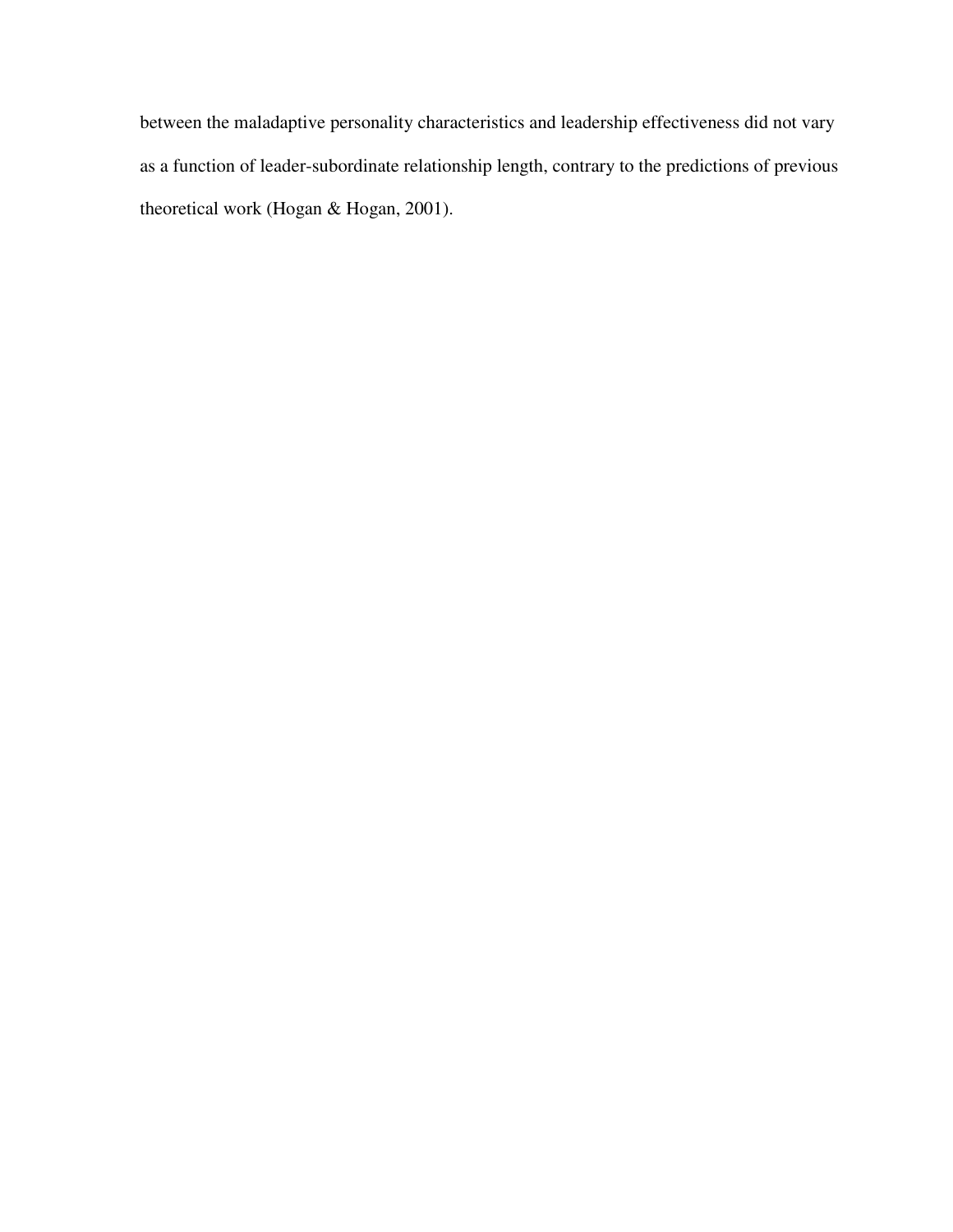between the maladaptive personality characteristics and leadership effectiveness did not vary as a function of leader-subordinate relationship length, contrary to the predictions of previous theoretical work (Hogan & Hogan, 2001).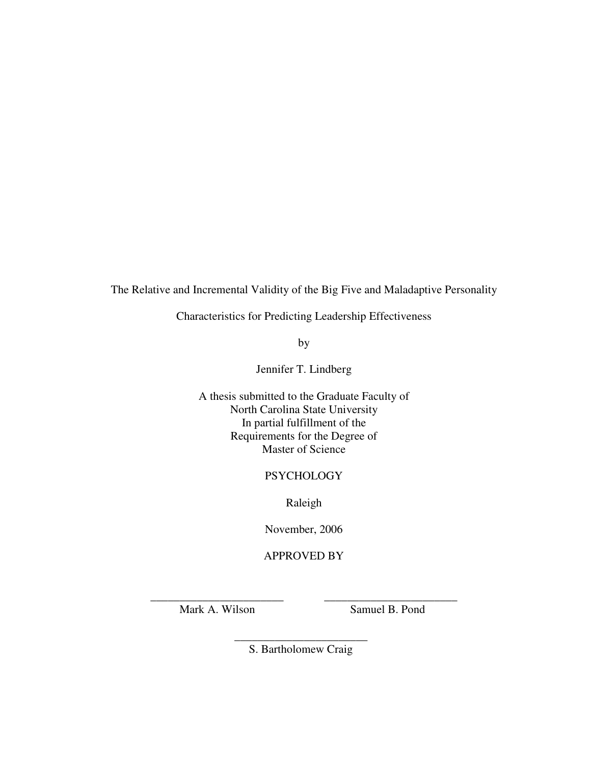The Relative and Incremental Validity of the Big Five and Maladaptive Personality

Characteristics for Predicting Leadership Effectiveness

by

Jennifer T. Lindberg

A thesis submitted to the Graduate Faculty of
North Carolina State University
In partial fulfillment of the
Requirements for the Degree of
Master of Science

PSYCHOLOGY

Raleigh

November, 2006

APPROVED BY

_______________________ _______________________
Mark A. Wilson Samuel B. Pond

_______________________
S. Bartholomew Craig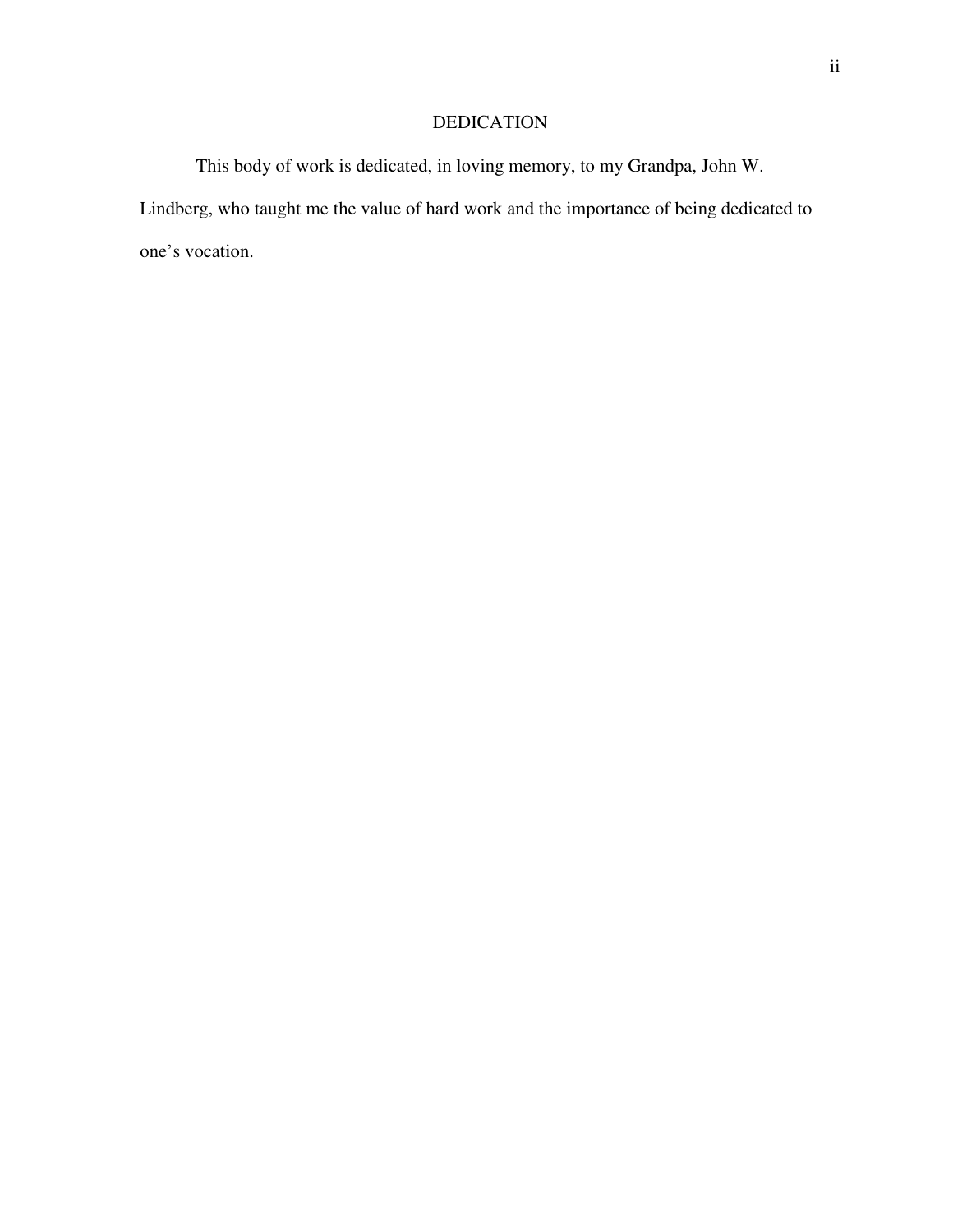# DEDICATION

This body of work is dedicated, in loving memory, to my Grandpa, John W. Lindberg, who taught me the value of hard work and the importance of being dedicated to one's vocation.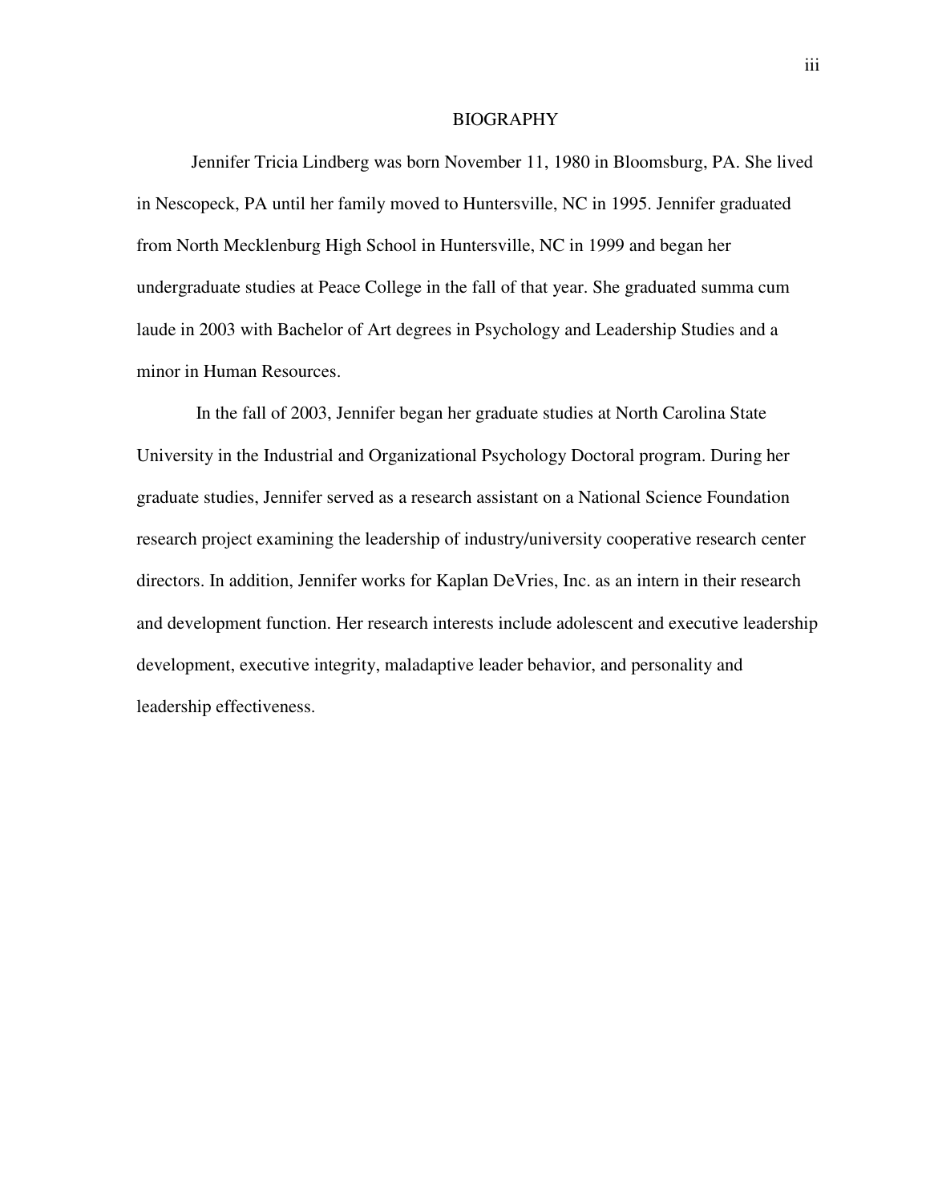# BIOGRAPHY

Jennifer Tricia Lindberg was born November 11, 1980 in Bloomsburg, PA. She lived in Nescopeck, PA until her family moved to Huntersville, NC in 1995. Jennifer graduated from North Mecklenburg High School in Huntersville, NC in 1999 and began her undergraduate studies at Peace College in the fall of that year. She graduated summa cum laude in 2003 with Bachelor of Art degrees in Psychology and Leadership Studies and a minor in Human Resources.

In the fall of 2003, Jennifer began her graduate studies at North Carolina State University in the Industrial and Organizational Psychology Doctoral program. During her graduate studies, Jennifer served as a research assistant on a National Science Foundation research project examining the leadership of industry/university cooperative research center directors. In addition, Jennifer works for Kaplan DeVries, Inc. as an intern in their research and development function. Her research interests include adolescent and executive leadership development, executive integrity, maladaptive leader behavior, and personality and leadership effectiveness.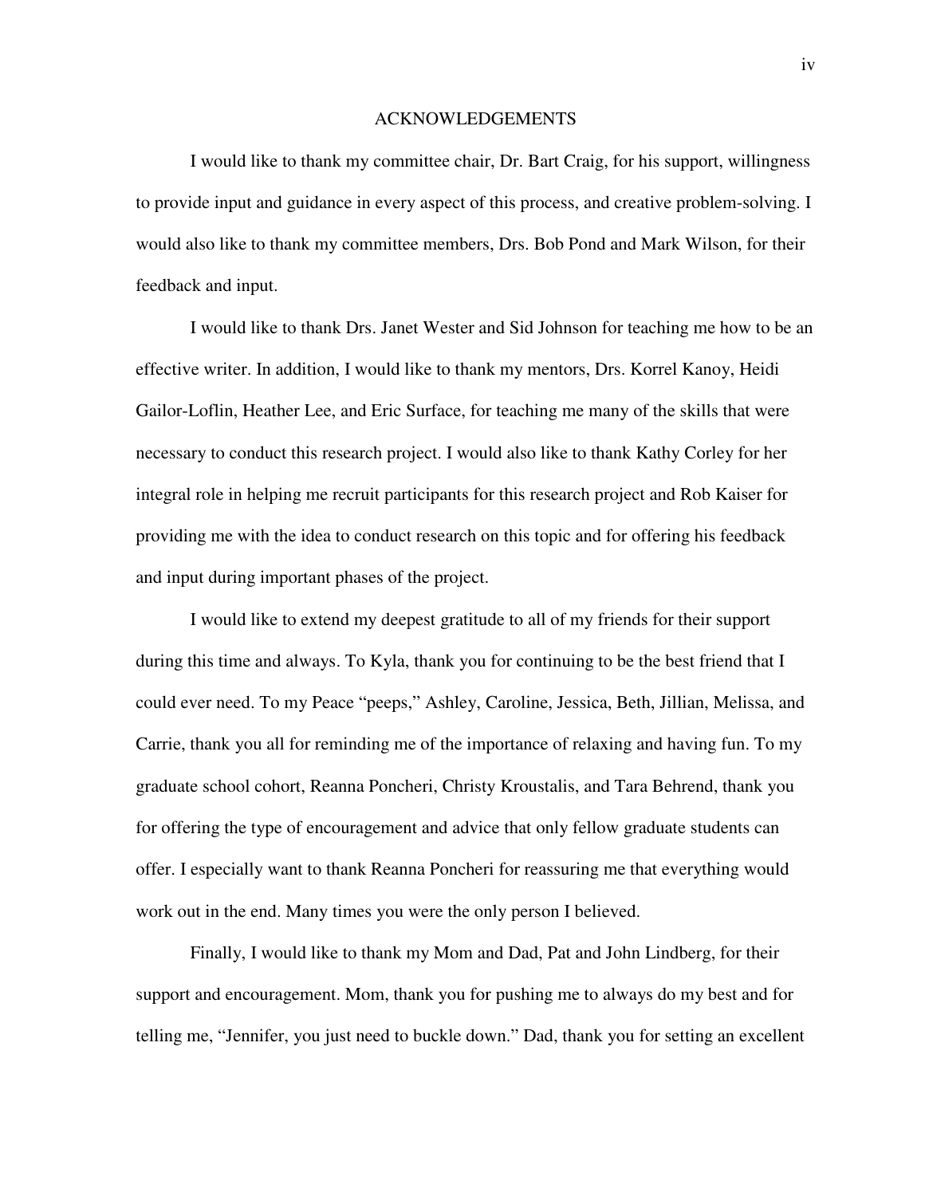# ACKNOWLEDGEMENTS

I would like to thank my committee chair, Dr. Bart Craig, for his support, willingness to provide input and guidance in every aspect of this process, and creative problem-solving. I would also like to thank my committee members, Drs. Bob Pond and Mark Wilson, for their feedback and input.

I would like to thank Drs. Janet Wester and Sid Johnson for teaching me how to be an effective writer. In addition, I would like to thank my mentors, Drs. Korrel Kanoy, Heidi Gailor-Loflin, Heather Lee, and Eric Surface, for teaching me many of the skills that were necessary to conduct this research project. I would also like to thank Kathy Corley for her integral role in helping me recruit participants for this research project and Rob Kaiser for providing me with the idea to conduct research on this topic and for offering his feedback and input during important phases of the project.

I would like to extend my deepest gratitude to all of my friends for their support during this time and always. To Kyla, thank you for continuing to be the best friend that I could ever need. To my Peace "peeps," Ashley, Caroline, Jessica, Beth, Jillian, Melissa, and Carrie, thank you all for reminding me of the importance of relaxing and having fun. To my graduate school cohort, Reanna Poncheri, Christy Kroustalis, and Tara Behrend, thank you for offering the type of encouragement and advice that only fellow graduate students can offer. I especially want to thank Reanna Poncheri for reassuring me that everything would work out in the end. Many times you were the only person I believed.

Finally, I would like to thank my Mom and Dad, Pat and John Lindberg, for their support and encouragement. Mom, thank you for pushing me to always do my best and for telling me, "Jennifer, you just need to buckle down." Dad, thank you for setting an excellent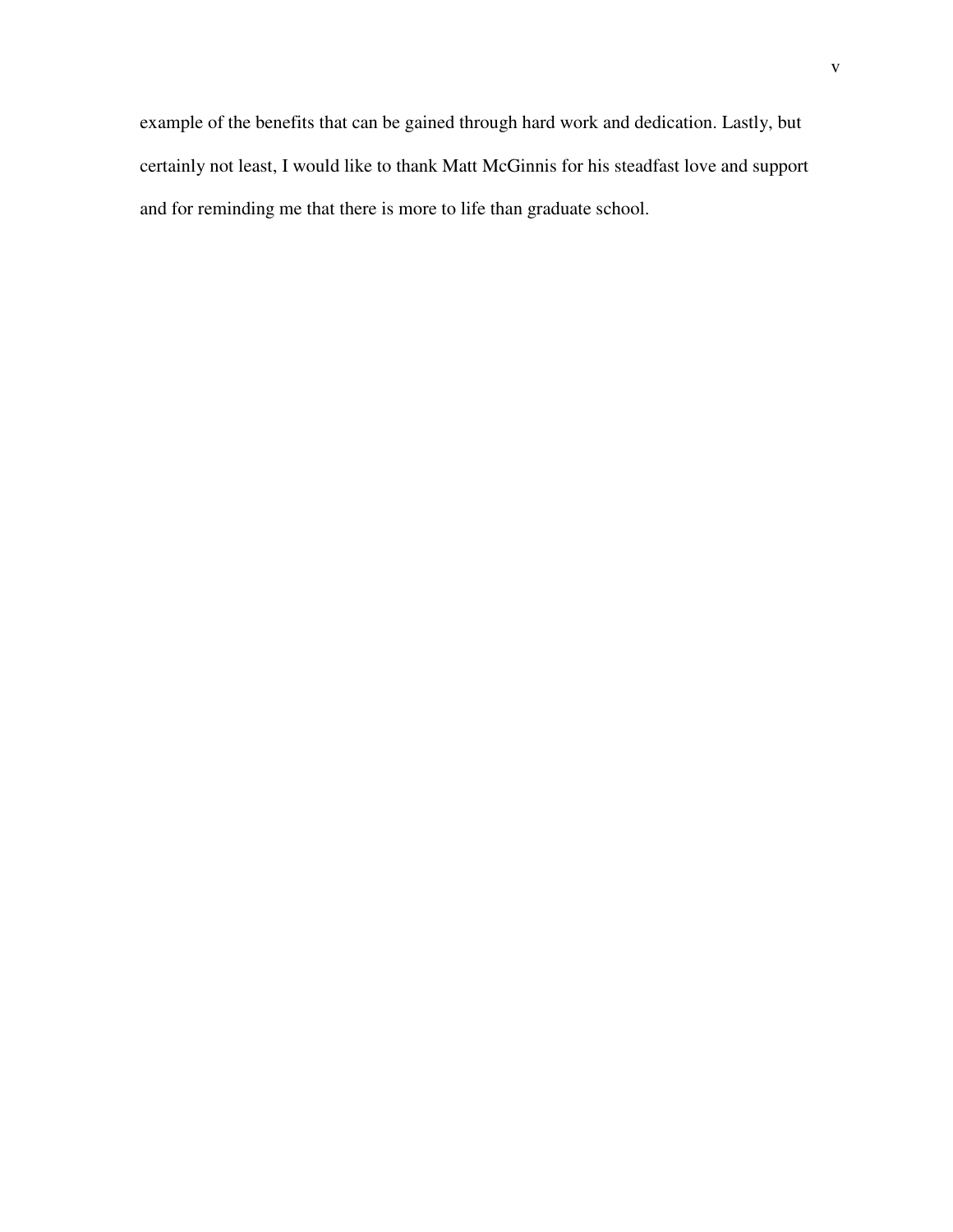example of the benefits that can be gained through hard work and dedication. Lastly, but certainly not least, I would like to thank Matt McGinnis for his steadfast love and support and for reminding me that there is more to life than graduate school.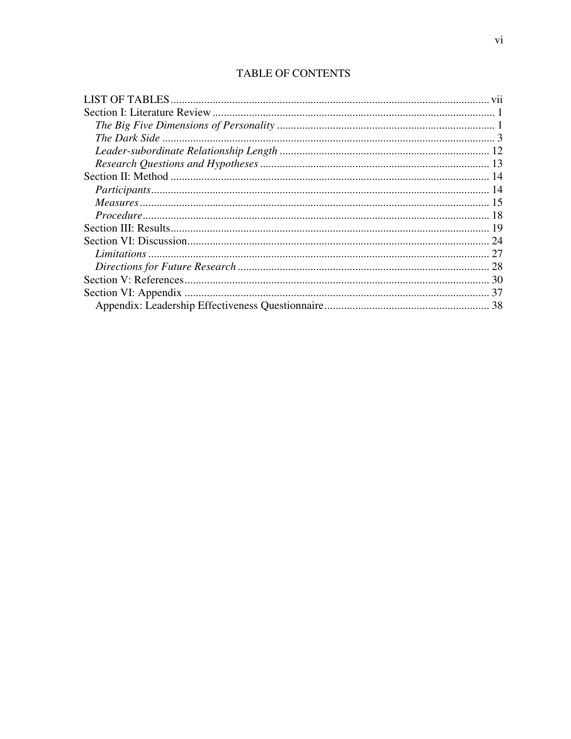# TABLE OF CONTENTS

LIST OF TABLES .......... vii
Section I: Literature Review .......... 1
  *The Big Five Dimensions of Personality* .......... 1
  *The Dark Side* .......... 3
  *Leader-subordinate Relationship Length* .......... 12
  *Research Questions and Hypotheses* .......... 13
Section II: Method .......... 14
  *Participants* .......... 14
  *Measures* .......... 15
  *Procedure* .......... 18
Section III: Results .......... 19
Section VI: Discussion .......... 24
  *Limitations* .......... 27
  *Directions for Future Research* .......... 28
Section V: References .......... 30
Section VI: Appendix .......... 37
  Appendix: Leadership Effectiveness Questionnaire .......... 38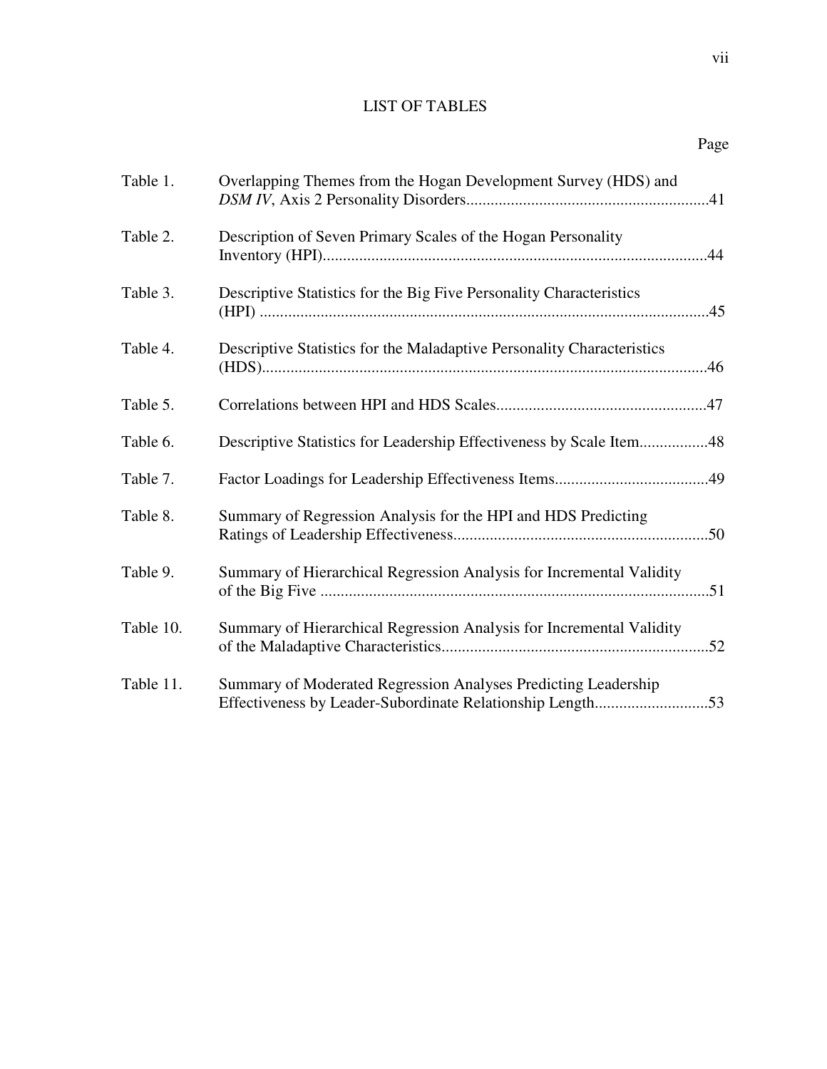# LIST OF TABLES

| | | Page |
|---|---|---|
| Table 1. | Overlapping Themes from the Hogan Development Survey (HDS) and *DSM IV*, Axis 2 Personality Disorders | 41 |
| Table 2. | Description of Seven Primary Scales of the Hogan Personality Inventory (HPI) | 44 |
| Table 3. | Descriptive Statistics for the Big Five Personality Characteristics (HPI) | 45 |
| Table 4. | Descriptive Statistics for the Maladaptive Personality Characteristics (HDS) | 46 |
| Table 5. | Correlations between HPI and HDS Scales | 47 |
| Table 6. | Descriptive Statistics for Leadership Effectiveness by Scale Item | 48 |
| Table 7. | Factor Loadings for Leadership Effectiveness Items | 49 |
| Table 8. | Summary of Regression Analysis for the HPI and HDS Predicting Ratings of Leadership Effectiveness | 50 |
| Table 9. | Summary of Hierarchical Regression Analysis for Incremental Validity of the Big Five | 51 |
| Table 10. | Summary of Hierarchical Regression Analysis for Incremental Validity of the Maladaptive Characteristics | 52 |
| Table 11. | Summary of Moderated Regression Analyses Predicting Leadership Effectiveness by Leader-Subordinate Relationship Length | 53 |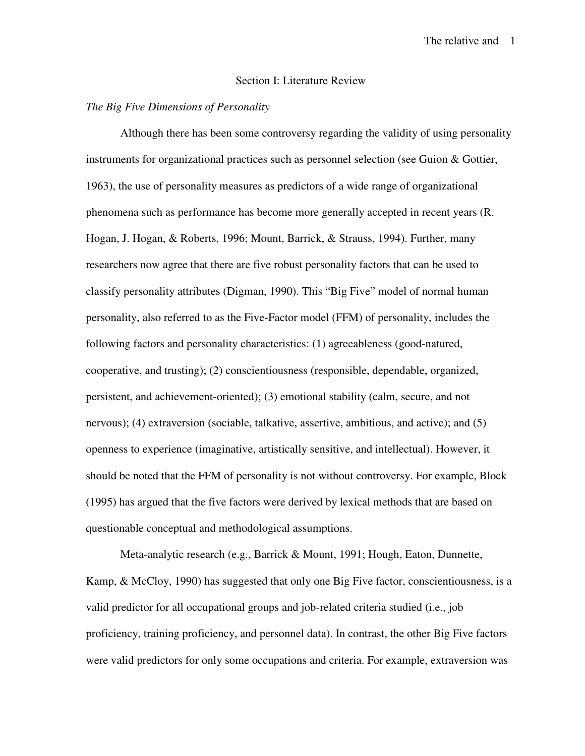# Section I: Literature Review

*The Big Five Dimensions of Personality*

Although there has been some controversy regarding the validity of using personality instruments for organizational practices such as personnel selection (see Guion & Gottier, 1963), the use of personality measures as predictors of a wide range of organizational phenomena such as performance has become more generally accepted in recent years (R. Hogan, J. Hogan, & Roberts, 1996; Mount, Barrick, & Strauss, 1994). Further, many researchers now agree that there are five robust personality factors that can be used to classify personality attributes (Digman, 1990). This “Big Five” model of normal human personality, also referred to as the Five-Factor model (FFM) of personality, includes the following factors and personality characteristics: (1) agreeableness (good-natured, cooperative, and trusting); (2) conscientiousness (responsible, dependable, organized, persistent, and achievement-oriented); (3) emotional stability (calm, secure, and not nervous); (4) extraversion (sociable, talkative, assertive, ambitious, and active); and (5) openness to experience (imaginative, artistically sensitive, and intellectual). However, it should be noted that the FFM of personality is not without controversy. For example, Block (1995) has argued that the five factors were derived by lexical methods that are based on questionable conceptual and methodological assumptions.

Meta-analytic research (e.g., Barrick & Mount, 1991; Hough, Eaton, Dunnette, Kamp, & McCloy, 1990) has suggested that only one Big Five factor, conscientiousness, is a valid predictor for all occupational groups and job-related criteria studied (i.e., job proficiency, training proficiency, and personnel data). In contrast, the other Big Five factors were valid predictors for only some occupations and criteria. For example, extraversion was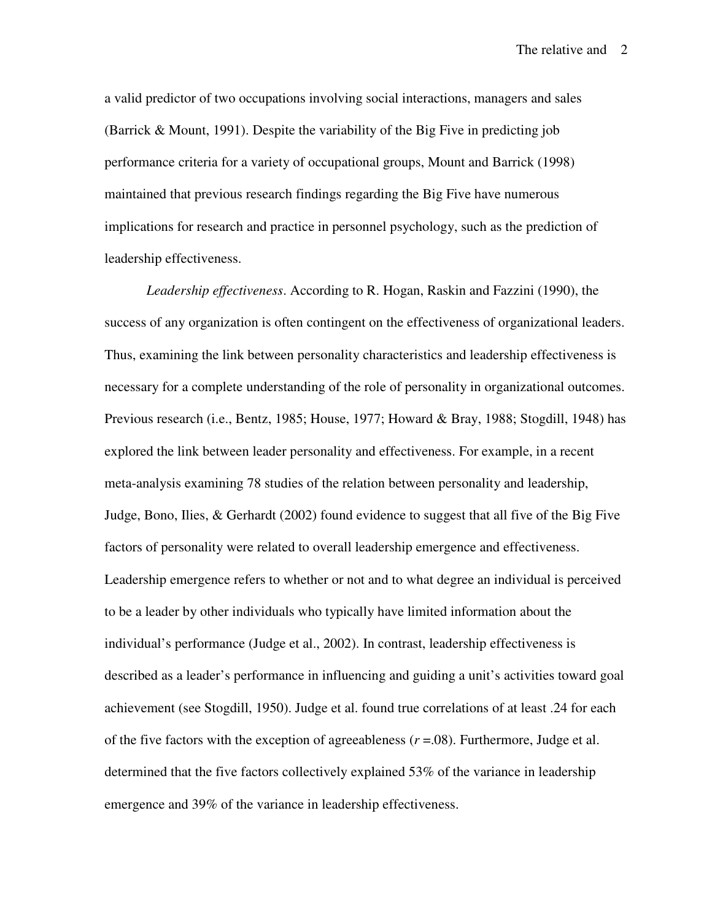a valid predictor of two occupations involving social interactions, managers and sales (Barrick & Mount, 1991). Despite the variability of the Big Five in predicting job performance criteria for a variety of occupational groups, Mount and Barrick (1998) maintained that previous research findings regarding the Big Five have numerous implications for research and practice in personnel psychology, such as the prediction of leadership effectiveness.

*Leadership effectiveness*. According to R. Hogan, Raskin and Fazzini (1990), the success of any organization is often contingent on the effectiveness of organizational leaders. Thus, examining the link between personality characteristics and leadership effectiveness is necessary for a complete understanding of the role of personality in organizational outcomes. Previous research (i.e., Bentz, 1985; House, 1977; Howard & Bray, 1988; Stogdill, 1948) has explored the link between leader personality and effectiveness. For example, in a recent meta-analysis examining 78 studies of the relation between personality and leadership, Judge, Bono, Ilies, & Gerhardt (2002) found evidence to suggest that all five of the Big Five factors of personality were related to overall leadership emergence and effectiveness. Leadership emergence refers to whether or not and to what degree an individual is perceived to be a leader by other individuals who typically have limited information about the individual's performance (Judge et al., 2002). In contrast, leadership effectiveness is described as a leader's performance in influencing and guiding a unit's activities toward goal achievement (see Stogdill, 1950). Judge et al. found true correlations of at least .24 for each of the five factors with the exception of agreeableness ($r$ =.08). Furthermore, Judge et al. determined that the five factors collectively explained 53% of the variance in leadership emergence and 39% of the variance in leadership effectiveness.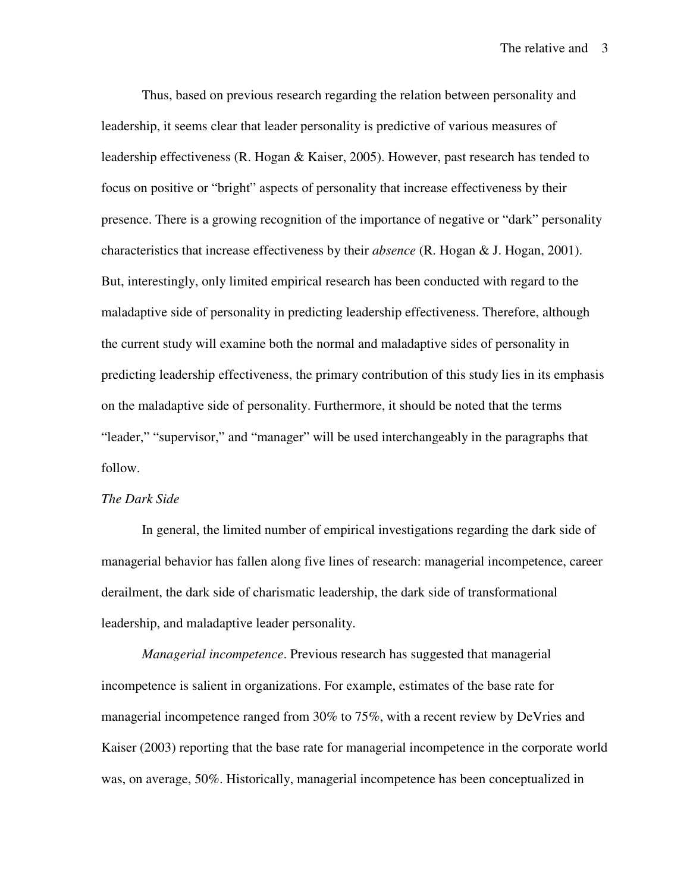Thus, based on previous research regarding the relation between personality and leadership, it seems clear that leader personality is predictive of various measures of leadership effectiveness (R. Hogan & Kaiser, 2005). However, past research has tended to focus on positive or "bright" aspects of personality that increase effectiveness by their presence. There is a growing recognition of the importance of negative or "dark" personality characteristics that increase effectiveness by their *absence* (R. Hogan & J. Hogan, 2001). But, interestingly, only limited empirical research has been conducted with regard to the maladaptive side of personality in predicting leadership effectiveness. Therefore, although the current study will examine both the normal and maladaptive sides of personality in predicting leadership effectiveness, the primary contribution of this study lies in its emphasis on the maladaptive side of personality. Furthermore, it should be noted that the terms "leader," "supervisor," and "manager" will be used interchangeably in the paragraphs that follow.

*The Dark Side*

In general, the limited number of empirical investigations regarding the dark side of managerial behavior has fallen along five lines of research: managerial incompetence, career derailment, the dark side of charismatic leadership, the dark side of transformational leadership, and maladaptive leader personality.

*Managerial incompetence*. Previous research has suggested that managerial incompetence is salient in organizations. For example, estimates of the base rate for managerial incompetence ranged from 30% to 75%, with a recent review by DeVries and Kaiser (2003) reporting that the base rate for managerial incompetence in the corporate world was, on average, 50%. Historically, managerial incompetence has been conceptualized in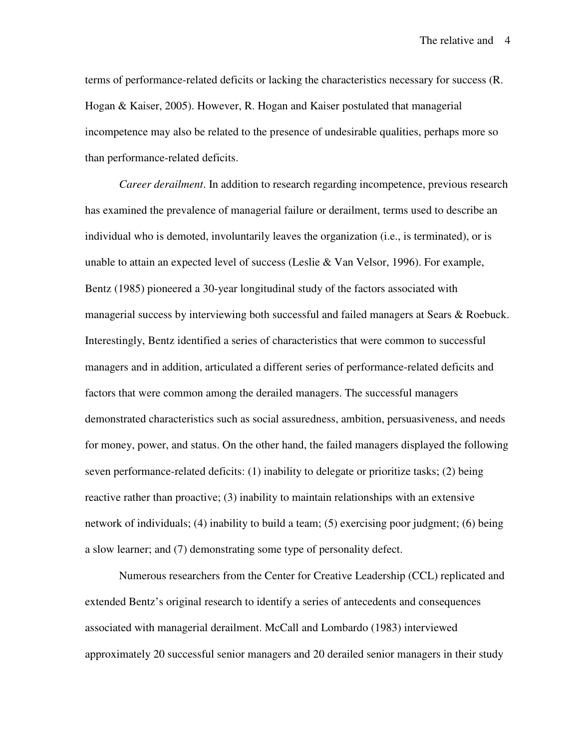terms of performance-related deficits or lacking the characteristics necessary for success (R. Hogan & Kaiser, 2005). However, R. Hogan and Kaiser postulated that managerial incompetence may also be related to the presence of undesirable qualities, perhaps more so than performance-related deficits.

*Career derailment*. In addition to research regarding incompetence, previous research has examined the prevalence of managerial failure or derailment, terms used to describe an individual who is demoted, involuntarily leaves the organization (i.e., is terminated), or is unable to attain an expected level of success (Leslie & Van Velsor, 1996). For example, Bentz (1985) pioneered a 30-year longitudinal study of the factors associated with managerial success by interviewing both successful and failed managers at Sears & Roebuck. Interestingly, Bentz identified a series of characteristics that were common to successful managers and in addition, articulated a different series of performance-related deficits and factors that were common among the derailed managers. The successful managers demonstrated characteristics such as social assuredness, ambition, persuasiveness, and needs for money, power, and status. On the other hand, the failed managers displayed the following seven performance-related deficits: (1) inability to delegate or prioritize tasks; (2) being reactive rather than proactive; (3) inability to maintain relationships with an extensive network of individuals; (4) inability to build a team; (5) exercising poor judgment; (6) being a slow learner; and (7) demonstrating some type of personality defect.

Numerous researchers from the Center for Creative Leadership (CCL) replicated and extended Bentz's original research to identify a series of antecedents and consequences associated with managerial derailment. McCall and Lombardo (1983) interviewed approximately 20 successful senior managers and 20 derailed senior managers in their study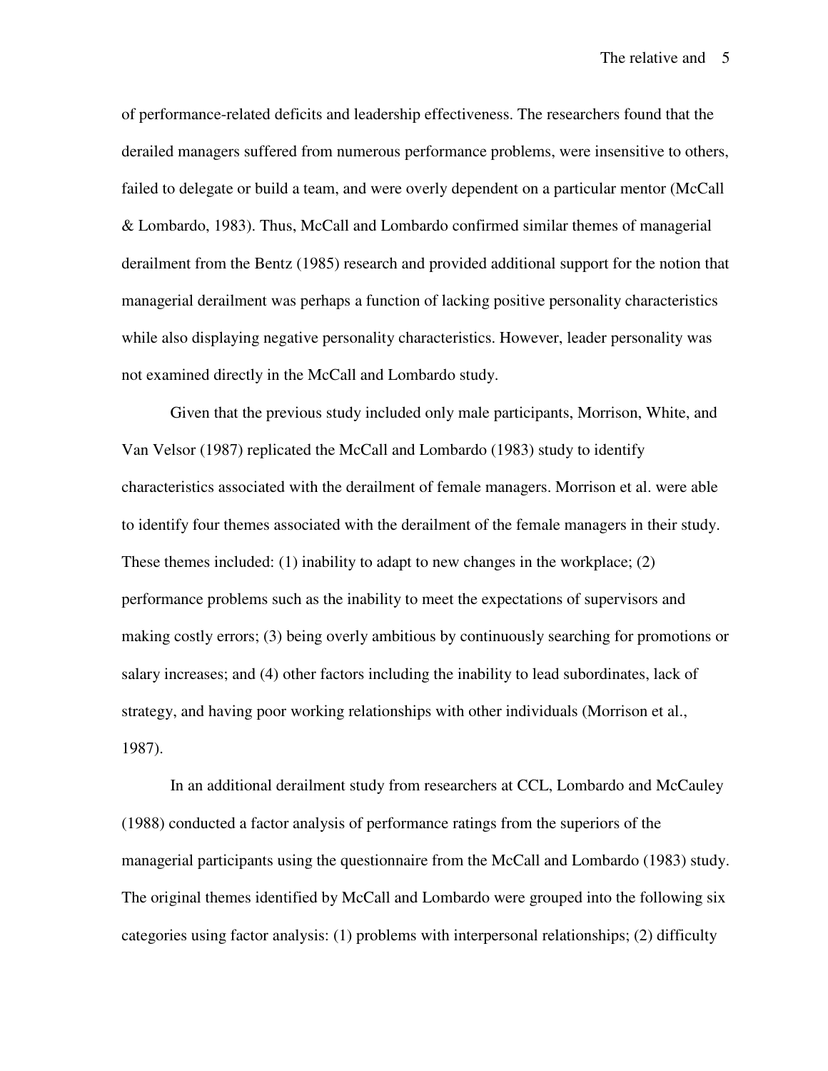of performance-related deficits and leadership effectiveness. The researchers found that the derailed managers suffered from numerous performance problems, were insensitive to others, failed to delegate or build a team, and were overly dependent on a particular mentor (McCall & Lombardo, 1983). Thus, McCall and Lombardo confirmed similar themes of managerial derailment from the Bentz (1985) research and provided additional support for the notion that managerial derailment was perhaps a function of lacking positive personality characteristics while also displaying negative personality characteristics. However, leader personality was not examined directly in the McCall and Lombardo study.

Given that the previous study included only male participants, Morrison, White, and Van Velsor (1987) replicated the McCall and Lombardo (1983) study to identify characteristics associated with the derailment of female managers. Morrison et al. were able to identify four themes associated with the derailment of the female managers in their study. These themes included: (1) inability to adapt to new changes in the workplace; (2) performance problems such as the inability to meet the expectations of supervisors and making costly errors; (3) being overly ambitious by continuously searching for promotions or salary increases; and (4) other factors including the inability to lead subordinates, lack of strategy, and having poor working relationships with other individuals (Morrison et al., 1987).

In an additional derailment study from researchers at CCL, Lombardo and McCauley (1988) conducted a factor analysis of performance ratings from the superiors of the managerial participants using the questionnaire from the McCall and Lombardo (1983) study. The original themes identified by McCall and Lombardo were grouped into the following six categories using factor analysis: (1) problems with interpersonal relationships; (2) difficulty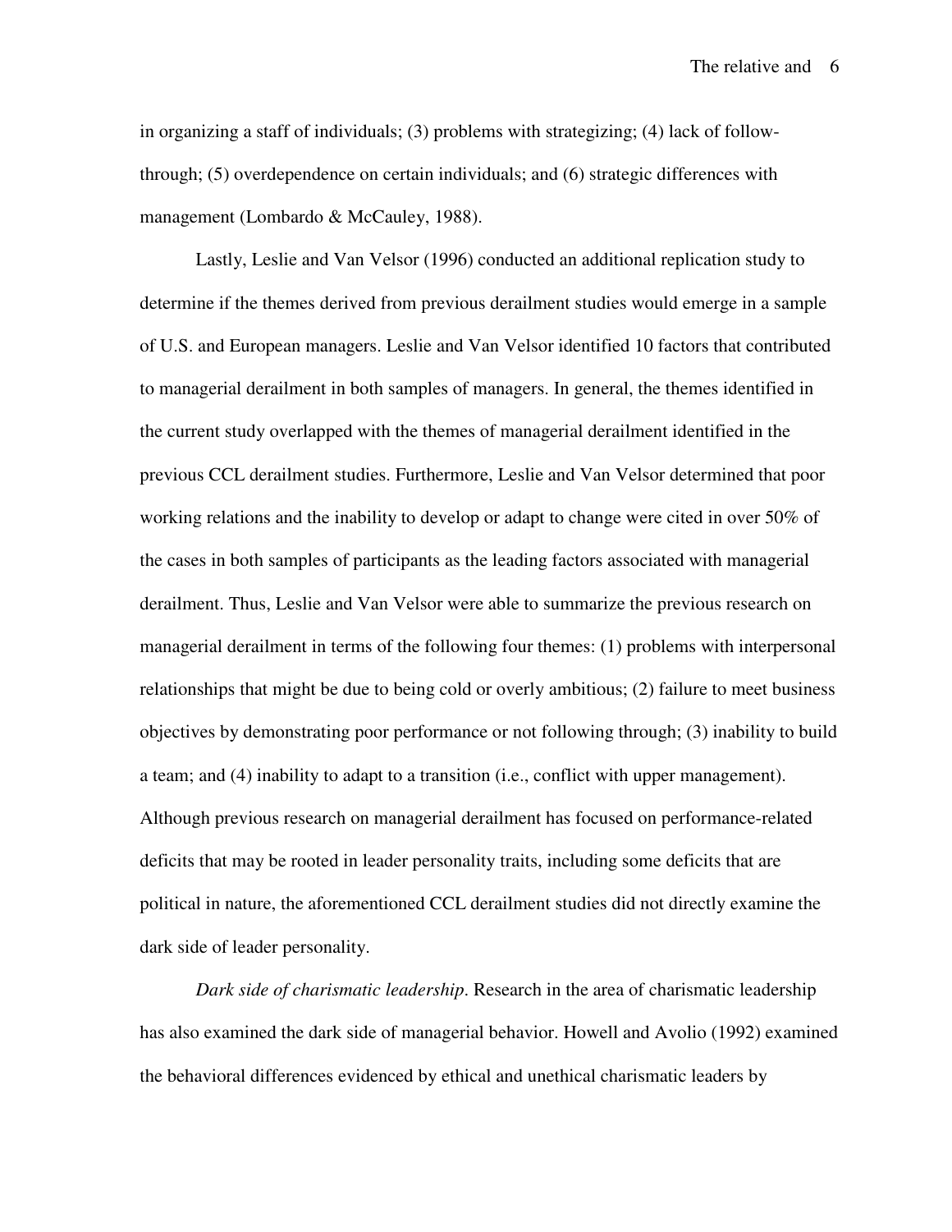in organizing a staff of individuals; (3) problems with strategizing; (4) lack of follow-through; (5) overdependence on certain individuals; and (6) strategic differences with management (Lombardo & McCauley, 1988).

Lastly, Leslie and Van Velsor (1996) conducted an additional replication study to determine if the themes derived from previous derailment studies would emerge in a sample of U.S. and European managers. Leslie and Van Velsor identified 10 factors that contributed to managerial derailment in both samples of managers. In general, the themes identified in the current study overlapped with the themes of managerial derailment identified in the previous CCL derailment studies. Furthermore, Leslie and Van Velsor determined that poor working relations and the inability to develop or adapt to change were cited in over 50% of the cases in both samples of participants as the leading factors associated with managerial derailment. Thus, Leslie and Van Velsor were able to summarize the previous research on managerial derailment in terms of the following four themes: (1) problems with interpersonal relationships that might be due to being cold or overly ambitious; (2) failure to meet business objectives by demonstrating poor performance or not following through; (3) inability to build a team; and (4) inability to adapt to a transition (i.e., conflict with upper management). Although previous research on managerial derailment has focused on performance-related deficits that may be rooted in leader personality traits, including some deficits that are political in nature, the aforementioned CCL derailment studies did not directly examine the dark side of leader personality.

*Dark side of charismatic leadership*. Research in the area of charismatic leadership has also examined the dark side of managerial behavior. Howell and Avolio (1992) examined the behavioral differences evidenced by ethical and unethical charismatic leaders by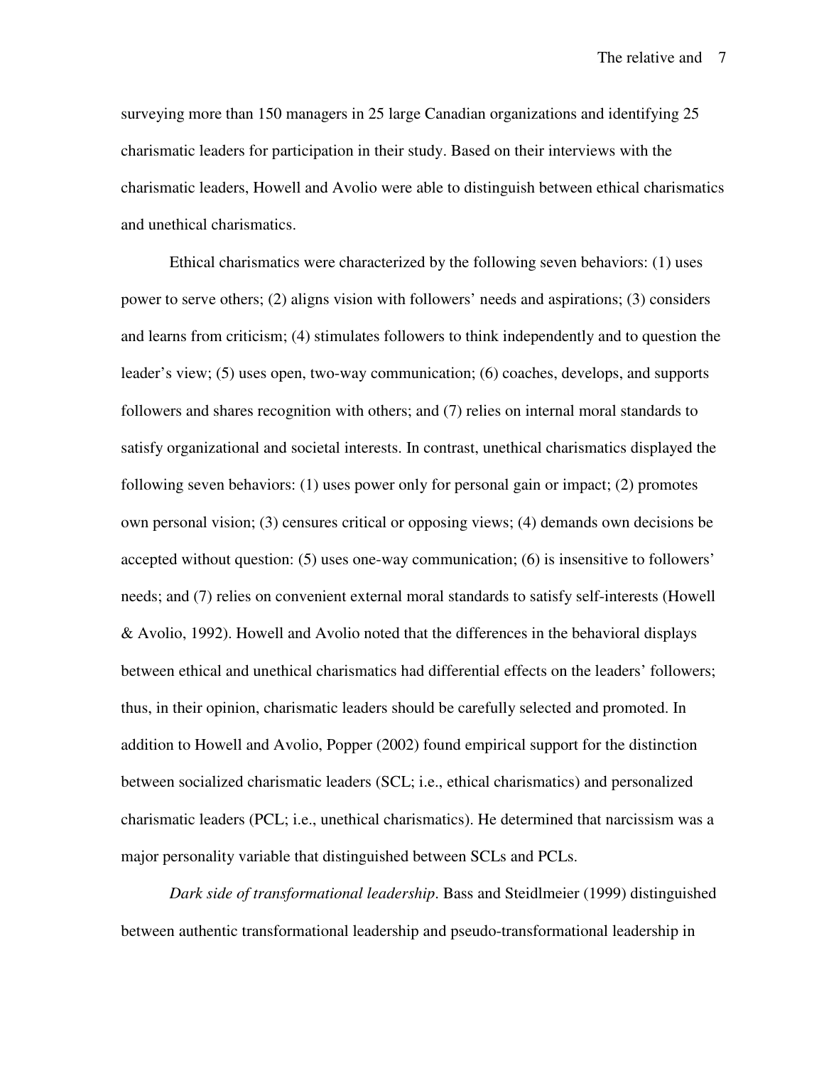surveying more than 150 managers in 25 large Canadian organizations and identifying 25 charismatic leaders for participation in their study. Based on their interviews with the charismatic leaders, Howell and Avolio were able to distinguish between ethical charismatics and unethical charismatics.

Ethical charismatics were characterized by the following seven behaviors: (1) uses power to serve others; (2) aligns vision with followers' needs and aspirations; (3) considers and learns from criticism; (4) stimulates followers to think independently and to question the leader's view; (5) uses open, two-way communication; (6) coaches, develops, and supports followers and shares recognition with others; and (7) relies on internal moral standards to satisfy organizational and societal interests. In contrast, unethical charismatics displayed the following seven behaviors: (1) uses power only for personal gain or impact; (2) promotes own personal vision; (3) censures critical or opposing views; (4) demands own decisions be accepted without question: (5) uses one-way communication; (6) is insensitive to followers' needs; and (7) relies on convenient external moral standards to satisfy self-interests (Howell & Avolio, 1992). Howell and Avolio noted that the differences in the behavioral displays between ethical and unethical charismatics had differential effects on the leaders' followers; thus, in their opinion, charismatic leaders should be carefully selected and promoted. In addition to Howell and Avolio, Popper (2002) found empirical support for the distinction between socialized charismatic leaders (SCL; i.e., ethical charismatics) and personalized charismatic leaders (PCL; i.e., unethical charismatics). He determined that narcissism was a major personality variable that distinguished between SCLs and PCLs.

*Dark side of transformational leadership*. Bass and Steidlmeier (1999) distinguished between authentic transformational leadership and pseudo-transformational leadership in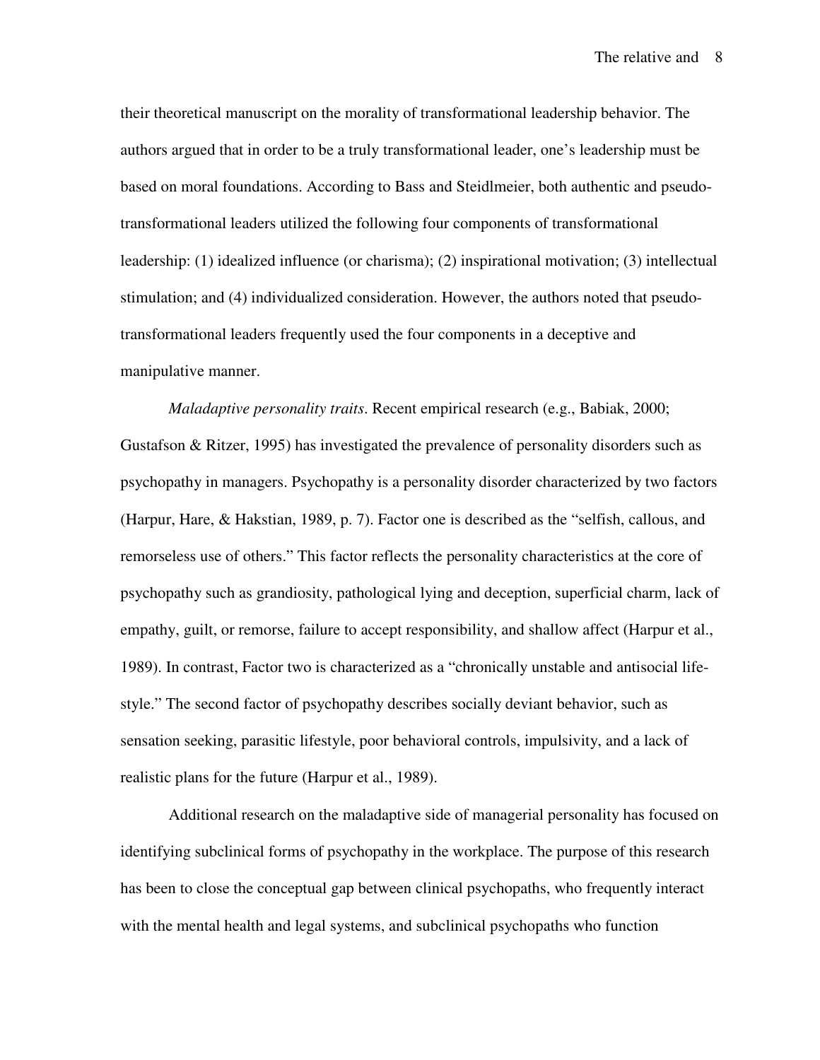their theoretical manuscript on the morality of transformational leadership behavior. The authors argued that in order to be a truly transformational leader, one's leadership must be based on moral foundations. According to Bass and Steidlmeier, both authentic and pseudo-transformational leaders utilized the following four components of transformational leadership: (1) idealized influence (or charisma); (2) inspirational motivation; (3) intellectual stimulation; and (4) individualized consideration. However, the authors noted that pseudo-transformational leaders frequently used the four components in a deceptive and manipulative manner.

*Maladaptive personality traits*. Recent empirical research (e.g., Babiak, 2000; Gustafson & Ritzer, 1995) has investigated the prevalence of personality disorders such as psychopathy in managers. Psychopathy is a personality disorder characterized by two factors (Harpur, Hare, & Hakstian, 1989, p. 7). Factor one is described as the "selfish, callous, and remorseless use of others." This factor reflects the personality characteristics at the core of psychopathy such as grandiosity, pathological lying and deception, superficial charm, lack of empathy, guilt, or remorse, failure to accept responsibility, and shallow affect (Harpur et al., 1989). In contrast, Factor two is characterized as a "chronically unstable and antisocial life-style." The second factor of psychopathy describes socially deviant behavior, such as sensation seeking, parasitic lifestyle, poor behavioral controls, impulsivity, and a lack of realistic plans for the future (Harpur et al., 1989).

Additional research on the maladaptive side of managerial personality has focused on identifying subclinical forms of psychopathy in the workplace. The purpose of this research has been to close the conceptual gap between clinical psychopaths, who frequently interact with the mental health and legal systems, and subclinical psychopaths who function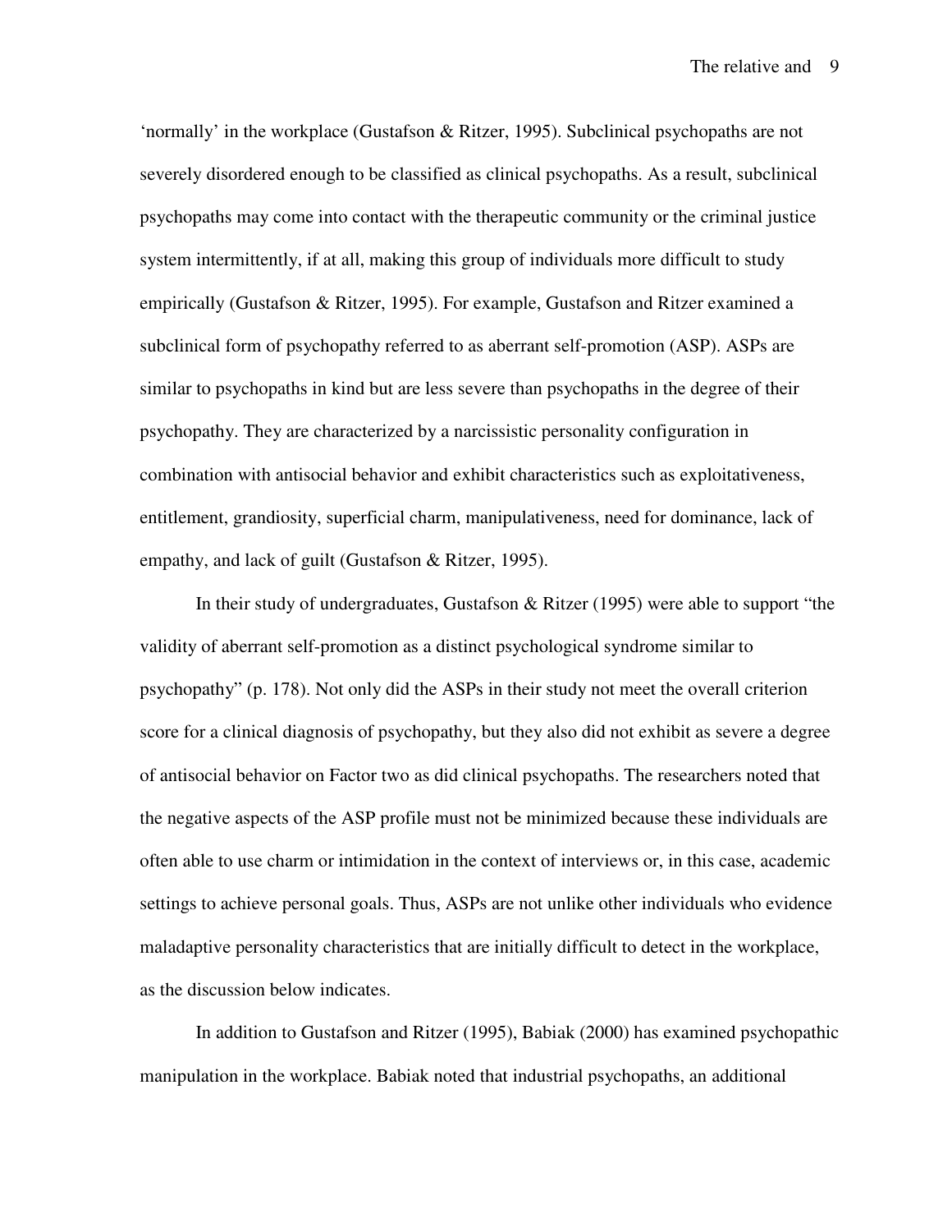'normally' in the workplace (Gustafson & Ritzer, 1995). Subclinical psychopaths are not severely disordered enough to be classified as clinical psychopaths. As a result, subclinical psychopaths may come into contact with the therapeutic community or the criminal justice system intermittently, if at all, making this group of individuals more difficult to study empirically (Gustafson & Ritzer, 1995). For example, Gustafson and Ritzer examined a subclinical form of psychopathy referred to as aberrant self-promotion (ASP). ASPs are similar to psychopaths in kind but are less severe than psychopaths in the degree of their psychopathy. They are characterized by a narcissistic personality configuration in combination with antisocial behavior and exhibit characteristics such as exploitativeness, entitlement, grandiosity, superficial charm, manipulativeness, need for dominance, lack of empathy, and lack of guilt (Gustafson & Ritzer, 1995).

In their study of undergraduates, Gustafson & Ritzer (1995) were able to support "the validity of aberrant self-promotion as a distinct psychological syndrome similar to psychopathy" (p. 178). Not only did the ASPs in their study not meet the overall criterion score for a clinical diagnosis of psychopathy, but they also did not exhibit as severe a degree of antisocial behavior on Factor two as did clinical psychopaths. The researchers noted that the negative aspects of the ASP profile must not be minimized because these individuals are often able to use charm or intimidation in the context of interviews or, in this case, academic settings to achieve personal goals. Thus, ASPs are not unlike other individuals who evidence maladaptive personality characteristics that are initially difficult to detect in the workplace, as the discussion below indicates.

In addition to Gustafson and Ritzer (1995), Babiak (2000) has examined psychopathic manipulation in the workplace. Babiak noted that industrial psychopaths, an additional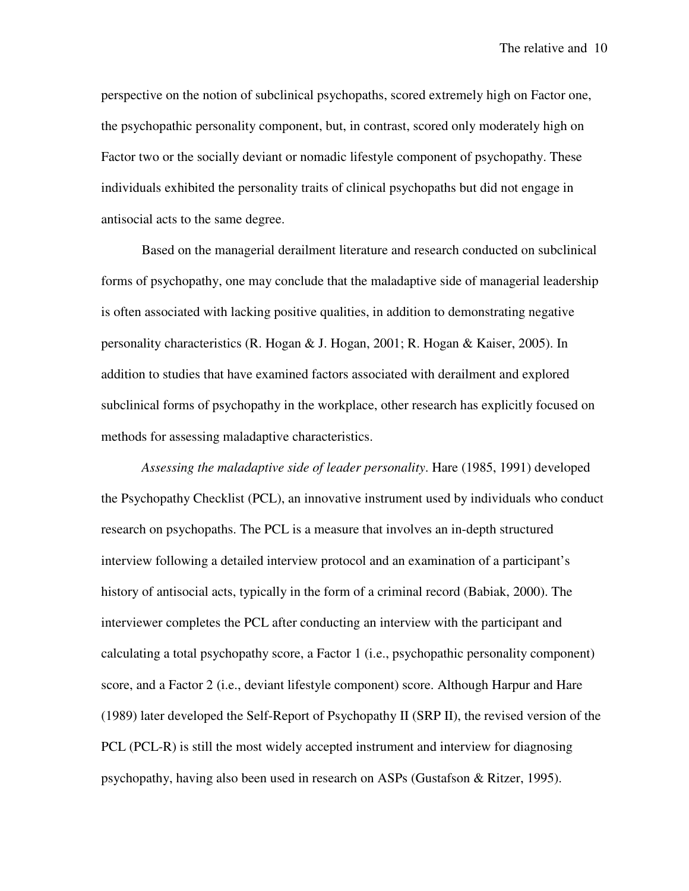perspective on the notion of subclinical psychopaths, scored extremely high on Factor one, the psychopathic personality component, but, in contrast, scored only moderately high on Factor two or the socially deviant or nomadic lifestyle component of psychopathy. These individuals exhibited the personality traits of clinical psychopaths but did not engage in antisocial acts to the same degree.

Based on the managerial derailment literature and research conducted on subclinical forms of psychopathy, one may conclude that the maladaptive side of managerial leadership is often associated with lacking positive qualities, in addition to demonstrating negative personality characteristics (R. Hogan & J. Hogan, 2001; R. Hogan & Kaiser, 2005). In addition to studies that have examined factors associated with derailment and explored subclinical forms of psychopathy in the workplace, other research has explicitly focused on methods for assessing maladaptive characteristics.

*Assessing the maladaptive side of leader personality*. Hare (1985, 1991) developed the Psychopathy Checklist (PCL), an innovative instrument used by individuals who conduct research on psychopaths. The PCL is a measure that involves an in-depth structured interview following a detailed interview protocol and an examination of a participant's history of antisocial acts, typically in the form of a criminal record (Babiak, 2000). The interviewer completes the PCL after conducting an interview with the participant and calculating a total psychopathy score, a Factor 1 (i.e., psychopathic personality component) score, and a Factor 2 (i.e., deviant lifestyle component) score. Although Harpur and Hare (1989) later developed the Self-Report of Psychopathy II (SRP II), the revised version of the PCL (PCL-R) is still the most widely accepted instrument and interview for diagnosing psychopathy, having also been used in research on ASPs (Gustafson & Ritzer, 1995).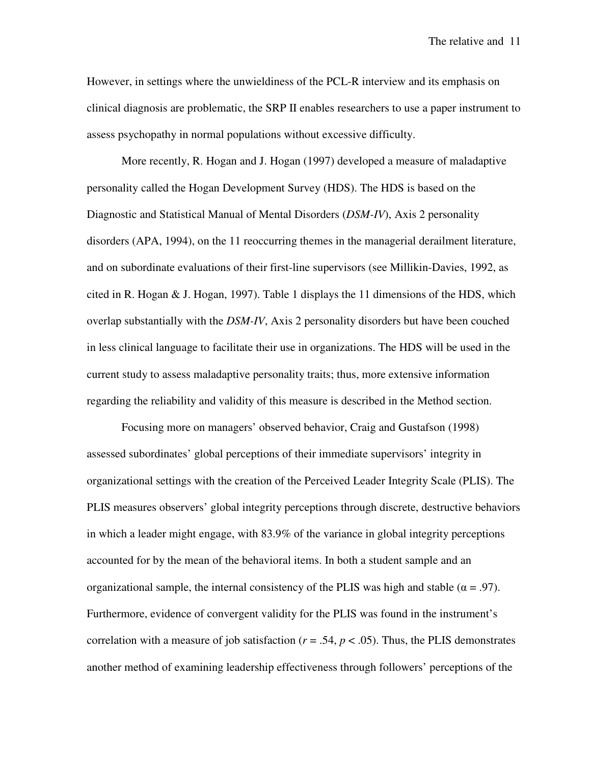However, in settings where the unwieldiness of the PCL-R interview and its emphasis on clinical diagnosis are problematic, the SRP II enables researchers to use a paper instrument to assess psychopathy in normal populations without excessive difficulty.

More recently, R. Hogan and J. Hogan (1997) developed a measure of maladaptive personality called the Hogan Development Survey (HDS). The HDS is based on the Diagnostic and Statistical Manual of Mental Disorders (*DSM-IV*), Axis 2 personality disorders (APA, 1994), on the 11 reoccurring themes in the managerial derailment literature, and on subordinate evaluations of their first-line supervisors (see Millikin-Davies, 1992, as cited in R. Hogan & J. Hogan, 1997). Table 1 displays the 11 dimensions of the HDS, which overlap substantially with the *DSM-IV*, Axis 2 personality disorders but have been couched in less clinical language to facilitate their use in organizations. The HDS will be used in the current study to assess maladaptive personality traits; thus, more extensive information regarding the reliability and validity of this measure is described in the Method section.

Focusing more on managers' observed behavior, Craig and Gustafson (1998) assessed subordinates' global perceptions of their immediate supervisors' integrity in organizational settings with the creation of the Perceived Leader Integrity Scale (PLIS). The PLIS measures observers' global integrity perceptions through discrete, destructive behaviors in which a leader might engage, with 83.9% of the variance in global integrity perceptions accounted for by the mean of the behavioral items. In both a student sample and an organizational sample, the internal consistency of the PLIS was high and stable ($\alpha = .97$). Furthermore, evidence of convergent validity for the PLIS was found in the instrument's correlation with a measure of job satisfaction ($r = .54$, $p < .05$). Thus, the PLIS demonstrates another method of examining leadership effectiveness through followers' perceptions of the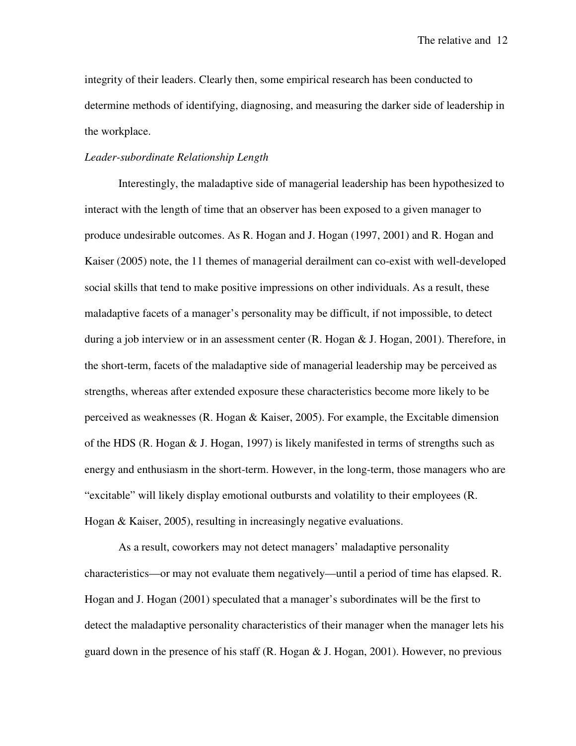integrity of their leaders. Clearly then, some empirical research has been conducted to determine methods of identifying, diagnosing, and measuring the darker side of leadership in the workplace.

*Leader-subordinate Relationship Length*

Interestingly, the maladaptive side of managerial leadership has been hypothesized to interact with the length of time that an observer has been exposed to a given manager to produce undesirable outcomes. As R. Hogan and J. Hogan (1997, 2001) and R. Hogan and Kaiser (2005) note, the 11 themes of managerial derailment can co-exist with well-developed social skills that tend to make positive impressions on other individuals. As a result, these maladaptive facets of a manager's personality may be difficult, if not impossible, to detect during a job interview or in an assessment center (R. Hogan & J. Hogan, 2001). Therefore, in the short-term, facets of the maladaptive side of managerial leadership may be perceived as strengths, whereas after extended exposure these characteristics become more likely to be perceived as weaknesses (R. Hogan & Kaiser, 2005). For example, the Excitable dimension of the HDS (R. Hogan & J. Hogan, 1997) is likely manifested in terms of strengths such as energy and enthusiasm in the short-term. However, in the long-term, those managers who are "excitable" will likely display emotional outbursts and volatility to their employees (R. Hogan & Kaiser, 2005), resulting in increasingly negative evaluations.

As a result, coworkers may not detect managers' maladaptive personality characteristics—or may not evaluate them negatively—until a period of time has elapsed. R. Hogan and J. Hogan (2001) speculated that a manager's subordinates will be the first to detect the maladaptive personality characteristics of their manager when the manager lets his guard down in the presence of his staff (R. Hogan & J. Hogan, 2001). However, no previous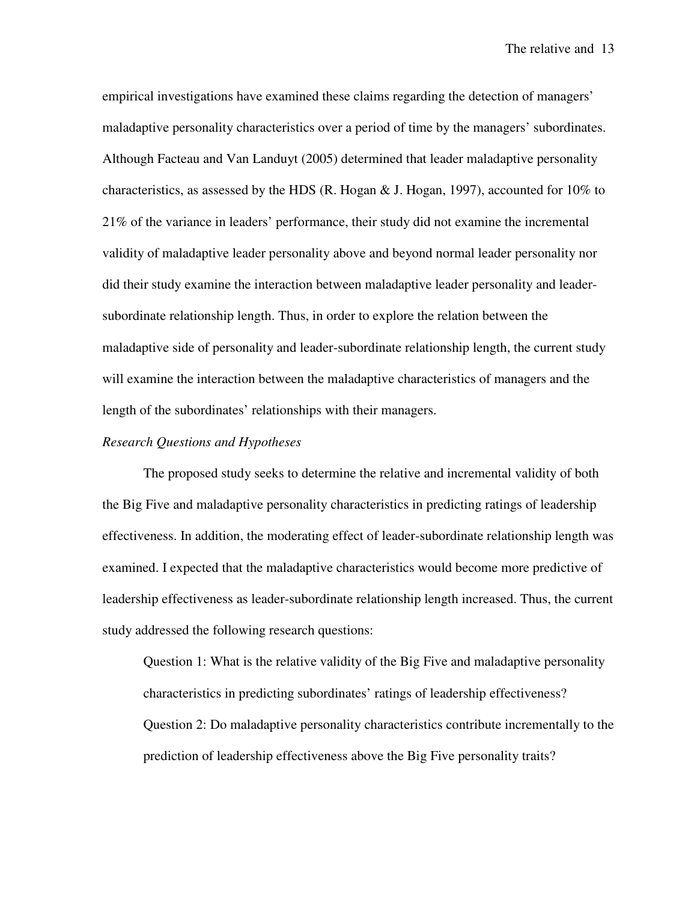empirical investigations have examined these claims regarding the detection of managers' maladaptive personality characteristics over a period of time by the managers' subordinates. Although Facteau and Van Landuyt (2005) determined that leader maladaptive personality characteristics, as assessed by the HDS (R. Hogan & J. Hogan, 1997), accounted for 10% to 21% of the variance in leaders' performance, their study did not examine the incremental validity of maladaptive leader personality above and beyond normal leader personality nor did their study examine the interaction between maladaptive leader personality and leader-subordinate relationship length. Thus, in order to explore the relation between the maladaptive side of personality and leader-subordinate relationship length, the current study will examine the interaction between the maladaptive characteristics of managers and the length of the subordinates' relationships with their managers.

*Research Questions and Hypotheses*

The proposed study seeks to determine the relative and incremental validity of both the Big Five and maladaptive personality characteristics in predicting ratings of leadership effectiveness. In addition, the moderating effect of leader-subordinate relationship length was examined. I expected that the maladaptive characteristics would become more predictive of leadership effectiveness as leader-subordinate relationship length increased. Thus, the current study addressed the following research questions:

> Question 1: What is the relative validity of the Big Five and maladaptive personality characteristics in predicting subordinates' ratings of leadership effectiveness?
>
> Question 2: Do maladaptive personality characteristics contribute incrementally to the prediction of leadership effectiveness above the Big Five personality traits?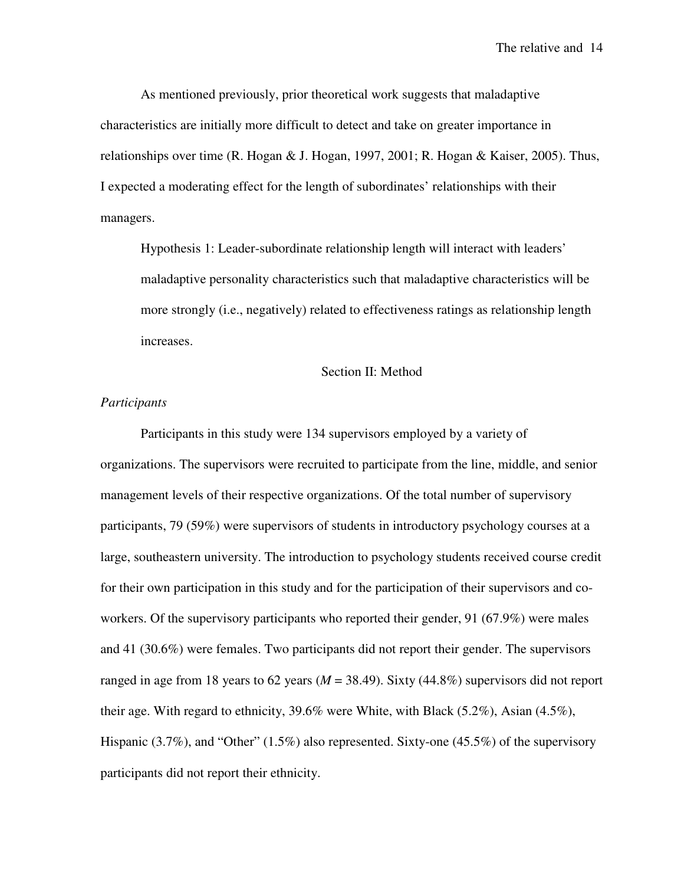As mentioned previously, prior theoretical work suggests that maladaptive characteristics are initially more difficult to detect and take on greater importance in relationships over time (R. Hogan & J. Hogan, 1997, 2001; R. Hogan & Kaiser, 2005). Thus, I expected a moderating effect for the length of subordinates' relationships with their managers.

> Hypothesis 1: Leader-subordinate relationship length will interact with leaders' maladaptive personality characteristics such that maladaptive characteristics will be more strongly (i.e., negatively) related to effectiveness ratings as relationship length increases.

## Section II: Method

### *Participants*

Participants in this study were 134 supervisors employed by a variety of organizations. The supervisors were recruited to participate from the line, middle, and senior management levels of their respective organizations. Of the total number of supervisory participants, 79 (59%) were supervisors of students in introductory psychology courses at a large, southeastern university. The introduction to psychology students received course credit for their own participation in this study and for the participation of their supervisors and co-workers. Of the supervisory participants who reported their gender, 91 (67.9%) were males and 41 (30.6%) were females. Two participants did not report their gender. The supervisors ranged in age from 18 years to 62 years ($M = 38.49$). Sixty (44.8%) supervisors did not report their age. With regard to ethnicity, 39.6% were White, with Black (5.2%), Asian (4.5%), Hispanic (3.7%), and "Other" (1.5%) also represented. Sixty-one (45.5%) of the supervisory participants did not report their ethnicity.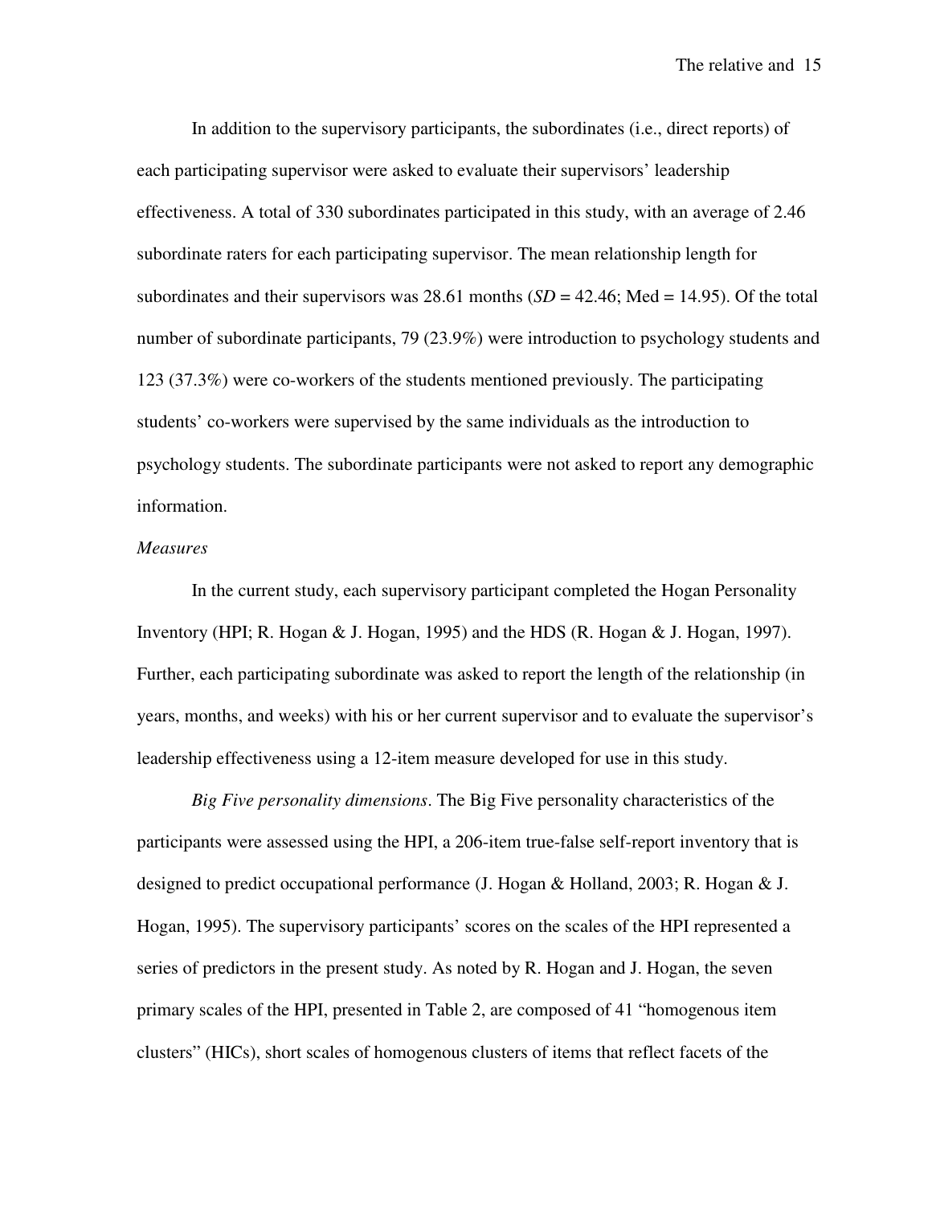In addition to the supervisory participants, the subordinates (i.e., direct reports) of each participating supervisor were asked to evaluate their supervisors' leadership effectiveness. A total of 330 subordinates participated in this study, with an average of 2.46 subordinate raters for each participating supervisor. The mean relationship length for subordinates and their supervisors was 28.61 months (*SD* = 42.46; Med = 14.95). Of the total number of subordinate participants, 79 (23.9%) were introduction to psychology students and 123 (37.3%) were co-workers of the students mentioned previously. The participating students' co-workers were supervised by the same individuals as the introduction to psychology students. The subordinate participants were not asked to report any demographic information.

*Measures*

In the current study, each supervisory participant completed the Hogan Personality Inventory (HPI; R. Hogan & J. Hogan, 1995) and the HDS (R. Hogan & J. Hogan, 1997). Further, each participating subordinate was asked to report the length of the relationship (in years, months, and weeks) with his or her current supervisor and to evaluate the supervisor's leadership effectiveness using a 12-item measure developed for use in this study.

*Big Five personality dimensions*. The Big Five personality characteristics of the participants were assessed using the HPI, a 206-item true-false self-report inventory that is designed to predict occupational performance (J. Hogan & Holland, 2003; R. Hogan & J. Hogan, 1995). The supervisory participants' scores on the scales of the HPI represented a series of predictors in the present study. As noted by R. Hogan and J. Hogan, the seven primary scales of the HPI, presented in Table 2, are composed of 41 "homogenous item clusters" (HICs), short scales of homogenous clusters of items that reflect facets of the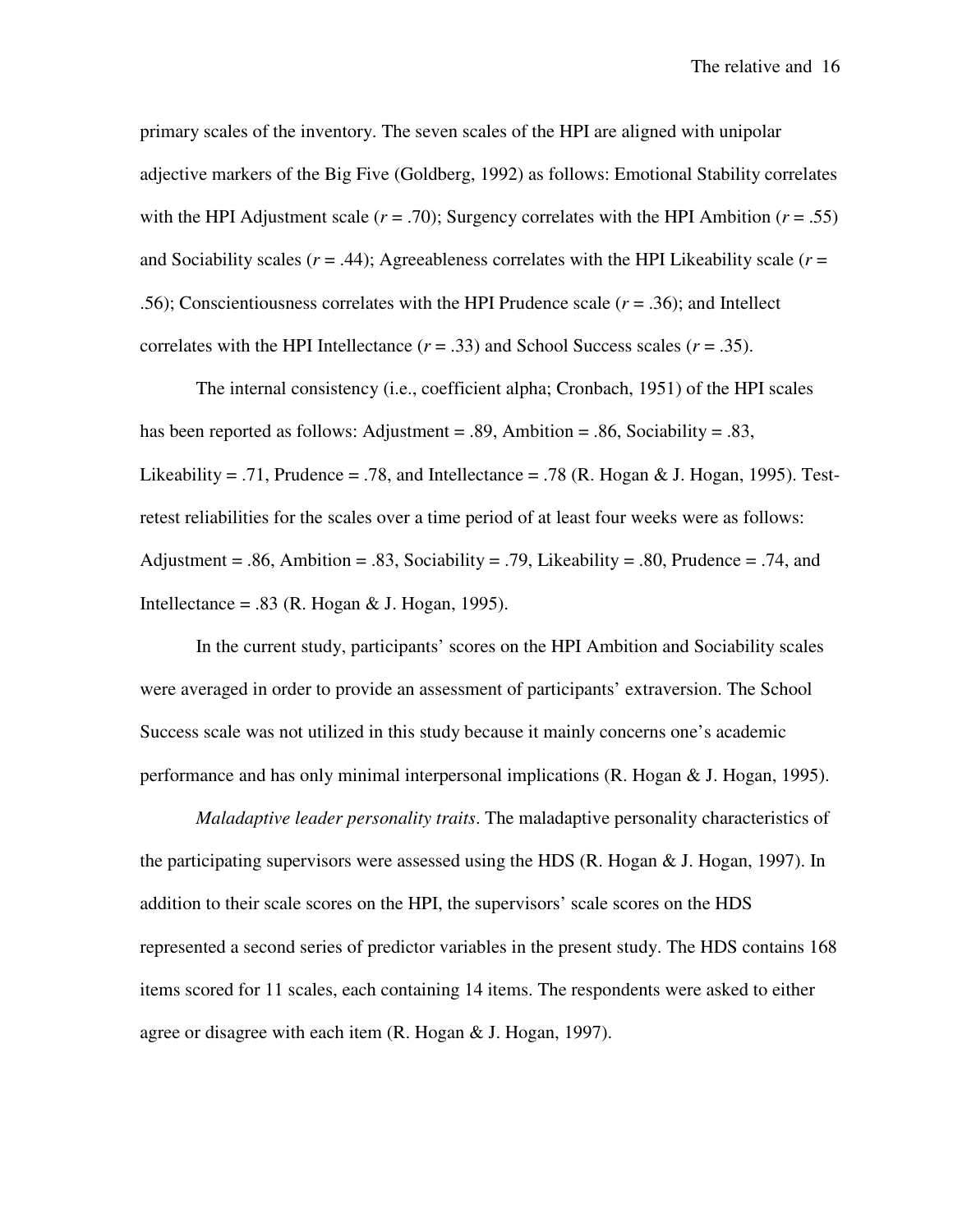primary scales of the inventory. The seven scales of the HPI are aligned with unipolar adjective markers of the Big Five (Goldberg, 1992) as follows: Emotional Stability correlates with the HPI Adjustment scale ($r = .70$); Surgency correlates with the HPI Ambition ($r = .55$) and Sociability scales ($r = .44$); Agreeableness correlates with the HPI Likeability scale ($r = .56$); Conscientiousness correlates with the HPI Prudence scale ($r = .36$); and Intellect correlates with the HPI Intellectance ($r = .33$) and School Success scales ($r = .35$).

The internal consistency (i.e., coefficient alpha; Cronbach, 1951) of the HPI scales has been reported as follows: Adjustment = .89, Ambition = .86, Sociability = .83, Likeability = .71, Prudence = .78, and Intellectance = .78 (R. Hogan & J. Hogan, 1995). Test-retest reliabilities for the scales over a time period of at least four weeks were as follows: Adjustment = .86, Ambition = .83, Sociability = .79, Likeability = .80, Prudence = .74, and Intellectance = .83 (R. Hogan & J. Hogan, 1995).

In the current study, participants' scores on the HPI Ambition and Sociability scales were averaged in order to provide an assessment of participants' extraversion. The School Success scale was not utilized in this study because it mainly concerns one's academic performance and has only minimal interpersonal implications (R. Hogan & J. Hogan, 1995).

*Maladaptive leader personality traits*. The maladaptive personality characteristics of the participating supervisors were assessed using the HDS (R. Hogan & J. Hogan, 1997). In addition to their scale scores on the HPI, the supervisors' scale scores on the HDS represented a second series of predictor variables in the present study. The HDS contains 168 items scored for 11 scales, each containing 14 items. The respondents were asked to either agree or disagree with each item (R. Hogan & J. Hogan, 1997).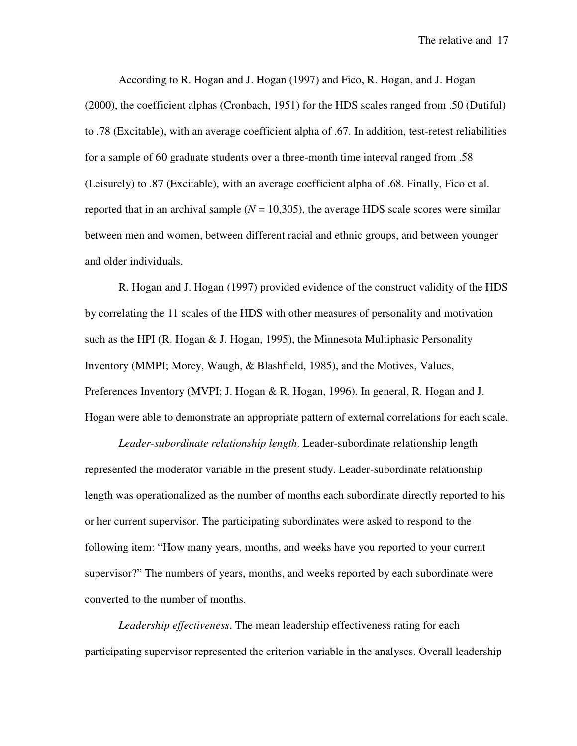According to R. Hogan and J. Hogan (1997) and Fico, R. Hogan, and J. Hogan (2000), the coefficient alphas (Cronbach, 1951) for the HDS scales ranged from .50 (Dutiful) to .78 (Excitable), with an average coefficient alpha of .67. In addition, test-retest reliabilities for a sample of 60 graduate students over a three-month time interval ranged from .58 (Leisurely) to .87 (Excitable), with an average coefficient alpha of .68. Finally, Fico et al. reported that in an archival sample ($N$ = 10,305), the average HDS scale scores were similar between men and women, between different racial and ethnic groups, and between younger and older individuals.

R. Hogan and J. Hogan (1997) provided evidence of the construct validity of the HDS by correlating the 11 scales of the HDS with other measures of personality and motivation such as the HPI (R. Hogan & J. Hogan, 1995), the Minnesota Multiphasic Personality Inventory (MMPI; Morey, Waugh, & Blashfield, 1985), and the Motives, Values, Preferences Inventory (MVPI; J. Hogan & R. Hogan, 1996). In general, R. Hogan and J. Hogan were able to demonstrate an appropriate pattern of external correlations for each scale.

*Leader-subordinate relationship length*. Leader-subordinate relationship length represented the moderator variable in the present study. Leader-subordinate relationship length was operationalized as the number of months each subordinate directly reported to his or her current supervisor. The participating subordinates were asked to respond to the following item: "How many years, months, and weeks have you reported to your current supervisor?" The numbers of years, months, and weeks reported by each subordinate were converted to the number of months.

*Leadership effectiveness*. The mean leadership effectiveness rating for each participating supervisor represented the criterion variable in the analyses. Overall leadership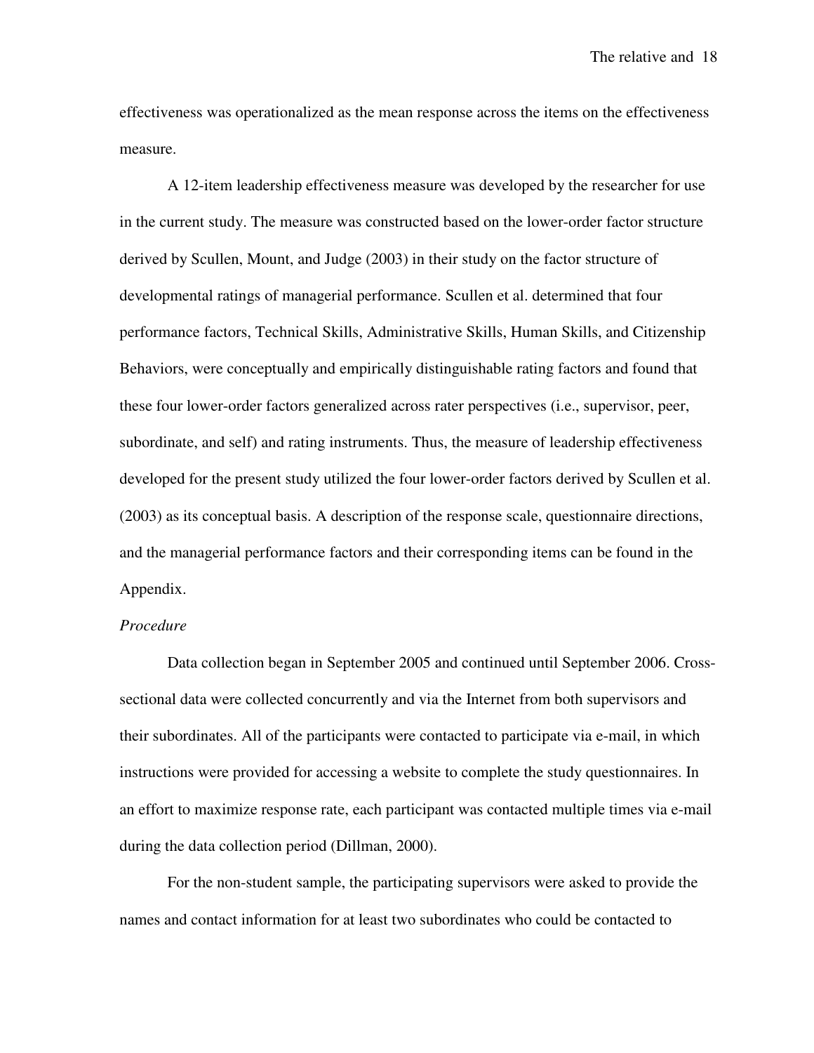effectiveness was operationalized as the mean response across the items on the effectiveness measure.

A 12-item leadership effectiveness measure was developed by the researcher for use in the current study. The measure was constructed based on the lower-order factor structure derived by Scullen, Mount, and Judge (2003) in their study on the factor structure of developmental ratings of managerial performance. Scullen et al. determined that four performance factors, Technical Skills, Administrative Skills, Human Skills, and Citizenship Behaviors, were conceptually and empirically distinguishable rating factors and found that these four lower-order factors generalized across rater perspectives (i.e., supervisor, peer, subordinate, and self) and rating instruments. Thus, the measure of leadership effectiveness developed for the present study utilized the four lower-order factors derived by Scullen et al. (2003) as its conceptual basis. A description of the response scale, questionnaire directions, and the managerial performance factors and their corresponding items can be found in the Appendix.

*Procedure*

Data collection began in September 2005 and continued until September 2006. Cross-sectional data were collected concurrently and via the Internet from both supervisors and their subordinates. All of the participants were contacted to participate via e-mail, in which instructions were provided for accessing a website to complete the study questionnaires. In an effort to maximize response rate, each participant was contacted multiple times via e-mail during the data collection period (Dillman, 2000).

For the non-student sample, the participating supervisors were asked to provide the names and contact information for at least two subordinates who could be contacted to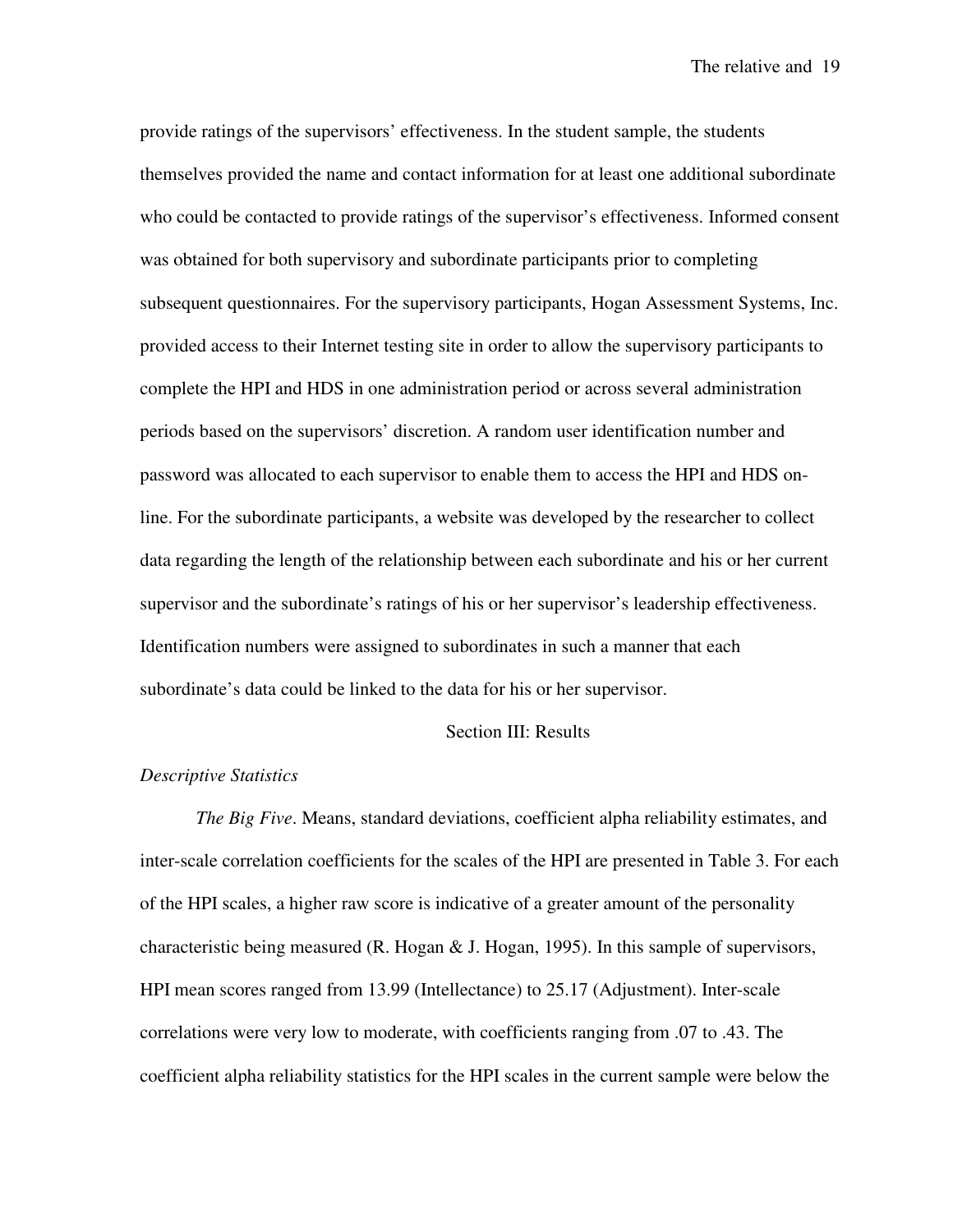provide ratings of the supervisors' effectiveness. In the student sample, the students themselves provided the name and contact information for at least one additional subordinate who could be contacted to provide ratings of the supervisor's effectiveness. Informed consent was obtained for both supervisory and subordinate participants prior to completing subsequent questionnaires. For the supervisory participants, Hogan Assessment Systems, Inc. provided access to their Internet testing site in order to allow the supervisory participants to complete the HPI and HDS in one administration period or across several administration periods based on the supervisors' discretion. A random user identification number and password was allocated to each supervisor to enable them to access the HPI and HDS on-line. For the subordinate participants, a website was developed by the researcher to collect data regarding the length of the relationship between each subordinate and his or her current supervisor and the subordinate's ratings of his or her supervisor's leadership effectiveness. Identification numbers were assigned to subordinates in such a manner that each subordinate's data could be linked to the data for his or her supervisor.

## Section III: Results

### *Descriptive Statistics*

*The Big Five*. Means, standard deviations, coefficient alpha reliability estimates, and inter-scale correlation coefficients for the scales of the HPI are presented in Table 3. For each of the HPI scales, a higher raw score is indicative of a greater amount of the personality characteristic being measured (R. Hogan & J. Hogan, 1995). In this sample of supervisors, HPI mean scores ranged from 13.99 (Intellectance) to 25.17 (Adjustment). Inter-scale correlations were very low to moderate, with coefficients ranging from .07 to .43. The coefficient alpha reliability statistics for the HPI scales in the current sample were below the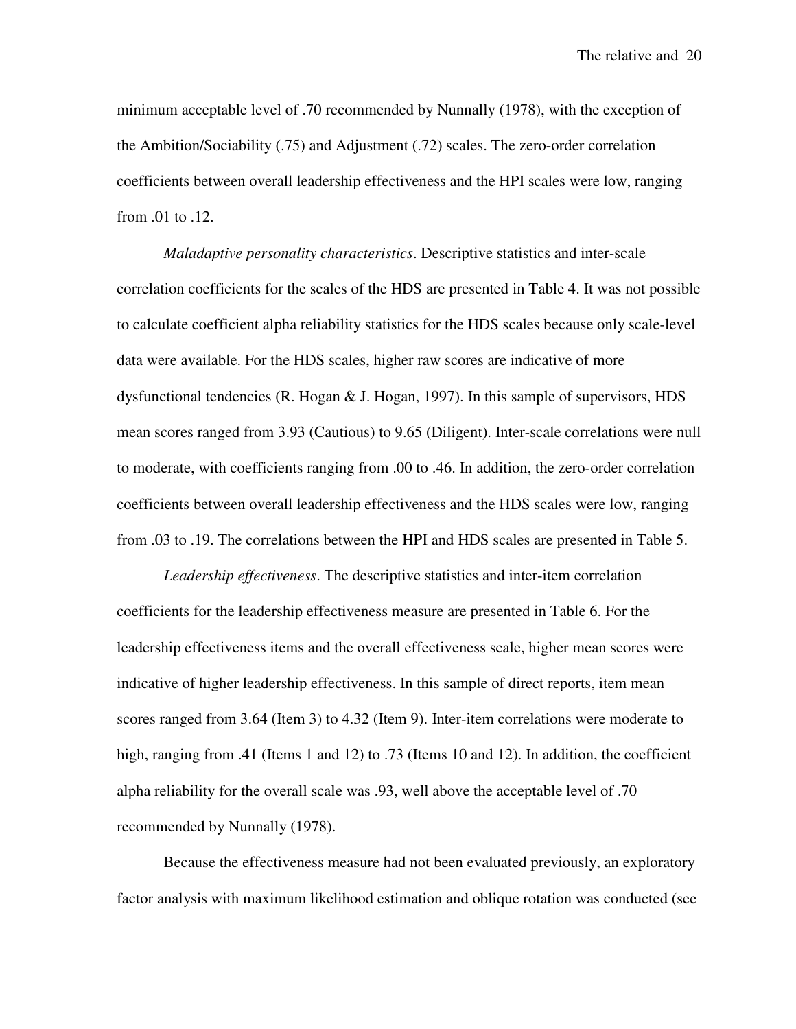minimum acceptable level of .70 recommended by Nunnally (1978), with the exception of the Ambition/Sociability (.75) and Adjustment (.72) scales. The zero-order correlation coefficients between overall leadership effectiveness and the HPI scales were low, ranging from .01 to .12.

*Maladaptive personality characteristics*. Descriptive statistics and inter-scale correlation coefficients for the scales of the HDS are presented in Table 4. It was not possible to calculate coefficient alpha reliability statistics for the HDS scales because only scale-level data were available. For the HDS scales, higher raw scores are indicative of more dysfunctional tendencies (R. Hogan & J. Hogan, 1997). In this sample of supervisors, HDS mean scores ranged from 3.93 (Cautious) to 9.65 (Diligent). Inter-scale correlations were null to moderate, with coefficients ranging from .00 to .46. In addition, the zero-order correlation coefficients between overall leadership effectiveness and the HDS scales were low, ranging from .03 to .19. The correlations between the HPI and HDS scales are presented in Table 5.

*Leadership effectiveness*. The descriptive statistics and inter-item correlation coefficients for the leadership effectiveness measure are presented in Table 6. For the leadership effectiveness items and the overall effectiveness scale, higher mean scores were indicative of higher leadership effectiveness. In this sample of direct reports, item mean scores ranged from 3.64 (Item 3) to 4.32 (Item 9). Inter-item correlations were moderate to high, ranging from .41 (Items 1 and 12) to .73 (Items 10 and 12). In addition, the coefficient alpha reliability for the overall scale was .93, well above the acceptable level of .70 recommended by Nunnally (1978).

Because the effectiveness measure had not been evaluated previously, an exploratory factor analysis with maximum likelihood estimation and oblique rotation was conducted (see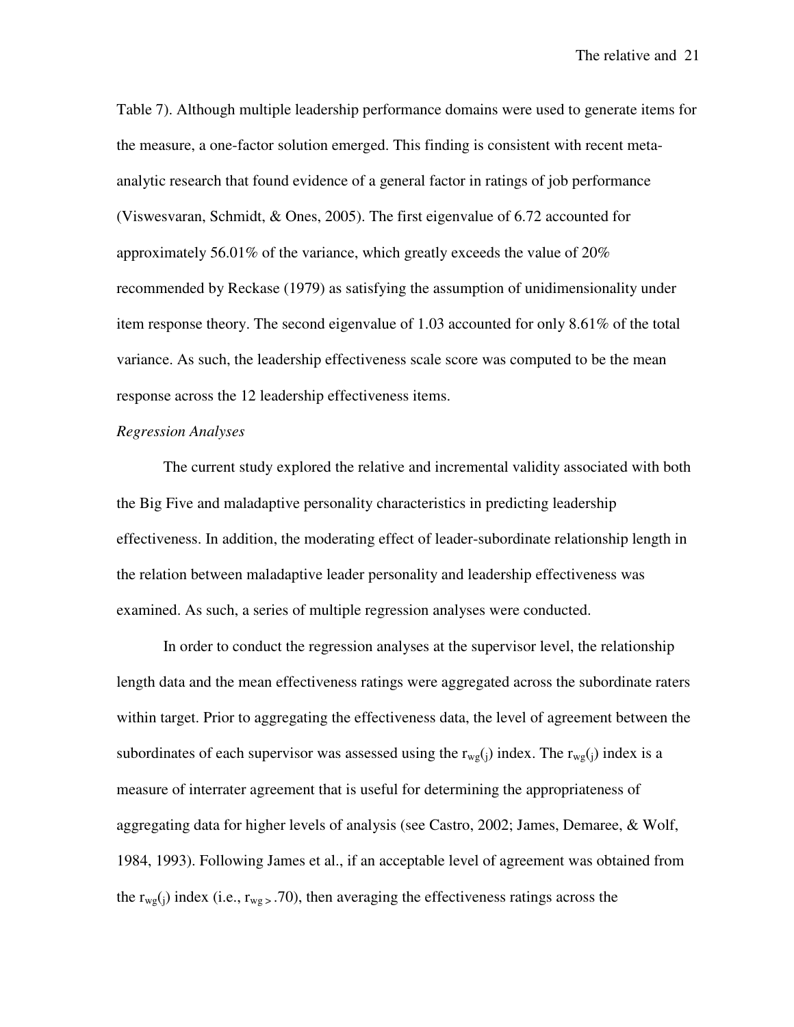Table 7). Although multiple leadership performance domains were used to generate items for the measure, a one-factor solution emerged. This finding is consistent with recent meta-analytic research that found evidence of a general factor in ratings of job performance (Viswesvaran, Schmidt, & Ones, 2005). The first eigenvalue of 6.72 accounted for approximately 56.01% of the variance, which greatly exceeds the value of 20% recommended by Reckase (1979) as satisfying the assumption of unidimensionality under item response theory. The second eigenvalue of 1.03 accounted for only 8.61% of the total variance. As such, the leadership effectiveness scale score was computed to be the mean response across the 12 leadership effectiveness items.

*Regression Analyses*

The current study explored the relative and incremental validity associated with both the Big Five and maladaptive personality characteristics in predicting leadership effectiveness. In addition, the moderating effect of leader-subordinate relationship length in the relation between maladaptive leader personality and leadership effectiveness was examined. As such, a series of multiple regression analyses were conducted.

In order to conduct the regression analyses at the supervisor level, the relationship length data and the mean effectiveness ratings were aggregated across the subordinate raters within target. Prior to aggregating the effectiveness data, the level of agreement between the subordinates of each supervisor was assessed using the $r_{wg}(j)$ index. The $r_{wg}(j)$ index is a measure of interrater agreement that is useful for determining the appropriateness of aggregating data for higher levels of analysis (see Castro, 2002; James, Demaree, & Wolf, 1984, 1993). Following James et al., if an acceptable level of agreement was obtained from the $r_{wg}(j)$ index (i.e., $r_{wg} > .70$), then averaging the effectiveness ratings across the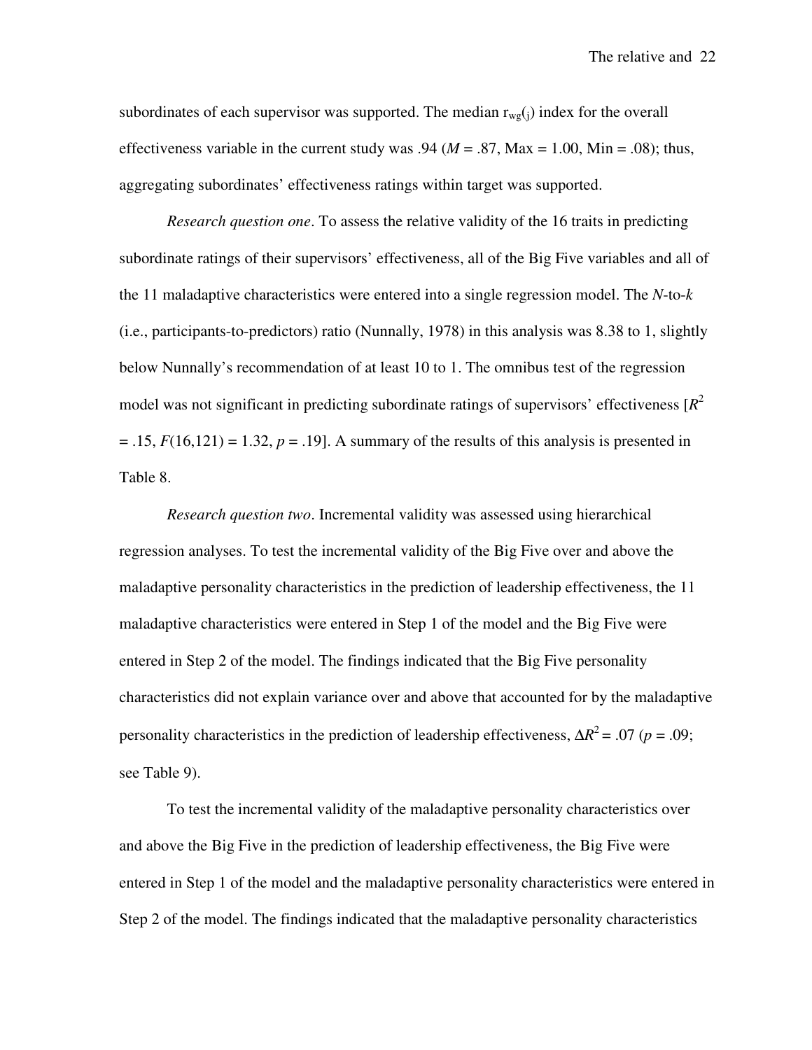subordinates of each supervisor was supported. The median $r_{wg(j)}$ index for the overall effectiveness variable in the current study was .94 ($M$ = .87, Max = 1.00, Min = .08); thus, aggregating subordinates' effectiveness ratings within target was supported.

*Research question one*. To assess the relative validity of the 16 traits in predicting subordinate ratings of their supervisors' effectiveness, all of the Big Five variables and all of the 11 maladaptive characteristics were entered into a single regression model. The *N*-to-*k* (i.e., participants-to-predictors) ratio (Nunnally, 1978) in this analysis was 8.38 to 1, slightly below Nunnally's recommendation of at least 10 to 1. The omnibus test of the regression model was not significant in predicting subordinate ratings of supervisors' effectiveness [$R^2$ = .15, $F(16,121) = 1.32$, $p$ = .19]. A summary of the results of this analysis is presented in Table 8.

*Research question two*. Incremental validity was assessed using hierarchical regression analyses. To test the incremental validity of the Big Five over and above the maladaptive personality characteristics in the prediction of leadership effectiveness, the 11 maladaptive characteristics were entered in Step 1 of the model and the Big Five were entered in Step 2 of the model. The findings indicated that the Big Five personality characteristics did not explain variance over and above that accounted for by the maladaptive personality characteristics in the prediction of leadership effectiveness, $\Delta R^2$ = .07 ($p$ = .09; see Table 9).

To test the incremental validity of the maladaptive personality characteristics over and above the Big Five in the prediction of leadership effectiveness, the Big Five were entered in Step 1 of the model and the maladaptive personality characteristics were entered in Step 2 of the model. The findings indicated that the maladaptive personality characteristics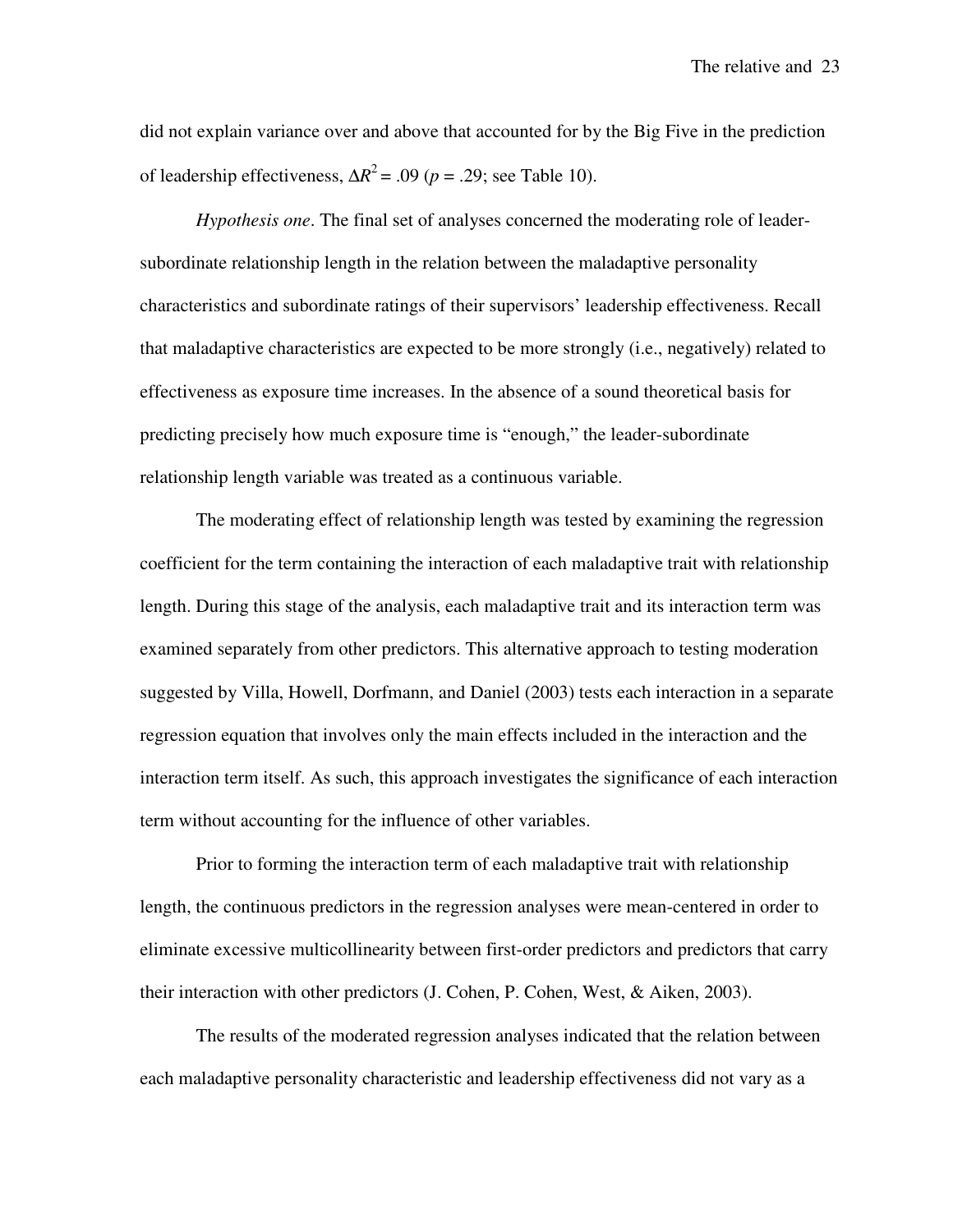did not explain variance over and above that accounted for by the Big Five in the prediction of leadership effectiveness, $\Delta R^2 = .09$ ($p = .29$; see Table 10).

*Hypothesis one*. The final set of analyses concerned the moderating role of leader-subordinate relationship length in the relation between the maladaptive personality characteristics and subordinate ratings of their supervisors' leadership effectiveness. Recall that maladaptive characteristics are expected to be more strongly (i.e., negatively) related to effectiveness as exposure time increases. In the absence of a sound theoretical basis for predicting precisely how much exposure time is "enough," the leader-subordinate relationship length variable was treated as a continuous variable.

The moderating effect of relationship length was tested by examining the regression coefficient for the term containing the interaction of each maladaptive trait with relationship length. During this stage of the analysis, each maladaptive trait and its interaction term was examined separately from other predictors. This alternative approach to testing moderation suggested by Villa, Howell, Dorfmann, and Daniel (2003) tests each interaction in a separate regression equation that involves only the main effects included in the interaction and the interaction term itself. As such, this approach investigates the significance of each interaction term without accounting for the influence of other variables.

Prior to forming the interaction term of each maladaptive trait with relationship length, the continuous predictors in the regression analyses were mean-centered in order to eliminate excessive multicollinearity between first-order predictors and predictors that carry their interaction with other predictors (J. Cohen, P. Cohen, West, & Aiken, 2003).

The results of the moderated regression analyses indicated that the relation between each maladaptive personality characteristic and leadership effectiveness did not vary as a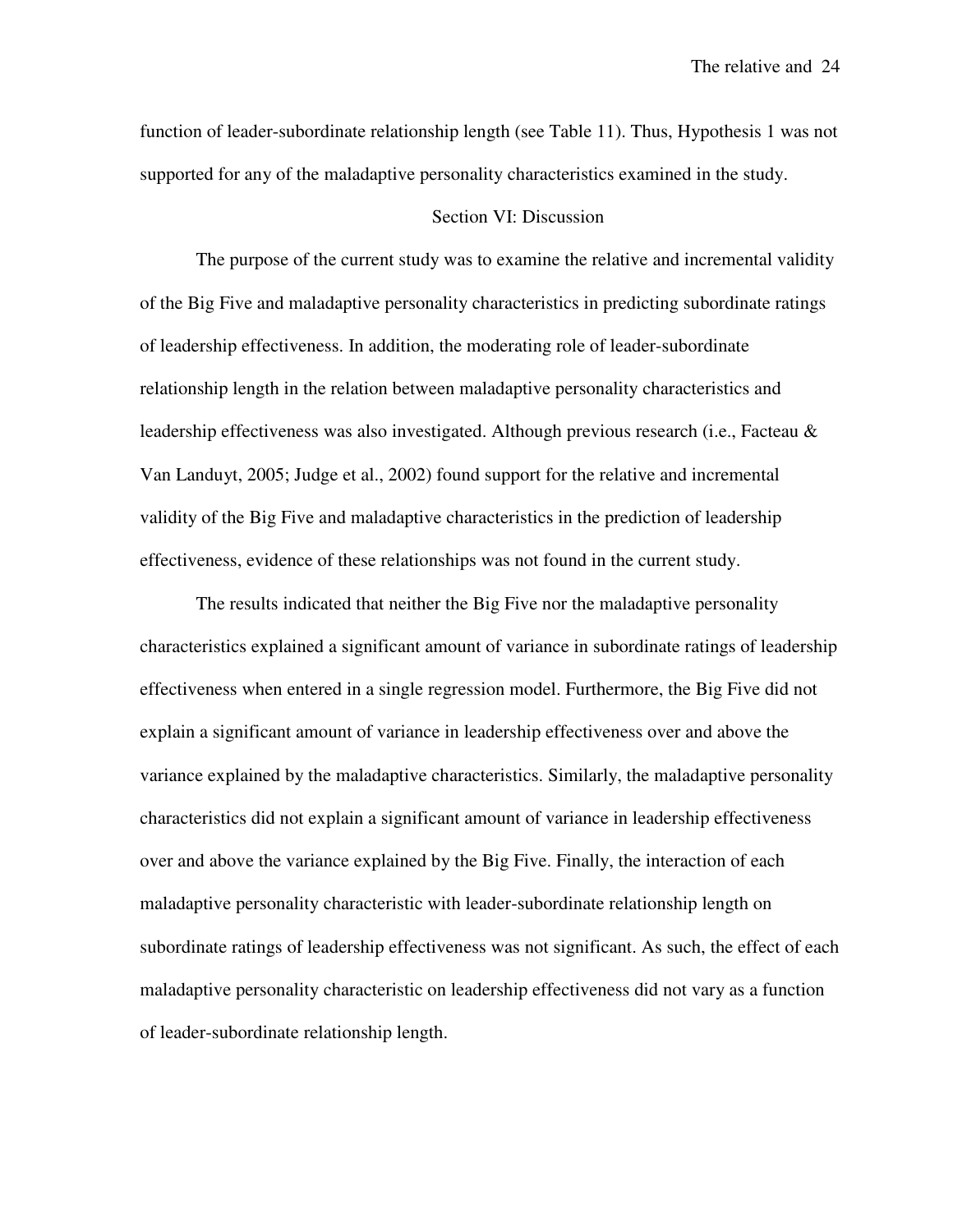function of leader-subordinate relationship length (see Table 11). Thus, Hypothesis 1 was not supported for any of the maladaptive personality characteristics examined in the study.

## Section VI: Discussion

The purpose of the current study was to examine the relative and incremental validity of the Big Five and maladaptive personality characteristics in predicting subordinate ratings of leadership effectiveness. In addition, the moderating role of leader-subordinate relationship length in the relation between maladaptive personality characteristics and leadership effectiveness was also investigated. Although previous research (i.e., Facteau & Van Landuyt, 2005; Judge et al., 2002) found support for the relative and incremental validity of the Big Five and maladaptive characteristics in the prediction of leadership effectiveness, evidence of these relationships was not found in the current study.

The results indicated that neither the Big Five nor the maladaptive personality characteristics explained a significant amount of variance in subordinate ratings of leadership effectiveness when entered in a single regression model. Furthermore, the Big Five did not explain a significant amount of variance in leadership effectiveness over and above the variance explained by the maladaptive characteristics. Similarly, the maladaptive personality characteristics did not explain a significant amount of variance in leadership effectiveness over and above the variance explained by the Big Five. Finally, the interaction of each maladaptive personality characteristic with leader-subordinate relationship length on subordinate ratings of leadership effectiveness was not significant. As such, the effect of each maladaptive personality characteristic on leadership effectiveness did not vary as a function of leader-subordinate relationship length.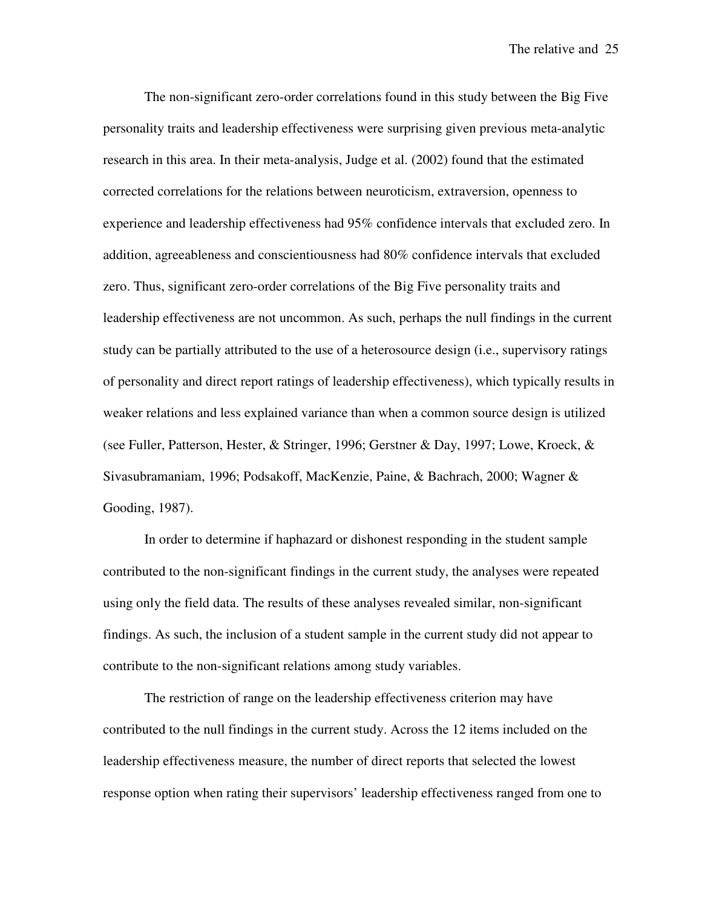The non-significant zero-order correlations found in this study between the Big Five personality traits and leadership effectiveness were surprising given previous meta-analytic research in this area. In their meta-analysis, Judge et al. (2002) found that the estimated corrected correlations for the relations between neuroticism, extraversion, openness to experience and leadership effectiveness had 95% confidence intervals that excluded zero. In addition, agreeableness and conscientiousness had 80% confidence intervals that excluded zero. Thus, significant zero-order correlations of the Big Five personality traits and leadership effectiveness are not uncommon. As such, perhaps the null findings in the current study can be partially attributed to the use of a heterosource design (i.e., supervisory ratings of personality and direct report ratings of leadership effectiveness), which typically results in weaker relations and less explained variance than when a common source design is utilized (see Fuller, Patterson, Hester, & Stringer, 1996; Gerstner & Day, 1997; Lowe, Kroeck, & Sivasubramaniam, 1996; Podsakoff, MacKenzie, Paine, & Bachrach, 2000; Wagner & Gooding, 1987).

In order to determine if haphazard or dishonest responding in the student sample contributed to the non-significant findings in the current study, the analyses were repeated using only the field data. The results of these analyses revealed similar, non-significant findings. As such, the inclusion of a student sample in the current study did not appear to contribute to the non-significant relations among study variables.

The restriction of range on the leadership effectiveness criterion may have contributed to the null findings in the current study. Across the 12 items included on the leadership effectiveness measure, the number of direct reports that selected the lowest response option when rating their supervisors' leadership effectiveness ranged from one to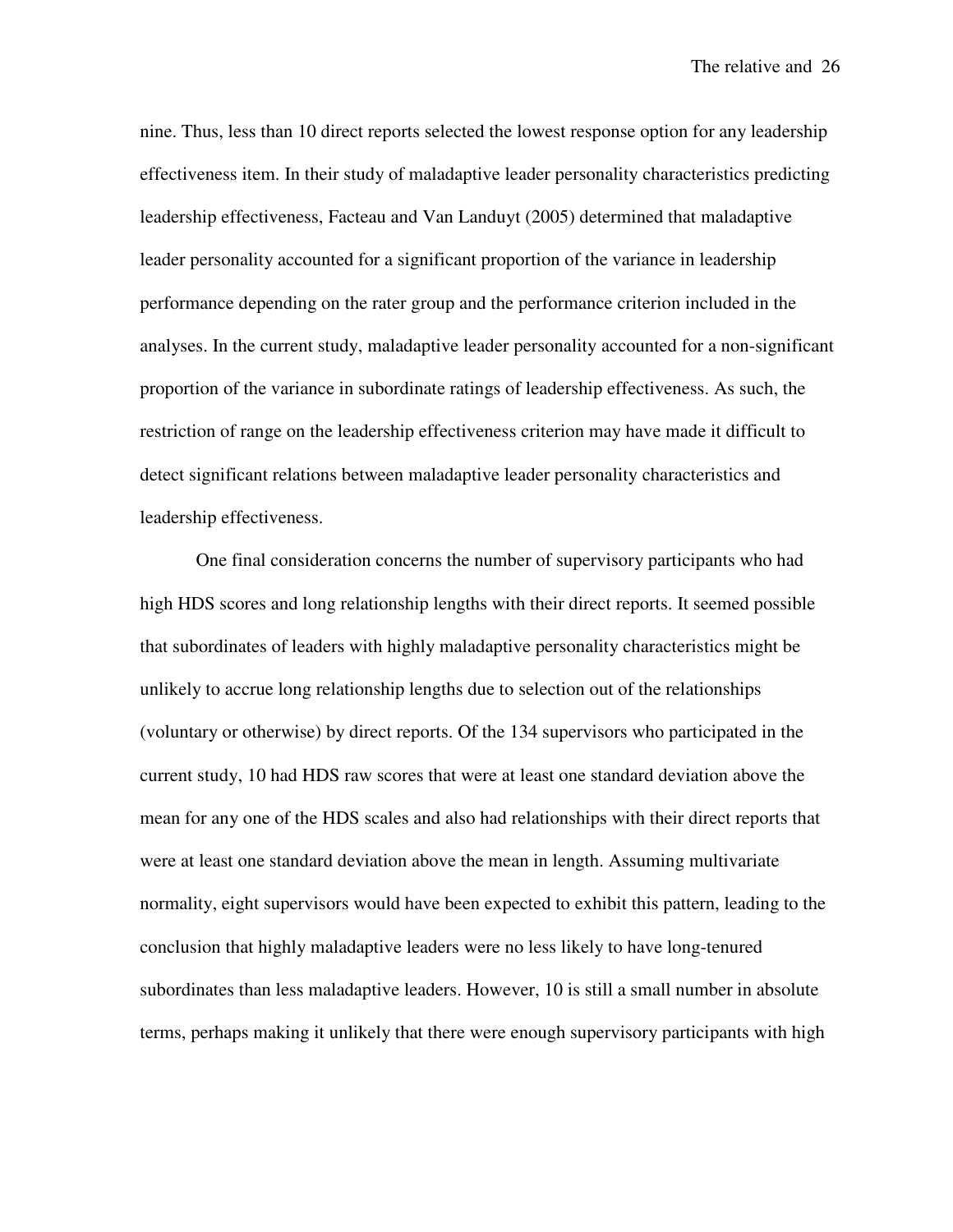nine. Thus, less than 10 direct reports selected the lowest response option for any leadership effectiveness item. In their study of maladaptive leader personality characteristics predicting leadership effectiveness, Facteau and Van Landuyt (2005) determined that maladaptive leader personality accounted for a significant proportion of the variance in leadership performance depending on the rater group and the performance criterion included in the analyses. In the current study, maladaptive leader personality accounted for a non-significant proportion of the variance in subordinate ratings of leadership effectiveness. As such, the restriction of range on the leadership effectiveness criterion may have made it difficult to detect significant relations between maladaptive leader personality characteristics and leadership effectiveness.

One final consideration concerns the number of supervisory participants who had high HDS scores and long relationship lengths with their direct reports. It seemed possible that subordinates of leaders with highly maladaptive personality characteristics might be unlikely to accrue long relationship lengths due to selection out of the relationships (voluntary or otherwise) by direct reports. Of the 134 supervisors who participated in the current study, 10 had HDS raw scores that were at least one standard deviation above the mean for any one of the HDS scales and also had relationships with their direct reports that were at least one standard deviation above the mean in length. Assuming multivariate normality, eight supervisors would have been expected to exhibit this pattern, leading to the conclusion that highly maladaptive leaders were no less likely to have long-tenured subordinates than less maladaptive leaders. However, 10 is still a small number in absolute terms, perhaps making it unlikely that there were enough supervisory participants with high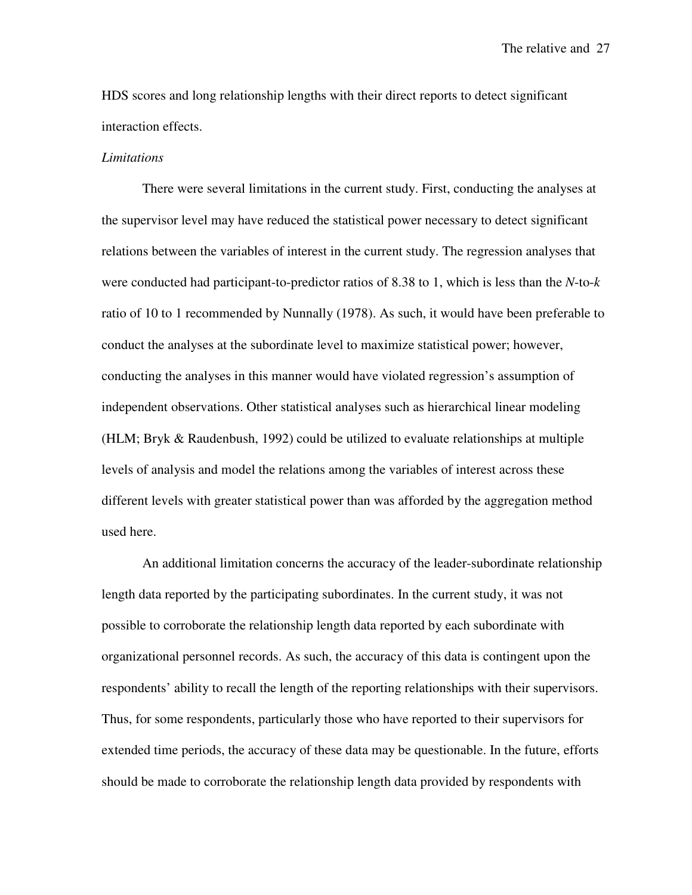HDS scores and long relationship lengths with their direct reports to detect significant interaction effects.

*Limitations*

There were several limitations in the current study. First, conducting the analyses at the supervisor level may have reduced the statistical power necessary to detect significant relations between the variables of interest in the current study. The regression analyses that were conducted had participant-to-predictor ratios of 8.38 to 1, which is less than the $N$-to-$k$ ratio of 10 to 1 recommended by Nunnally (1978). As such, it would have been preferable to conduct the analyses at the subordinate level to maximize statistical power; however, conducting the analyses in this manner would have violated regression's assumption of independent observations. Other statistical analyses such as hierarchical linear modeling (HLM; Bryk & Raudenbush, 1992) could be utilized to evaluate relationships at multiple levels of analysis and model the relations among the variables of interest across these different levels with greater statistical power than was afforded by the aggregation method used here.

An additional limitation concerns the accuracy of the leader-subordinate relationship length data reported by the participating subordinates. In the current study, it was not possible to corroborate the relationship length data reported by each subordinate with organizational personnel records. As such, the accuracy of this data is contingent upon the respondents' ability to recall the length of the reporting relationships with their supervisors. Thus, for some respondents, particularly those who have reported to their supervisors for extended time periods, the accuracy of these data may be questionable. In the future, efforts should be made to corroborate the relationship length data provided by respondents with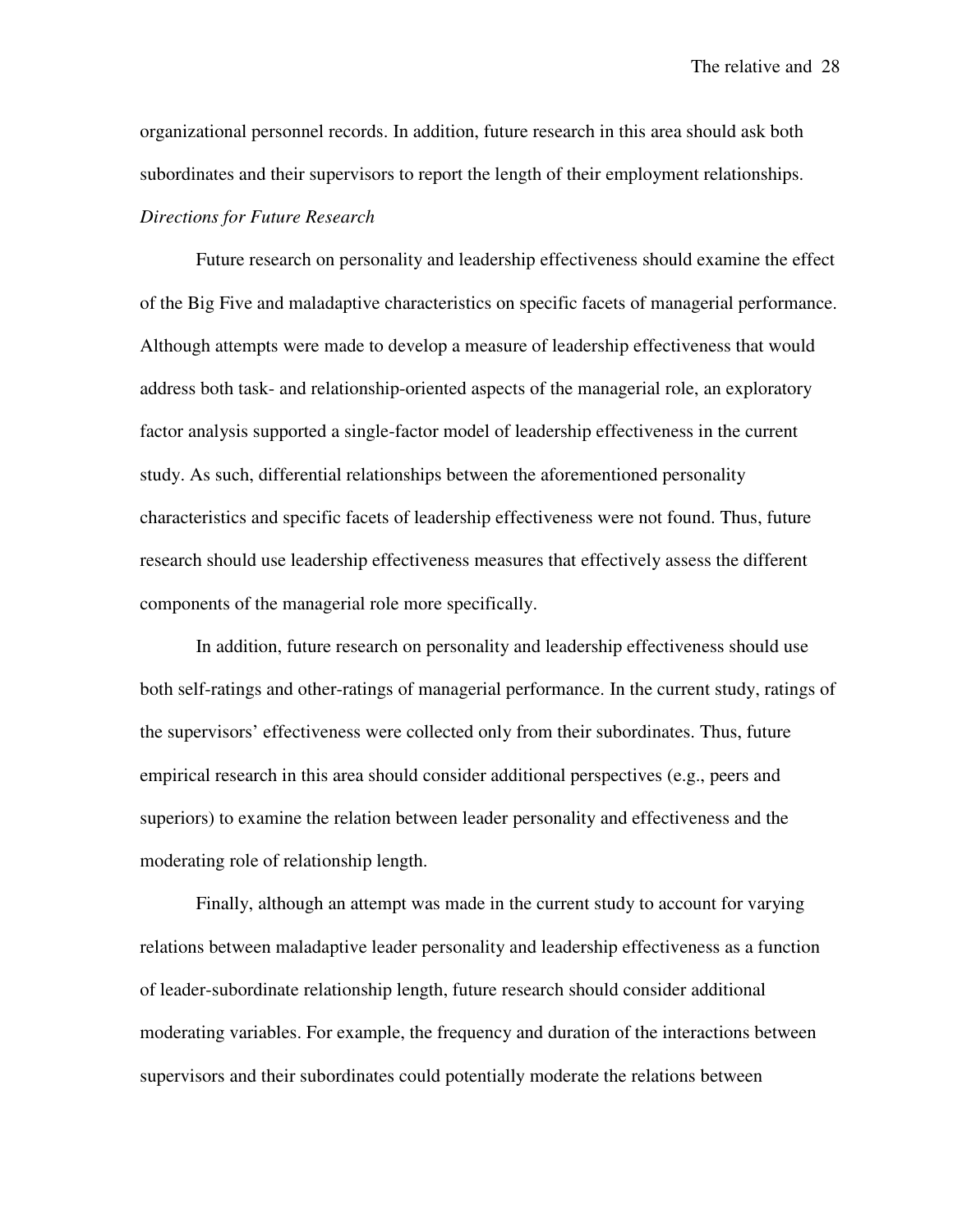organizational personnel records. In addition, future research in this area should ask both subordinates and their supervisors to report the length of their employment relationships.

*Directions for Future Research*

Future research on personality and leadership effectiveness should examine the effect of the Big Five and maladaptive characteristics on specific facets of managerial performance. Although attempts were made to develop a measure of leadership effectiveness that would address both task- and relationship-oriented aspects of the managerial role, an exploratory factor analysis supported a single-factor model of leadership effectiveness in the current study. As such, differential relationships between the aforementioned personality characteristics and specific facets of leadership effectiveness were not found. Thus, future research should use leadership effectiveness measures that effectively assess the different components of the managerial role more specifically.

In addition, future research on personality and leadership effectiveness should use both self-ratings and other-ratings of managerial performance. In the current study, ratings of the supervisors' effectiveness were collected only from their subordinates. Thus, future empirical research in this area should consider additional perspectives (e.g., peers and superiors) to examine the relation between leader personality and effectiveness and the moderating role of relationship length.

Finally, although an attempt was made in the current study to account for varying relations between maladaptive leader personality and leadership effectiveness as a function of leader-subordinate relationship length, future research should consider additional moderating variables. For example, the frequency and duration of the interactions between supervisors and their subordinates could potentially moderate the relations between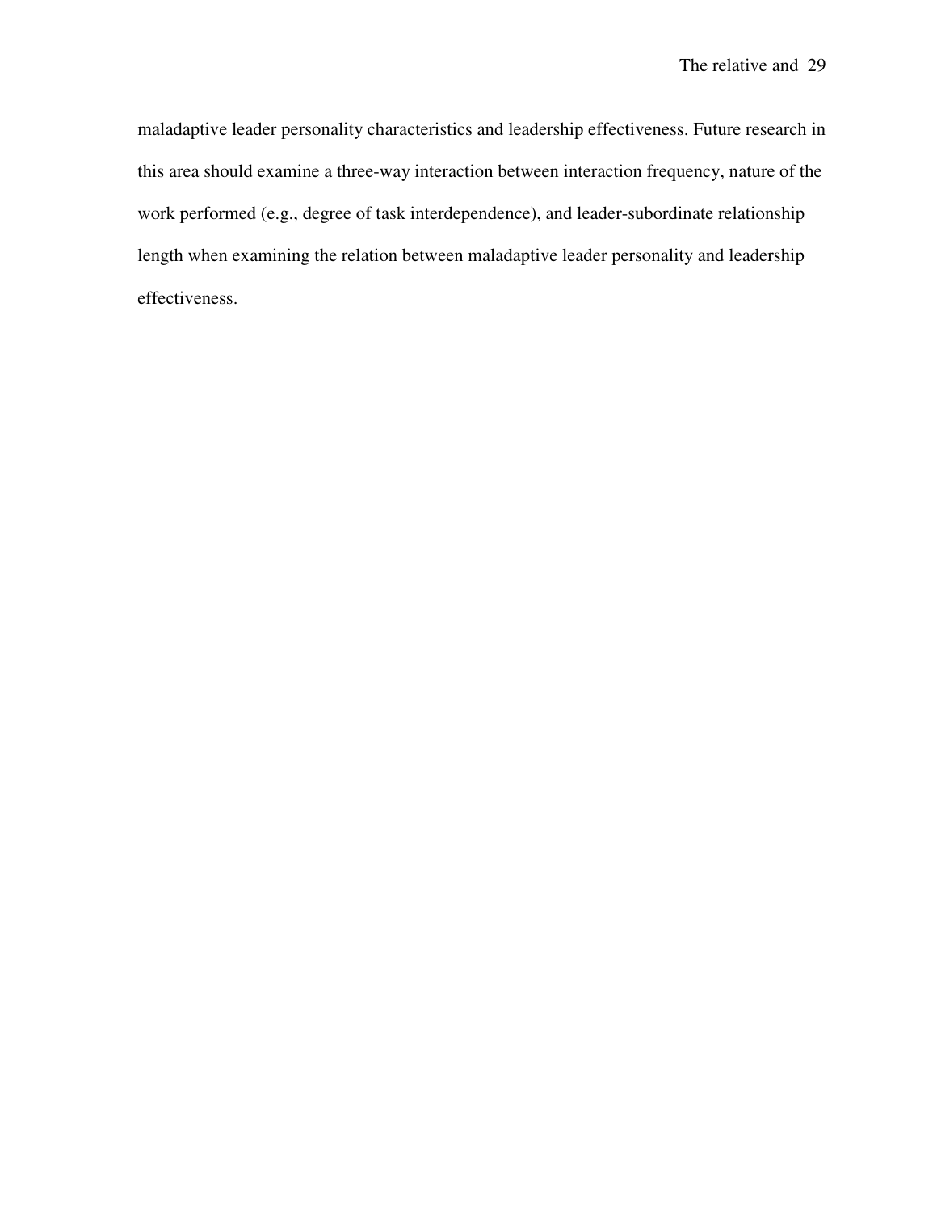maladaptive leader personality characteristics and leadership effectiveness. Future research in this area should examine a three-way interaction between interaction frequency, nature of the work performed (e.g., degree of task interdependence), and leader-subordinate relationship length when examining the relation between maladaptive leader personality and leadership effectiveness.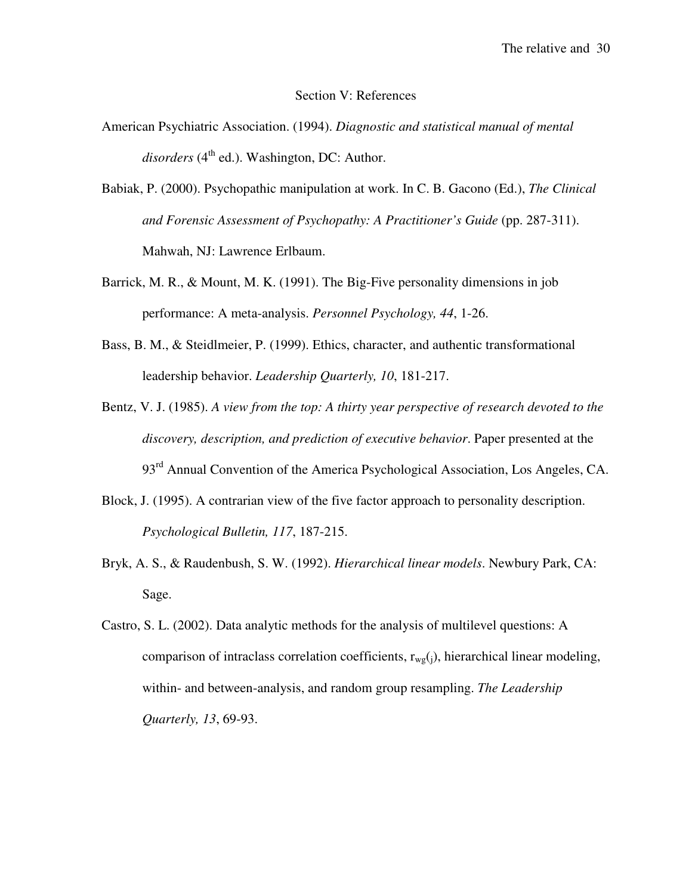## Section V: References

American Psychiatric Association. (1994). *Diagnostic and statistical manual of mental disorders* (4th ed.). Washington, DC: Author.

Babiak, P. (2000). Psychopathic manipulation at work. In C. B. Gacono (Ed.), *The Clinical and Forensic Assessment of Psychopathy: A Practitioner's Guide* (pp. 287-311). Mahwah, NJ: Lawrence Erlbaum.

Barrick, M. R., & Mount, M. K. (1991). The Big-Five personality dimensions in job performance: A meta-analysis. *Personnel Psychology, 44*, 1-26.

Bass, B. M., & Steidlmeier, P. (1999). Ethics, character, and authentic transformational leadership behavior. *Leadership Quarterly, 10*, 181-217.

Bentz, V. J. (1985). *A view from the top: A thirty year perspective of research devoted to the discovery, description, and prediction of executive behavior*. Paper presented at the 93rd Annual Convention of the America Psychological Association, Los Angeles, CA.

Block, J. (1995). A contrarian view of the five factor approach to personality description. *Psychological Bulletin, 117*, 187-215.

Bryk, A. S., & Raudenbush, S. W. (1992). *Hierarchical linear models*. Newbury Park, CA: Sage.

Castro, S. L. (2002). Data analytic methods for the analysis of multilevel questions: A comparison of intraclass correlation coefficients, $r_{wg}(_j)$, hierarchical linear modeling, within- and between-analysis, and random group resampling. *The Leadership Quarterly, 13*, 69-93.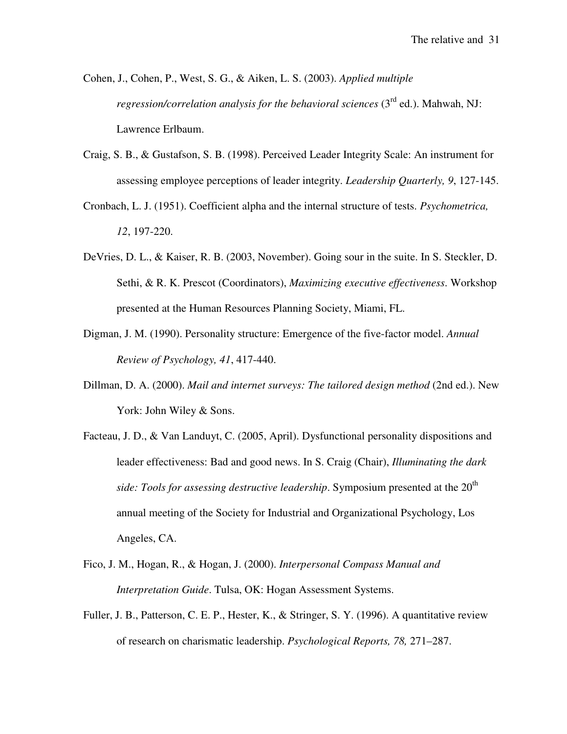Cohen, J., Cohen, P., West, S. G., & Aiken, L. S. (2003). *Applied multiple regression/correlation analysis for the behavioral sciences* (3rd ed.). Mahwah, NJ: Lawrence Erlbaum.

Craig, S. B., & Gustafson, S. B. (1998). Perceived Leader Integrity Scale: An instrument for assessing employee perceptions of leader integrity. *Leadership Quarterly, 9*, 127-145.

Cronbach, L. J. (1951). Coefficient alpha and the internal structure of tests. *Psychometrica, 12*, 197-220.

DeVries, D. L., & Kaiser, R. B. (2003, November). Going sour in the suite. In S. Steckler, D. Sethi, & R. K. Prescot (Coordinators), *Maximizing executive effectiveness*. Workshop presented at the Human Resources Planning Society, Miami, FL.

Digman, J. M. (1990). Personality structure: Emergence of the five-factor model. *Annual Review of Psychology, 41*, 417-440.

Dillman, D. A. (2000). *Mail and internet surveys: The tailored design method* (2nd ed.). New York: John Wiley & Sons.

Facteau, J. D., & Van Landuyt, C. (2005, April). Dysfunctional personality dispositions and leader effectiveness: Bad and good news. In S. Craig (Chair), *Illuminating the dark side: Tools for assessing destructive leadership*. Symposium presented at the 20th annual meeting of the Society for Industrial and Organizational Psychology, Los Angeles, CA.

Fico, J. M., Hogan, R., & Hogan, J. (2000). *Interpersonal Compass Manual and Interpretation Guide*. Tulsa, OK: Hogan Assessment Systems.

Fuller, J. B., Patterson, C. E. P., Hester, K., & Stringer, S. Y. (1996). A quantitative review of research on charismatic leadership. *Psychological Reports, 78,* 271–287.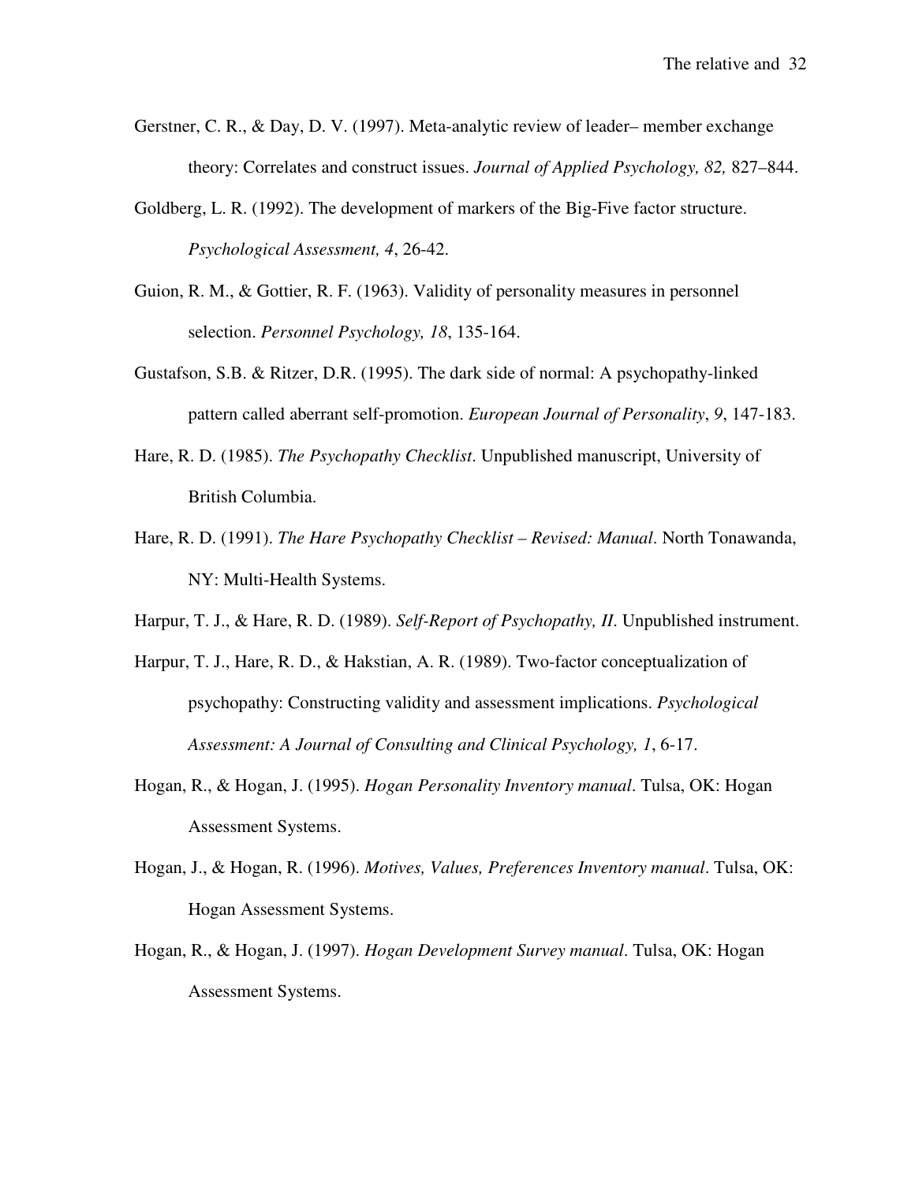Gerstner, C. R., & Day, D. V. (1997). Meta-analytic review of leader– member exchange theory: Correlates and construct issues. *Journal of Applied Psychology, 82,* 827–844.

Goldberg, L. R. (1992). The development of markers of the Big-Five factor structure. *Psychological Assessment, 4*, 26-42.

Guion, R. M., & Gottier, R. F. (1963). Validity of personality measures in personnel selection. *Personnel Psychology, 18*, 135-164.

Gustafson, S.B. & Ritzer, D.R. (1995). The dark side of normal: A psychopathy-linked pattern called aberrant self-promotion. *European Journal of Personality*, *9*, 147-183.

Hare, R. D. (1985). *The Psychopathy Checklist*. Unpublished manuscript, University of British Columbia.

Hare, R. D. (1991). *The Hare Psychopathy Checklist – Revised: Manual*. North Tonawanda, NY: Multi-Health Systems.

Harpur, T. J., & Hare, R. D. (1989). *Self-Report of Psychopathy, II*. Unpublished instrument.

Harpur, T. J., Hare, R. D., & Hakstian, A. R. (1989). Two-factor conceptualization of psychopathy: Constructing validity and assessment implications. *Psychological Assessment: A Journal of Consulting and Clinical Psychology, 1*, 6-17.

Hogan, R., & Hogan, J. (1995). *Hogan Personality Inventory manual*. Tulsa, OK: Hogan Assessment Systems.

Hogan, J., & Hogan, R. (1996). *Motives, Values, Preferences Inventory manual*. Tulsa, OK: Hogan Assessment Systems.

Hogan, R., & Hogan, J. (1997). *Hogan Development Survey manual*. Tulsa, OK: Hogan Assessment Systems.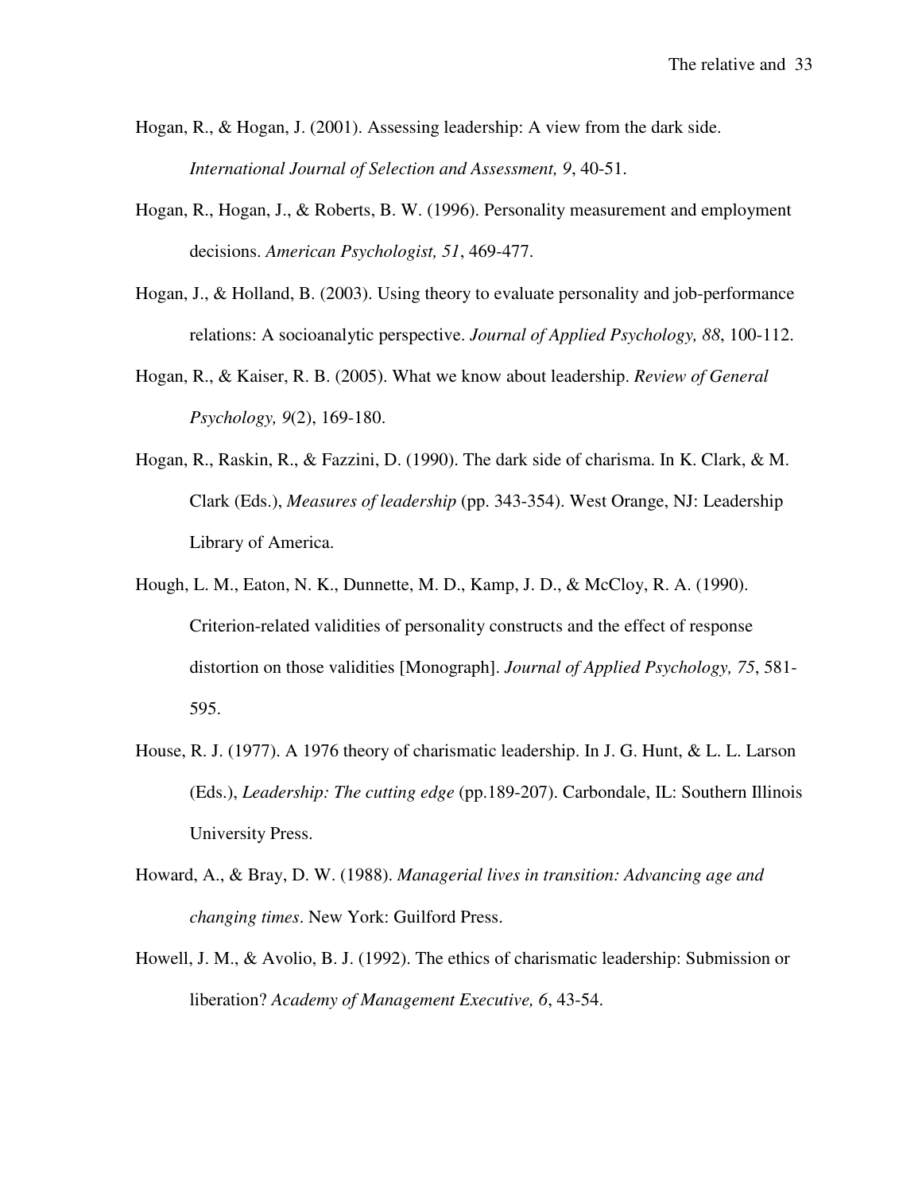Hogan, R., & Hogan, J. (2001). Assessing leadership: A view from the dark side. *International Journal of Selection and Assessment, 9*, 40-51.

Hogan, R., Hogan, J., & Roberts, B. W. (1996). Personality measurement and employment decisions. *American Psychologist, 51*, 469-477.

Hogan, J., & Holland, B. (2003). Using theory to evaluate personality and job-performance relations: A socioanalytic perspective. *Journal of Applied Psychology, 88*, 100-112.

Hogan, R., & Kaiser, R. B. (2005). What we know about leadership. *Review of General Psychology, 9*(2), 169-180.

Hogan, R., Raskin, R., & Fazzini, D. (1990). The dark side of charisma. In K. Clark, & M. Clark (Eds.), *Measures of leadership* (pp. 343-354). West Orange, NJ: Leadership Library of America.

Hough, L. M., Eaton, N. K., Dunnette, M. D., Kamp, J. D., & McCloy, R. A. (1990). Criterion-related validities of personality constructs and the effect of response distortion on those validities [Monograph]. *Journal of Applied Psychology, 75*, 581-595.

House, R. J. (1977). A 1976 theory of charismatic leadership. In J. G. Hunt, & L. L. Larson (Eds.), *Leadership: The cutting edge* (pp.189-207). Carbondale, IL: Southern Illinois University Press.

Howard, A., & Bray, D. W. (1988). *Managerial lives in transition: Advancing age and changing times*. New York: Guilford Press.

Howell, J. M., & Avolio, B. J. (1992). The ethics of charismatic leadership: Submission or liberation? *Academy of Management Executive, 6*, 43-54.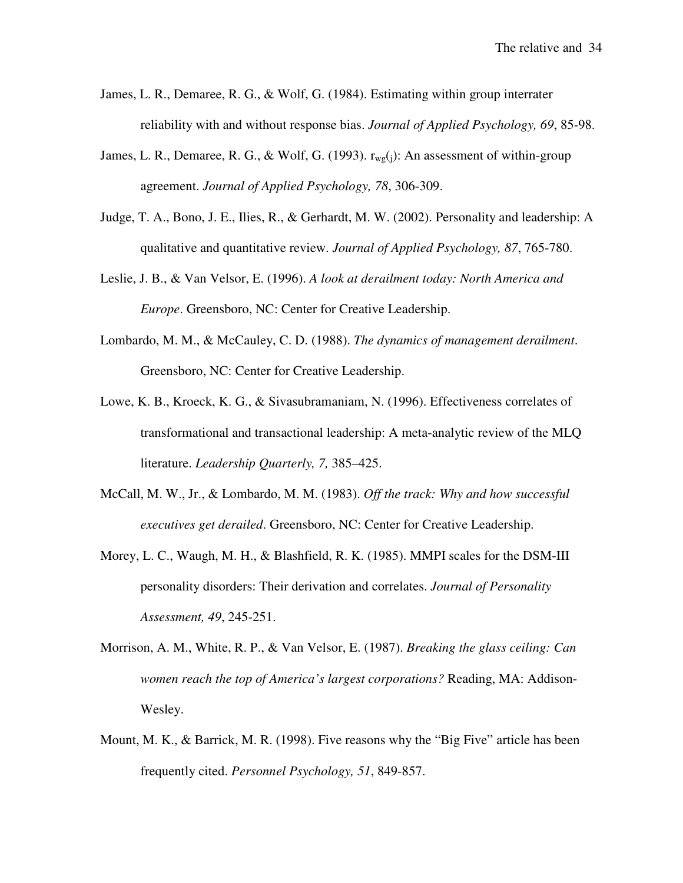James, L. R., Demaree, R. G., & Wolf, G. (1984). Estimating within group interrater reliability with and without response bias. *Journal of Applied Psychology, 69*, 85-98.

James, L. R., Demaree, R. G., & Wolf, G. (1993). $r_{wg}(_j)$: An assessment of within-group agreement. *Journal of Applied Psychology, 78*, 306-309.

Judge, T. A., Bono, J. E., Ilies, R., & Gerhardt, M. W. (2002). Personality and leadership: A qualitative and quantitative review. *Journal of Applied Psychology, 87*, 765-780.

Leslie, J. B., & Van Velsor, E. (1996). *A look at derailment today: North America and Europe*. Greensboro, NC: Center for Creative Leadership.

Lombardo, M. M., & McCauley, C. D. (1988). *The dynamics of management derailment*. Greensboro, NC: Center for Creative Leadership.

Lowe, K. B., Kroeck, K. G., & Sivasubramaniam, N. (1996). Effectiveness correlates of transformational and transactional leadership: A meta-analytic review of the MLQ literature. *Leadership Quarterly, 7,* 385–425.

McCall, M. W., Jr., & Lombardo, M. M. (1983). *Off the track: Why and how successful executives get derailed*. Greensboro, NC: Center for Creative Leadership.

Morey, L. C., Waugh, M. H., & Blashfield, R. K. (1985). MMPI scales for the DSM-III personality disorders: Their derivation and correlates. *Journal of Personality Assessment, 49*, 245-251.

Morrison, A. M., White, R. P., & Van Velsor, E. (1987). *Breaking the glass ceiling: Can women reach the top of America's largest corporations?* Reading, MA: Addison-Wesley.

Mount, M. K., & Barrick, M. R. (1998). Five reasons why the "Big Five" article has been frequently cited. *Personnel Psychology, 51*, 849-857.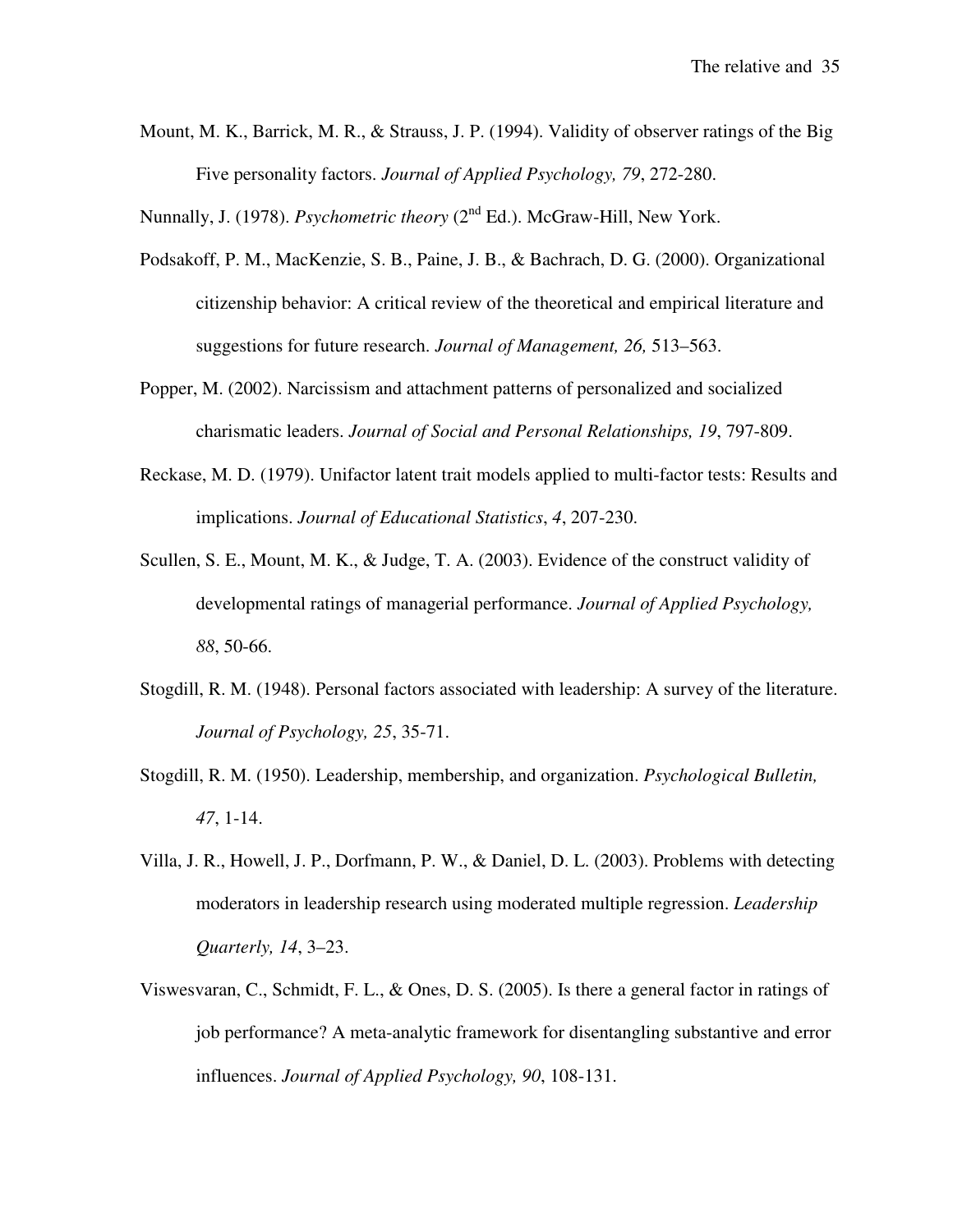Mount, M. K., Barrick, M. R., & Strauss, J. P. (1994). Validity of observer ratings of the Big Five personality factors. *Journal of Applied Psychology, 79*, 272-280.

Nunnally, J. (1978). *Psychometric theory* (2nd Ed.). McGraw-Hill, New York.

Podsakoff, P. M., MacKenzie, S. B., Paine, J. B., & Bachrach, D. G. (2000). Organizational citizenship behavior: A critical review of the theoretical and empirical literature and suggestions for future research. *Journal of Management, 26,* 513–563.

Popper, M. (2002). Narcissism and attachment patterns of personalized and socialized charismatic leaders. *Journal of Social and Personal Relationships, 19*, 797-809.

Reckase, M. D. (1979). Unifactor latent trait models applied to multi-factor tests: Results and implications. *Journal of Educational Statistics*, *4*, 207-230.

Scullen, S. E., Mount, M. K., & Judge, T. A. (2003). Evidence of the construct validity of developmental ratings of managerial performance. *Journal of Applied Psychology, 88*, 50-66.

Stogdill, R. M. (1948). Personal factors associated with leadership: A survey of the literature. *Journal of Psychology, 25*, 35-71.

Stogdill, R. M. (1950). Leadership, membership, and organization. *Psychological Bulletin, 47*, 1-14.

Villa, J. R., Howell, J. P., Dorfmann, P. W., & Daniel, D. L. (2003). Problems with detecting moderators in leadership research using moderated multiple regression. *Leadership Quarterly, 14*, 3–23.

Viswesvaran, C., Schmidt, F. L., & Ones, D. S. (2005). Is there a general factor in ratings of job performance? A meta-analytic framework for disentangling substantive and error influences. *Journal of Applied Psychology, 90*, 108-131.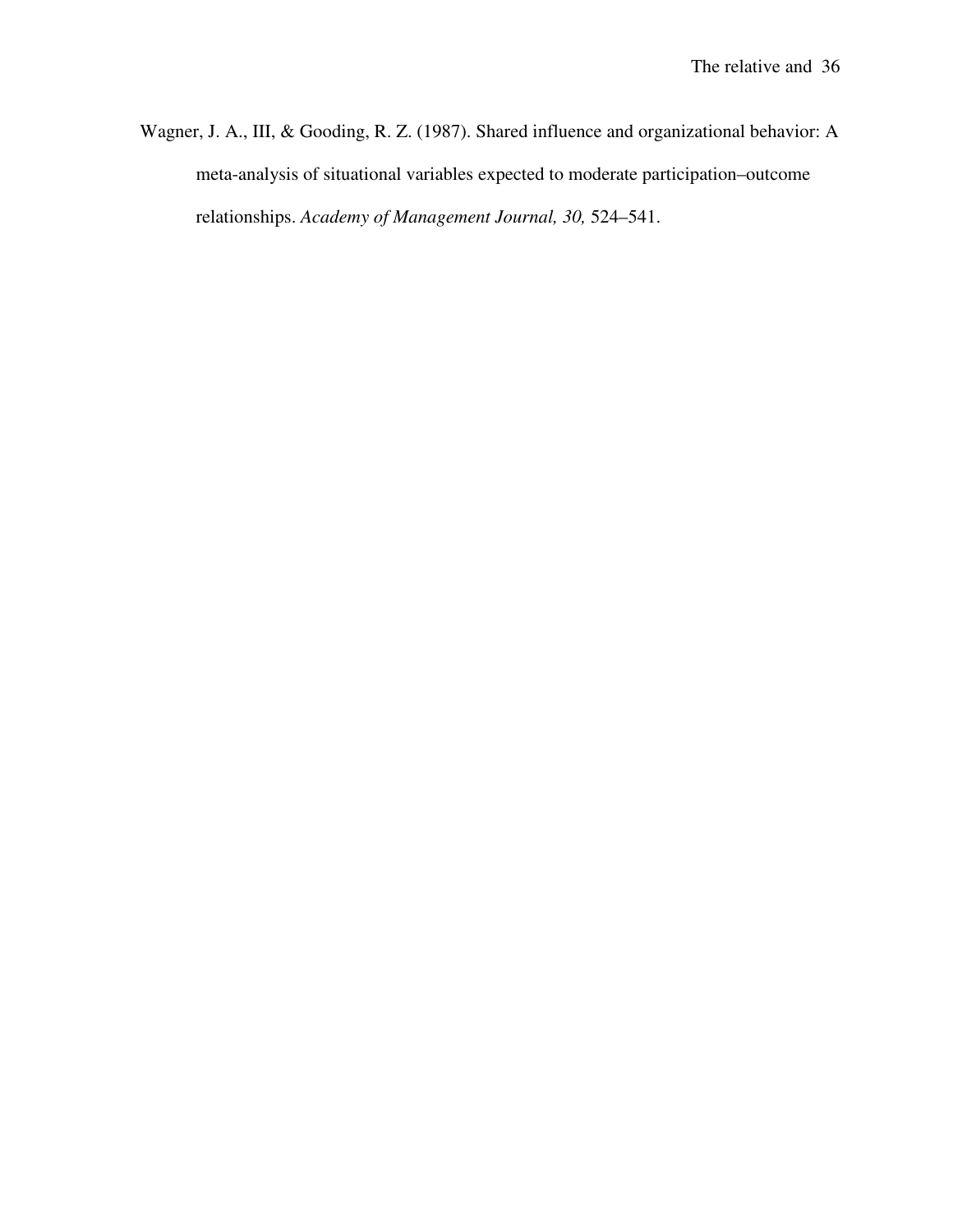Wagner, J. A., III, & Gooding, R. Z. (1987). Shared influence and organizational behavior: A meta-analysis of situational variables expected to moderate participation–outcome relationships. *Academy of Management Journal, 30,* 524–541.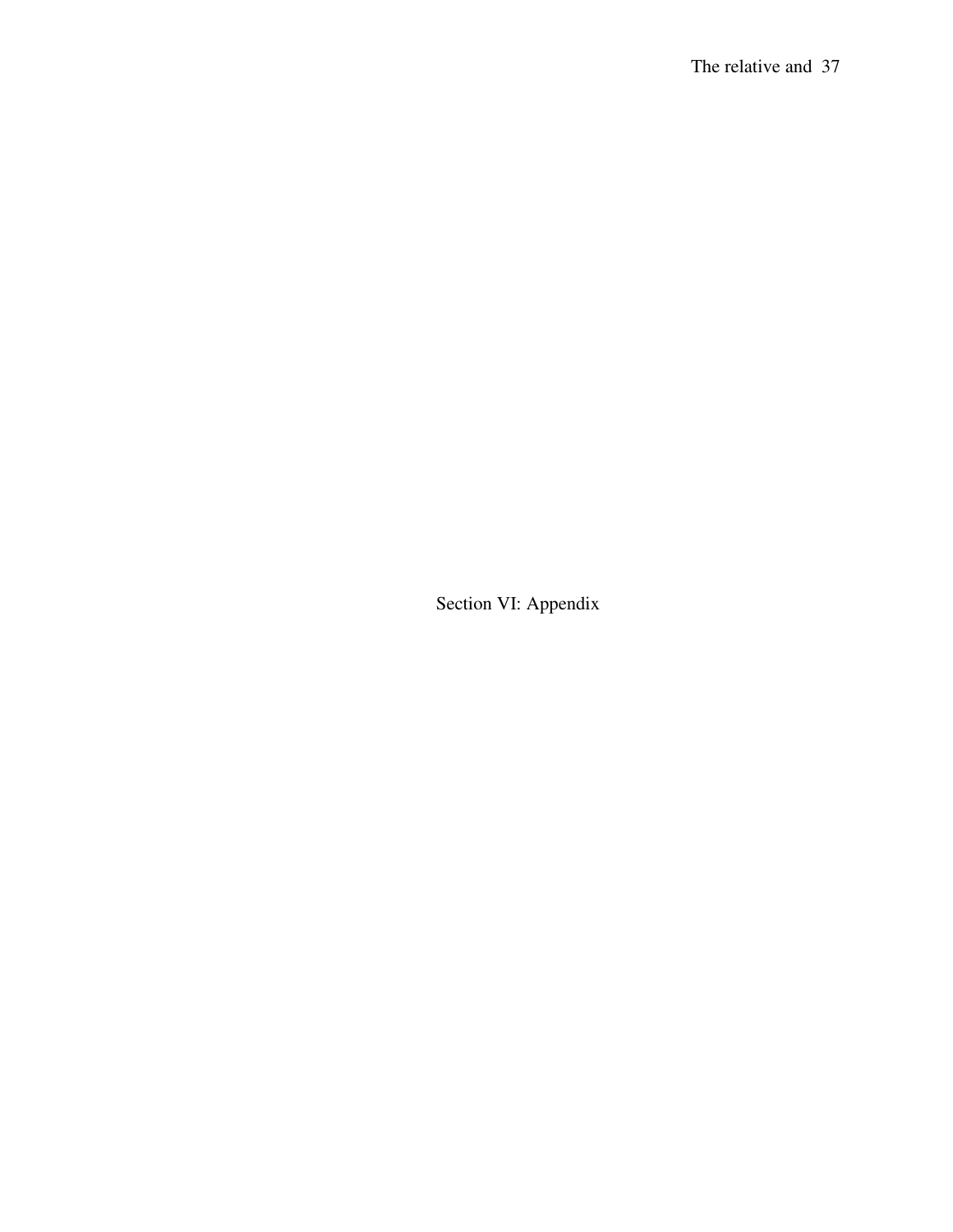# Section VI: Appendix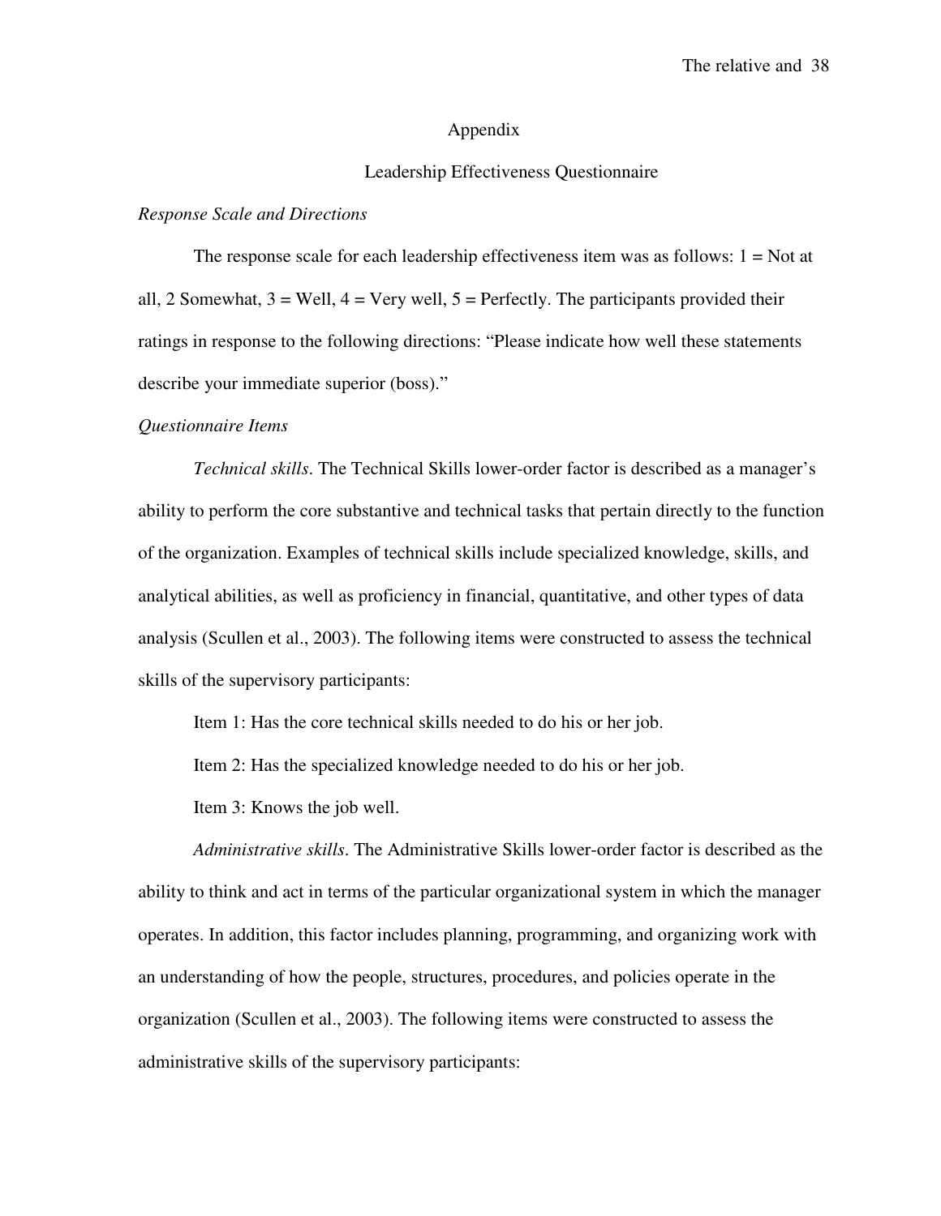# Appendix

## Leadership Effectiveness Questionnaire

*Response Scale and Directions*

The response scale for each leadership effectiveness item was as follows: 1 = Not at all, 2 Somewhat, 3 = Well, 4 = Very well, 5 = Perfectly. The participants provided their ratings in response to the following directions: "Please indicate how well these statements describe your immediate superior (boss)."

*Questionnaire Items*

*Technical skills*. The Technical Skills lower-order factor is described as a manager's ability to perform the core substantive and technical tasks that pertain directly to the function of the organization. Examples of technical skills include specialized knowledge, skills, and analytical abilities, as well as proficiency in financial, quantitative, and other types of data analysis (Scullen et al., 2003). The following items were constructed to assess the technical skills of the supervisory participants:

Item 1: Has the core technical skills needed to do his or her job.

Item 2: Has the specialized knowledge needed to do his or her job.

Item 3: Knows the job well.

*Administrative skills*. The Administrative Skills lower-order factor is described as the ability to think and act in terms of the particular organizational system in which the manager operates. In addition, this factor includes planning, programming, and organizing work with an understanding of how the people, structures, procedures, and policies operate in the organization (Scullen et al., 2003). The following items were constructed to assess the administrative skills of the supervisory participants: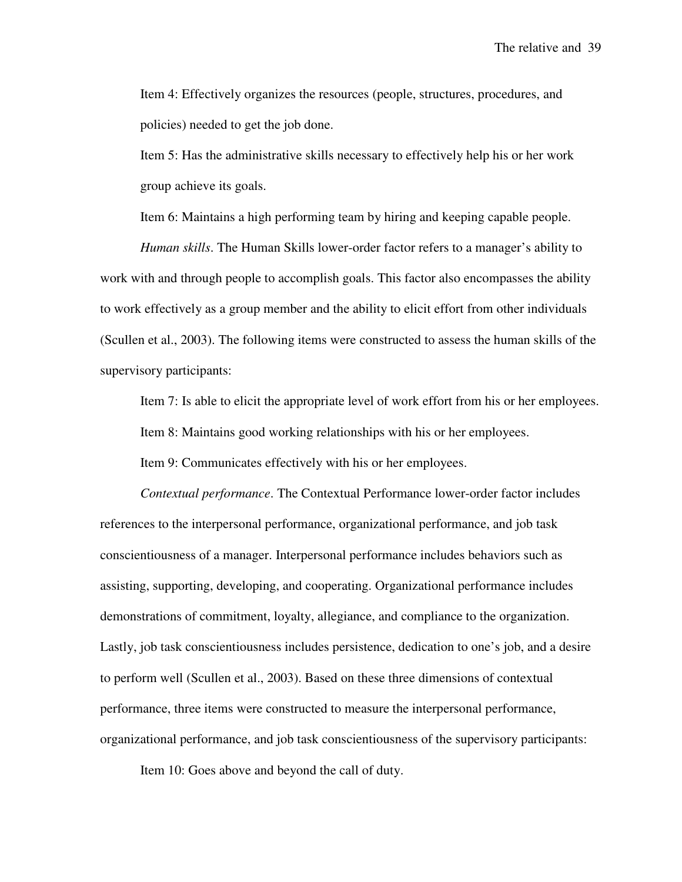Item 4: Effectively organizes the resources (people, structures, procedures, and policies) needed to get the job done.

Item 5: Has the administrative skills necessary to effectively help his or her work group achieve its goals.

Item 6: Maintains a high performing team by hiring and keeping capable people.

*Human skills*. The Human Skills lower-order factor refers to a manager's ability to work with and through people to accomplish goals. This factor also encompasses the ability to work effectively as a group member and the ability to elicit effort from other individuals (Scullen et al., 2003). The following items were constructed to assess the human skills of the supervisory participants:

Item 7: Is able to elicit the appropriate level of work effort from his or her employees.

Item 8: Maintains good working relationships with his or her employees.

Item 9: Communicates effectively with his or her employees.

*Contextual performance*. The Contextual Performance lower-order factor includes references to the interpersonal performance, organizational performance, and job task conscientiousness of a manager. Interpersonal performance includes behaviors such as assisting, supporting, developing, and cooperating. Organizational performance includes demonstrations of commitment, loyalty, allegiance, and compliance to the organization. Lastly, job task conscientiousness includes persistence, dedication to one's job, and a desire to perform well (Scullen et al., 2003). Based on these three dimensions of contextual performance, three items were constructed to measure the interpersonal performance, organizational performance, and job task conscientiousness of the supervisory participants:

Item 10: Goes above and beyond the call of duty.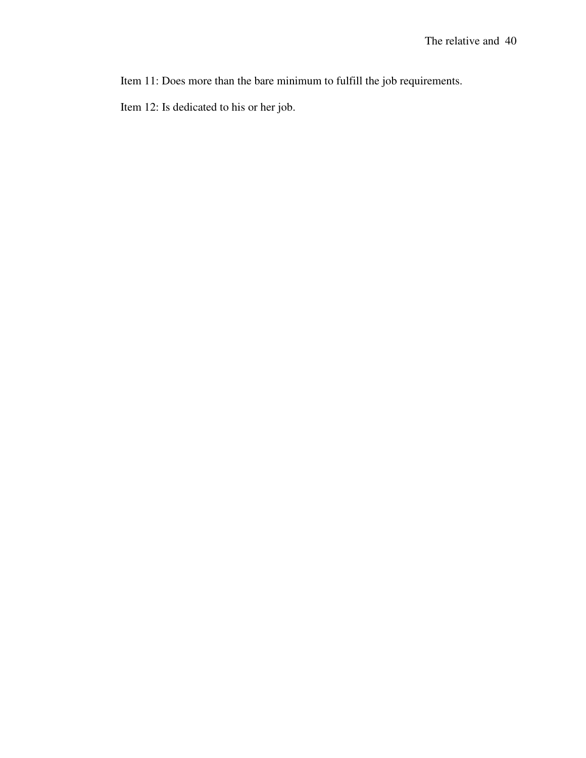Item 11: Does more than the bare minimum to fulfill the job requirements.

Item 12: Is dedicated to his or her job.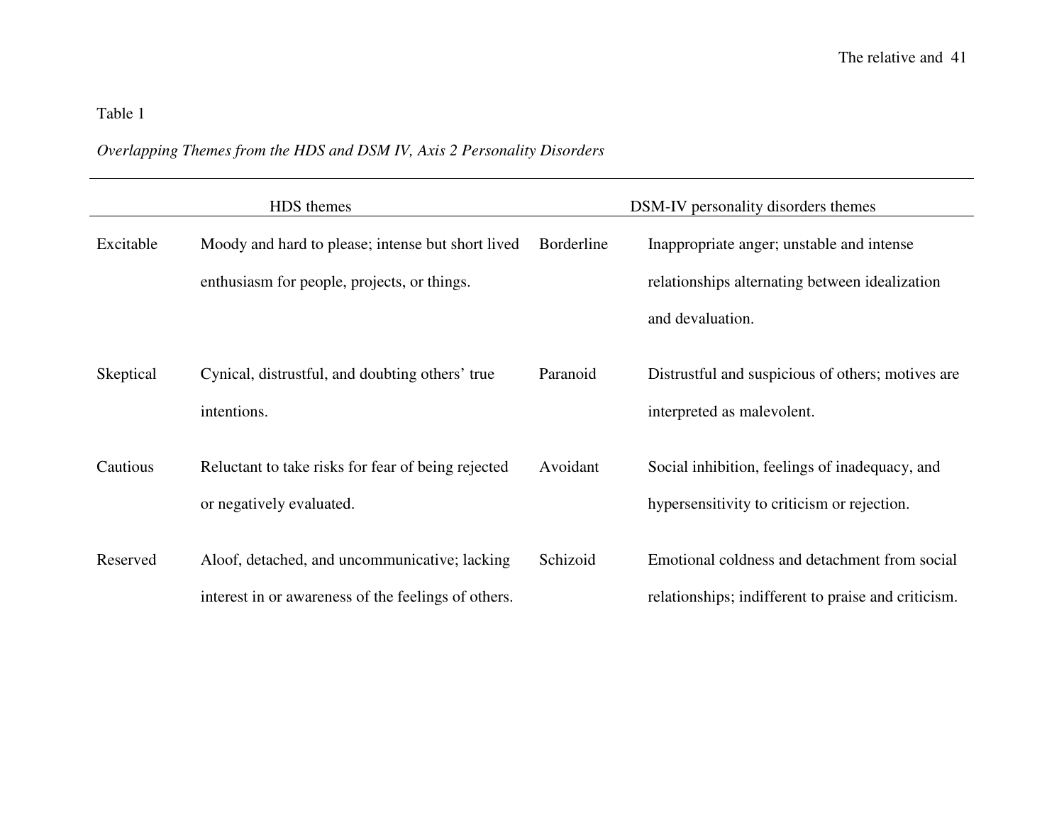Table 1

*Overlapping Themes from the HDS and DSM IV, Axis 2 Personality Disorders*

| HDS themes | | DSM-IV personality disorders themes | |
|---|---|---|---|
| Excitable | Moody and hard to please; intense but short lived enthusiasm for people, projects, or things. | Borderline | Inappropriate anger; unstable and intense relationships alternating between idealization and devaluation. |
| Skeptical | Cynical, distrustful, and doubting others' true intentions. | Paranoid | Distrustful and suspicious of others; motives are interpreted as malevolent. |
| Cautious | Reluctant to take risks for fear of being rejected or negatively evaluated. | Avoidant | Social inhibition, feelings of inadequacy, and hypersensitivity to criticism or rejection. |
| Reserved | Aloof, detached, and uncommunicative; lacking interest in or awareness of the feelings of others. | Schizoid | Emotional coldness and detachment from social relationships; indifferent to praise and criticism. |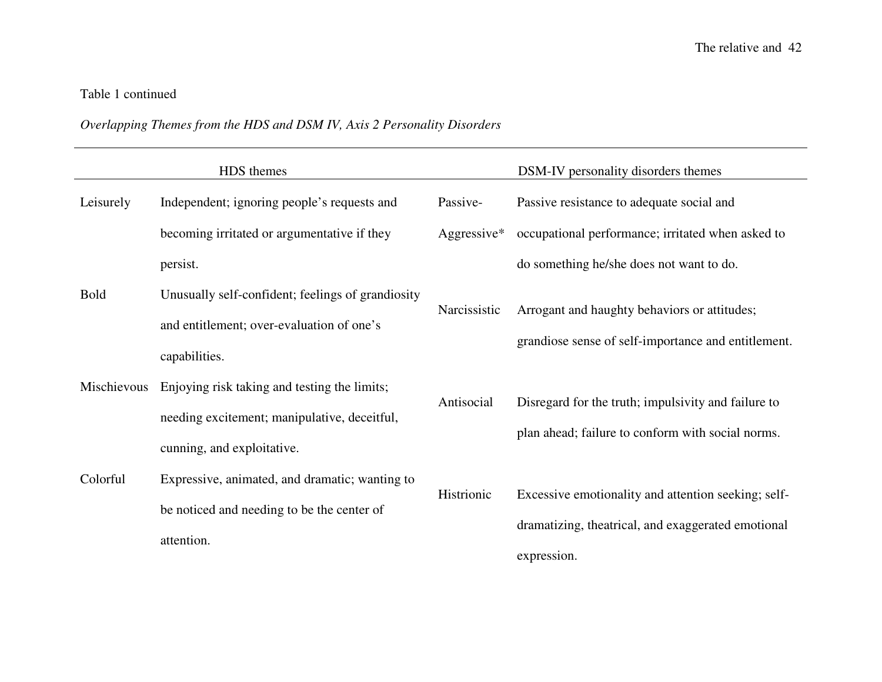Table 1 continued

*Overlapping Themes from the HDS and DSM IV, Axis 2 Personality Disorders*

| HDS themes | | DSM-IV personality disorders themes | |
|---|---|---|---|
| Leisurely | Independent; ignoring people's requests and becoming irritated or argumentative if they persist. | Passive-Aggressive* | Passive resistance to adequate social and occupational performance; irritated when asked to do something he/she does not want to do. |
| Bold | Unusually self-confident; feelings of grandiosity and entitlement; over-evaluation of one's capabilities. | Narcissistic | Arrogant and haughty behaviors or attitudes; grandiose sense of self-importance and entitlement. |
| Mischievous | Enjoying risk taking and testing the limits; needing excitement; manipulative, deceitful, cunning, and exploitative. | Antisocial | Disregard for the truth; impulsivity and failure to plan ahead; failure to conform with social norms. |
| Colorful | Expressive, animated, and dramatic; wanting to be noticed and needing to be the center of attention. | Histrionic | Excessive emotionality and attention seeking; self-dramatizing, theatrical, and exaggerated emotional expression. |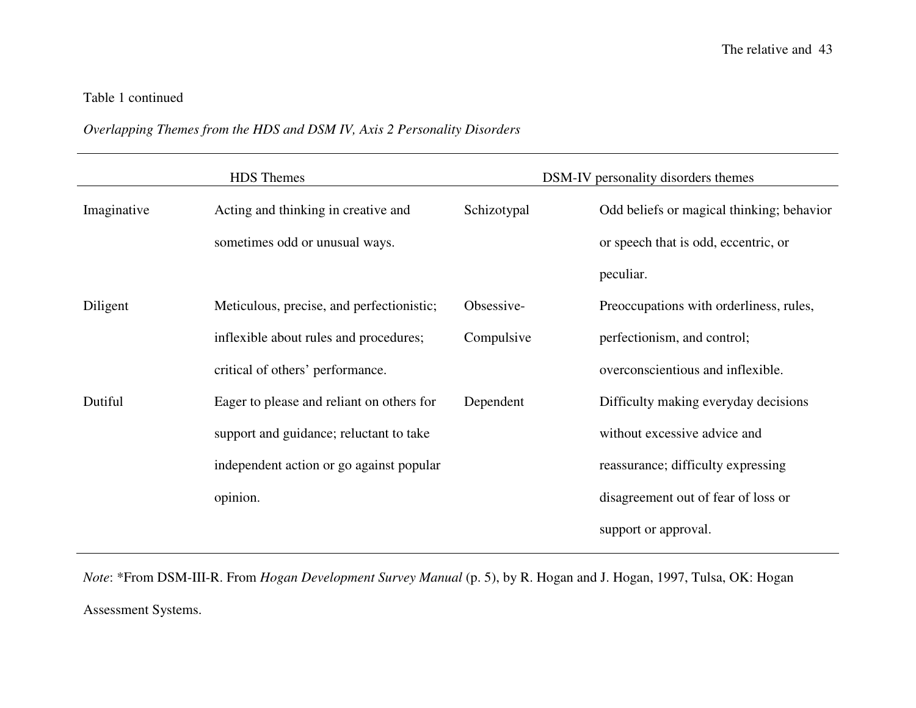Table 1 continued

*Overlapping Themes from the HDS and DSM IV, Axis 2 Personality Disorders*

| HDS Themes | | DSM-IV personality disorders themes | |
|---|---|---|---|
| Imaginative | Acting and thinking in creative and sometimes odd or unusual ways. | Schizotypal | Odd beliefs or magical thinking; behavior or speech that is odd, eccentric, or peculiar. |
| Diligent | Meticulous, precise, and perfectionistic; inflexible about rules and procedures; critical of others' performance. | Obsessive-Compulsive | Preoccupations with orderliness, rules, perfectionism, and control; overconscientious and inflexible. |
| Dutiful | Eager to please and reliant on others for support and guidance; reluctant to take independent action or go against popular opinion. | Dependent | Difficulty making everyday decisions without excessive advice and reassurance; difficulty expressing disagreement out of fear of loss or support or approval. |

*Note*: *From DSM-III-R. From *Hogan Development Survey Manual* (p. 5), by R. Hogan and J. Hogan, 1997, Tulsa, OK: Hogan Assessment Systems.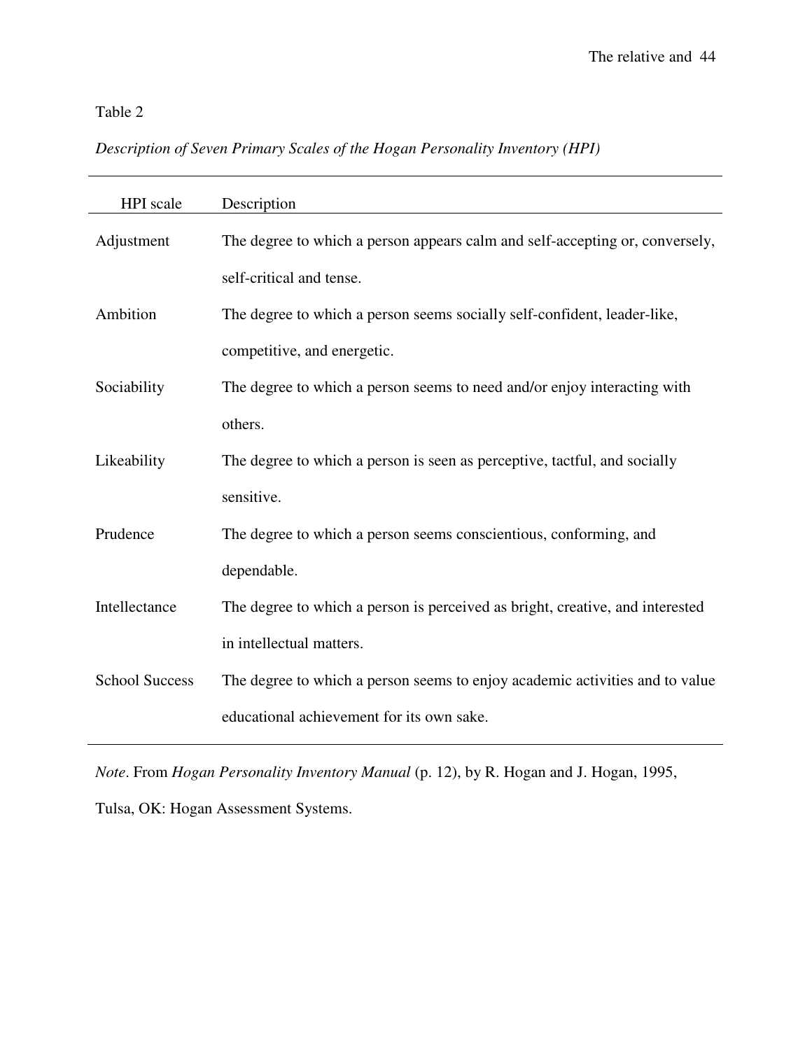Table 2

*Description of Seven Primary Scales of the Hogan Personality Inventory (HPI)*

| HPI scale | Description |
|---|---|
| Adjustment | The degree to which a person appears calm and self-accepting or, conversely, self-critical and tense. |
| Ambition | The degree to which a person seems socially self-confident, leader-like, competitive, and energetic. |
| Sociability | The degree to which a person seems to need and/or enjoy interacting with others. |
| Likeability | The degree to which a person is seen as perceptive, tactful, and socially sensitive. |
| Prudence | The degree to which a person seems conscientious, conforming, and dependable. |
| Intellectance | The degree to which a person is perceived as bright, creative, and interested in intellectual matters. |
| School Success | The degree to which a person seems to enjoy academic activities and to value educational achievement for its own sake. |

*Note*. From *Hogan Personality Inventory Manual* (p. 12), by R. Hogan and J. Hogan, 1995, Tulsa, OK: Hogan Assessment Systems.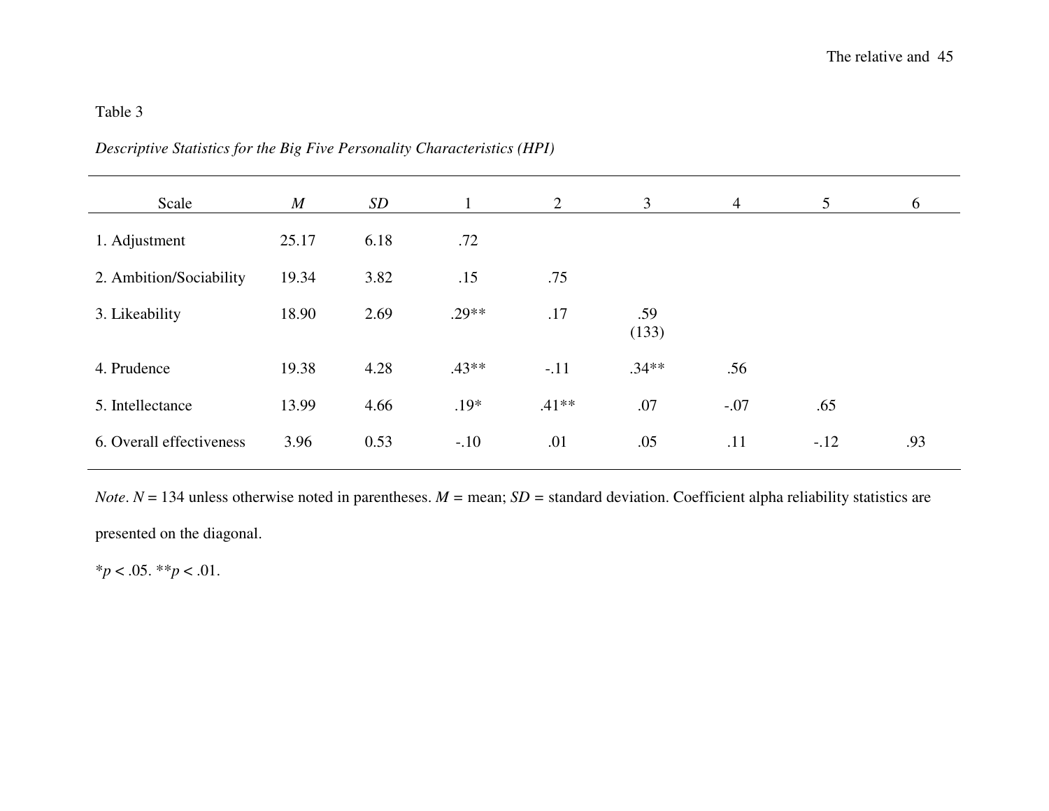Table 3

*Descriptive Statistics for the Big Five Personality Characteristics (HPI)*

| Scale | *M* | *SD* | 1 | 2 | 3 | 4 | 5 | 6 |
|---|---|---|---|---|---|---|---|---|
| 1. Adjustment | 25.17 | 6.18 | .72 | | | | | |
| 2. Ambition/Sociability | 19.34 | 3.82 | .15 | .75 | | | | |
| 3. Likeability | 18.90 | 2.69 | .29** | .17 | .59 (133) | | | |
| 4. Prudence | 19.38 | 4.28 | .43** | -.11 | .34** | .56 | | |
| 5. Intellectance | 13.99 | 4.66 | .19* | .41** | .07 | -.07 | .65 | |
| 6. Overall effectiveness | 3.96 | 0.53 | -.10 | .01 | .05 | .11 | -.12 | .93 |

*Note*. *N* = 134 unless otherwise noted in parentheses. *M* = mean; *SD* = standard deviation. Coefficient alpha reliability statistics are presented on the diagonal.

*$p < .05$. **$p < .01$.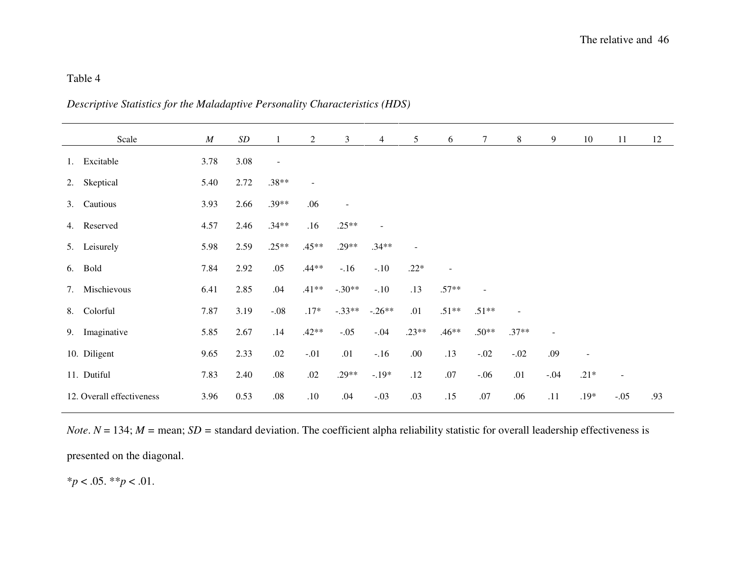Table 4

*Descriptive Statistics for the Maladaptive Personality Characteristics (HDS)*

| Scale | *M* | *SD* | 1 | 2 | 3 | 4 | 5 | 6 | 7 | 8 | 9 | 10 | 11 | 12 |
|---|---|---|---|---|---|---|---|---|---|---|---|---|---|---|
| 1. Excitable | 3.78 | 3.08 | - | | | | | | | | | | | |
| 2. Skeptical | 5.40 | 2.72 | .38** | - | | | | | | | | | | |
| 3. Cautious | 3.93 | 2.66 | .39** | .06 | - | | | | | | | | | |
| 4. Reserved | 4.57 | 2.46 | .34** | .16 | .25** | - | | | | | | | | |
| 5. Leisurely | 5.98 | 2.59 | .25** | .45** | .29** | .34** | - | | | | | | | |
| 6. Bold | 7.84 | 2.92 | .05 | .44** | -.16 | -.10 | .22* | - | | | | | | |
| 7. Mischievous | 6.41 | 2.85 | .04 | .41** | -.30** | -.10 | .13 | .57** | - | | | | | |
| 8. Colorful | 7.87 | 3.19 | -.08 | .17* | -.33** | -.26** | .01 | .51** | .51** | - | | | | |
| 9. Imaginative | 5.85 | 2.67 | .14 | .42** | -.05 | -.04 | .23** | .46** | .50** | .37** | - | | | |
| 10. Diligent | 9.65 | 2.33 | .02 | -.01 | .01 | -.16 | .00 | .13 | -.02 | -.02 | .09 | - | | |
| 11. Dutiful | 7.83 | 2.40 | .08 | .02 | .29** | -.19* | .12 | .07 | -.06 | .01 | -.04 | .21* | - | |
| 12. Overall effectiveness | 3.96 | 0.53 | .08 | .10 | .04 | -.03 | .03 | .15 | .07 | .06 | .11 | .19* | -.05 | .93 |

*Note*. $N = 134$; $M$ = mean; $SD$ = standard deviation. The coefficient alpha reliability statistic for overall leadership effectiveness is presented on the diagonal.

$^{*}p < .05$. $^{**}p < .01$.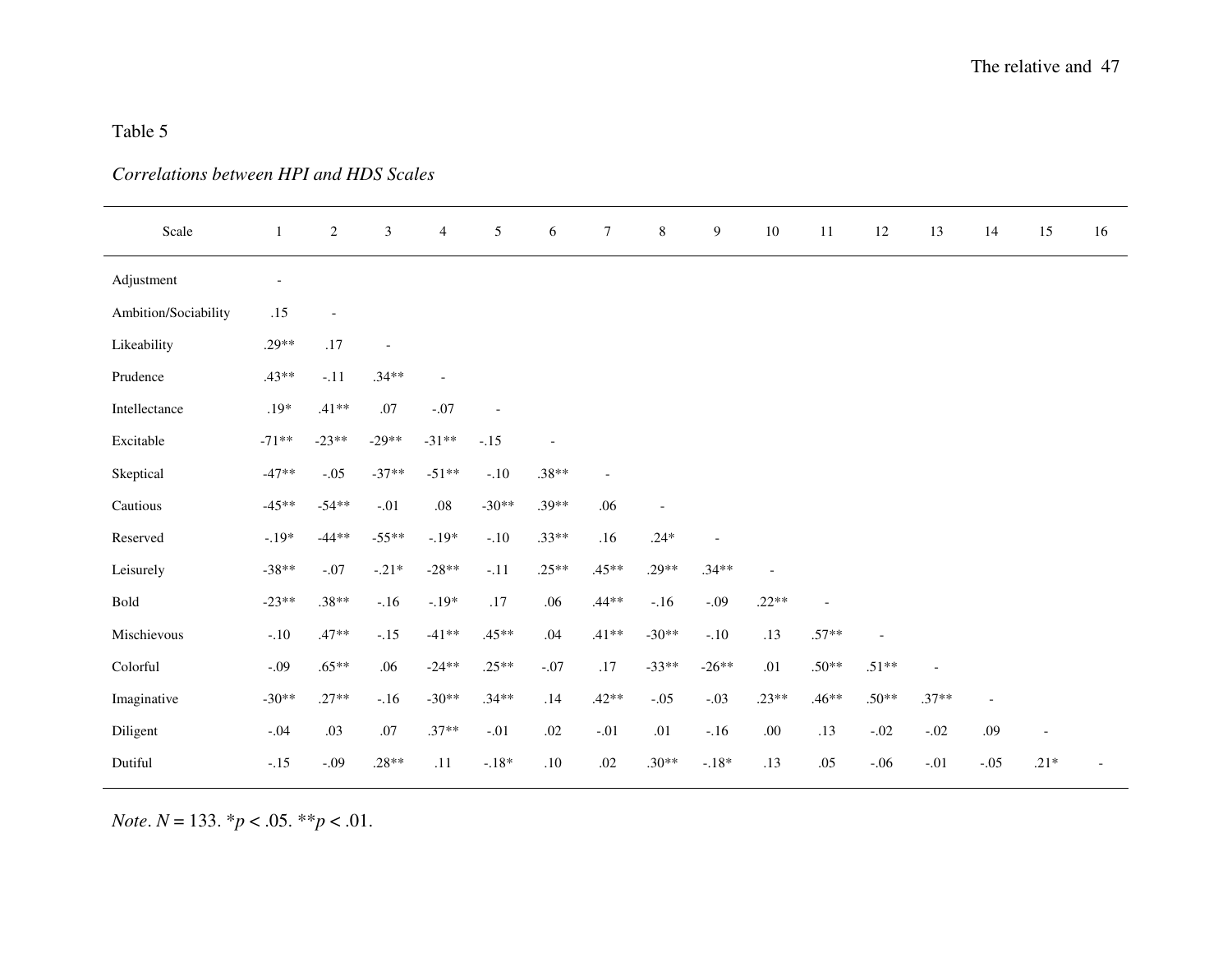Table 5

*Correlations between HPI and HDS Scales*

| Scale | 1 | 2 | 3 | 4 | 5 | 6 | 7 | 8 | 9 | 10 | 11 | 12 | 13 | 14 | 15 | 16 |
|---|---|---|---|---|---|---|---|---|---|---|---|---|---|---|---|---|
| Adjustment | - | | | | | | | | | | | | | | | |
| Ambition/Sociability | .15 | - | | | | | | | | | | | | | | |
| Likeability | .29** | .17 | - | | | | | | | | | | | | | |
| Prudence | .43** | -.11 | .34** | - | | | | | | | | | | | | |
| Intellectance | .19* | .41** | .07 | -.07 | - | | | | | | | | | | | |
| Excitable | -71** | -23** | -29** | -31** | -.15 | - | | | | | | | | | | |
| Skeptical | -47** | -.05 | -37** | -51** | -.10 | .38** | - | | | | | | | | | |
| Cautious | -45** | -54** | -.01 | .08 | -30** | .39** | .06 | - | | | | | | | | |
| Reserved | -.19* | -44** | -55** | -.19* | -.10 | .33** | .16 | .24* | - | | | | | | | |
| Leisurely | -38** | -.07 | -.21* | -28** | -.11 | .25** | .45** | .29** | .34** | - | | | | | | |
| Bold | -23** | .38** | -.16 | -.19* | .17 | .06 | .44** | -.16 | -.09 | .22** | - | | | | | |
| Mischievous | -.10 | .47** | -.15 | -41** | .45** | .04 | .41** | -30** | -.10 | .13 | .57** | - | | | | |
| Colorful | -.09 | .65** | .06 | -24** | .25** | -.07 | .17 | -33** | -26** | .01 | .50** | .51** | - | | | |
| Imaginative | -30** | .27** | -.16 | -30** | .34** | .14 | .42** | -.05 | -.03 | .23** | .46** | .50** | .37** | - | | |
| Diligent | -.04 | .03 | .07 | .37** | -.01 | .02 | -.01 | .01 | -.16 | .00 | .13 | -.02 | -.02 | .09 | - | |
| Dutiful | -.15 | -.09 | .28** | .11 | -.18* | .10 | .02 | .30** | -.18* | .13 | .05 | -.06 | -.01 | -.05 | .21* | - |

*Note*. $N = 133$. $^{*}p < .05$. $^{**}p < .01$.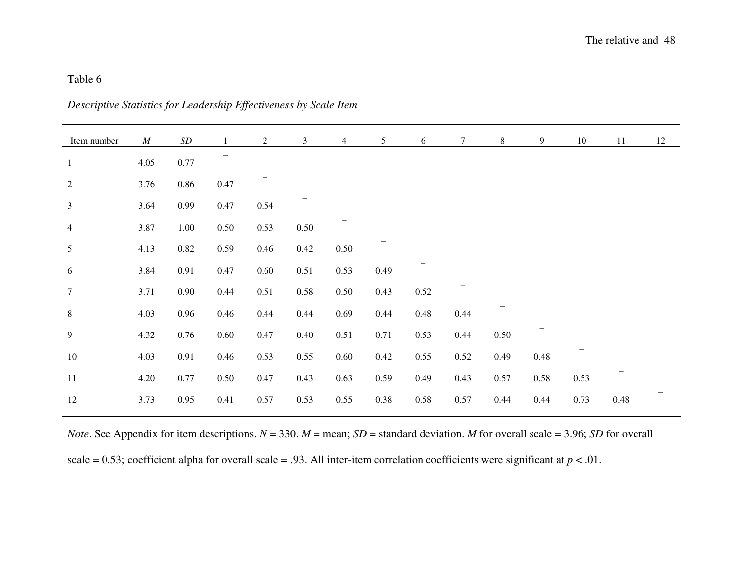Table 6

*Descriptive Statistics for Leadership Effectiveness by Scale Item*

| Item number | *M* | *SD* | 1 | 2 | 3 | 4 | 5 | 6 | 7 | 8 | 9 | 10 | 11 | 12 |
|---|---|---|---|---|---|---|---|---|---|---|---|---|---|---|
| 1 | 4.05 | 0.77 | – | | | | | | | | | | | |
| 2 | 3.76 | 0.86 | 0.47 | – | | | | | | | | | | |
| 3 | 3.64 | 0.99 | 0.47 | 0.54 | – | | | | | | | | | |
| 4 | 3.87 | 1.00 | 0.50 | 0.53 | 0.50 | – | | | | | | | | |
| 5 | 4.13 | 0.82 | 0.59 | 0.46 | 0.42 | 0.50 | – | | | | | | | |
| 6 | 3.84 | 0.91 | 0.47 | 0.60 | 0.51 | 0.53 | 0.49 | – | | | | | | |
| 7 | 3.71 | 0.90 | 0.44 | 0.51 | 0.58 | 0.50 | 0.43 | 0.52 | – | | | | | |
| 8 | 4.03 | 0.96 | 0.46 | 0.44 | 0.44 | 0.69 | 0.44 | 0.48 | 0.44 | – | | | | |
| 9 | 4.32 | 0.76 | 0.60 | 0.47 | 0.40 | 0.51 | 0.71 | 0.53 | 0.44 | 0.50 | – | | | |
| 10 | 4.03 | 0.91 | 0.46 | 0.53 | 0.55 | 0.60 | 0.42 | 0.55 | 0.52 | 0.49 | 0.48 | – | | |
| 11 | 4.20 | 0.77 | 0.50 | 0.47 | 0.43 | 0.63 | 0.59 | 0.49 | 0.43 | 0.57 | 0.58 | 0.53 | – | |
| 12 | 3.73 | 0.95 | 0.41 | 0.57 | 0.53 | 0.55 | 0.38 | 0.58 | 0.57 | 0.44 | 0.44 | 0.73 | 0.48 | – |

*Note*. See Appendix for item descriptions. $N = 330$. *M* = mean; *SD* = standard deviation. *M* for overall scale = 3.96; *SD* for overall scale = 0.53; coefficient alpha for overall scale = .93. All inter-item correlation coefficients were significant at $p < .01$.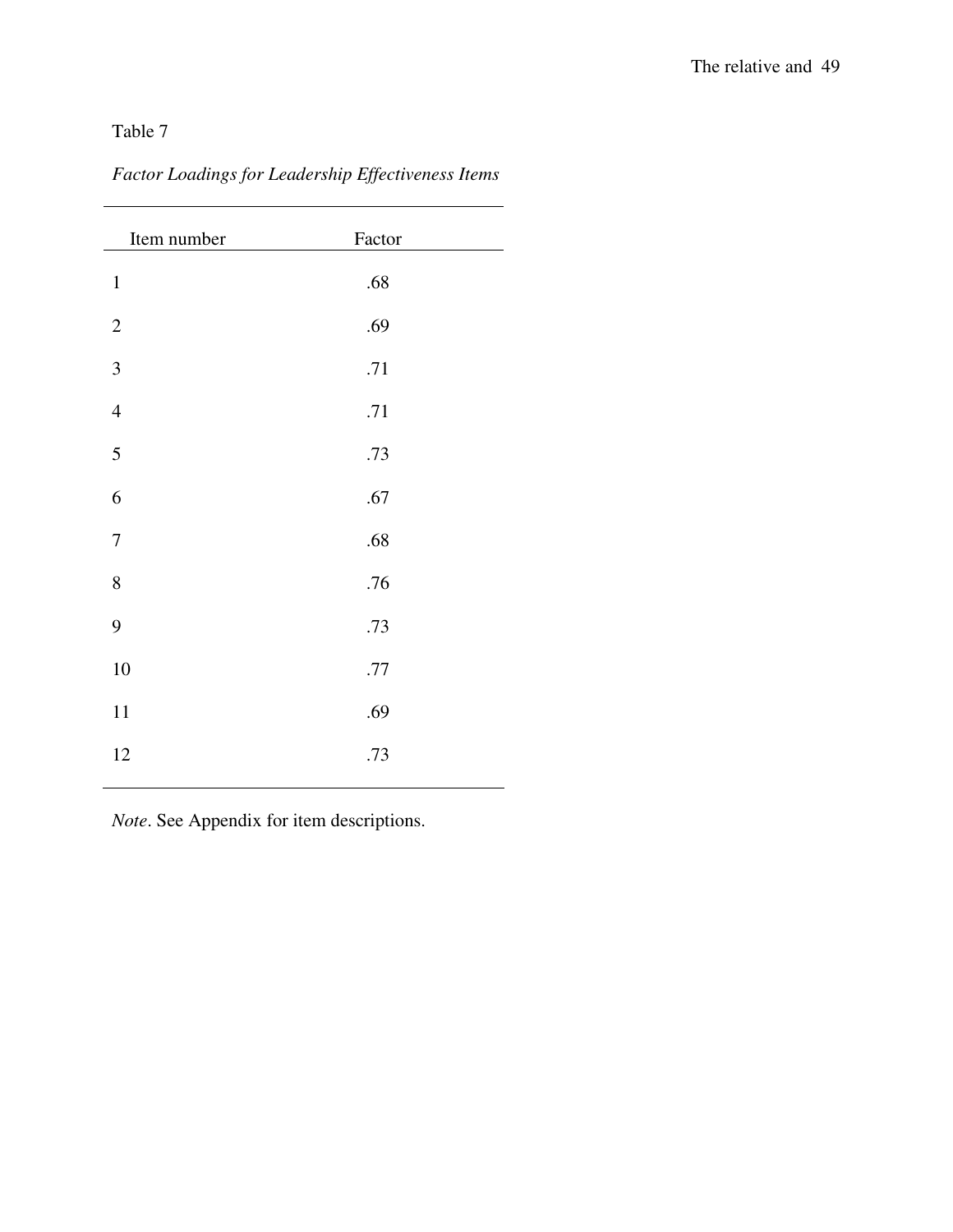Table 7

*Factor Loadings for Leadership Effectiveness Items*

| Item number | Factor |
|---|---|
| 1 | .68 |
| 2 | .69 |
| 3 | .71 |
| 4 | .71 |
| 5 | .73 |
| 6 | .67 |
| 7 | .68 |
| 8 | .76 |
| 9 | .73 |
| 10 | .77 |
| 11 | .69 |
| 12 | .73 |

*Note*. See Appendix for item descriptions.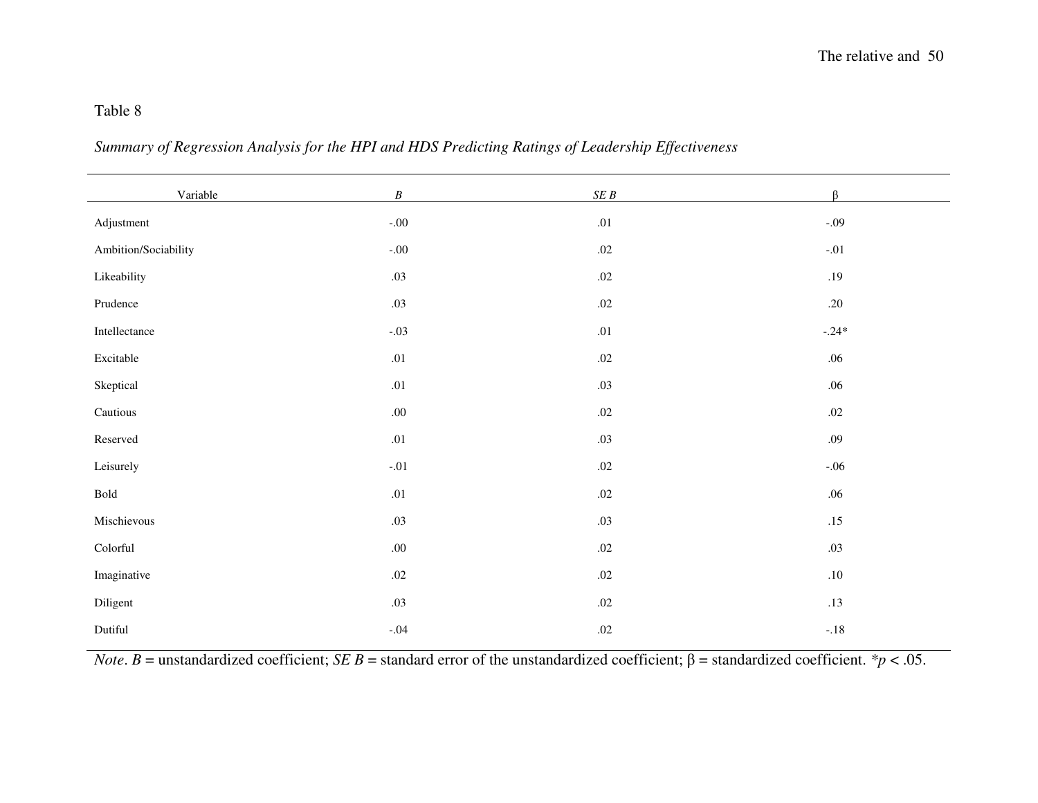Table 8

*Summary of Regression Analysis for the HPI and HDS Predicting Ratings of Leadership Effectiveness*

| Variable | *B* | *SE B* | β |
|---|---|---|---|
| Adjustment | -.00 | .01 | -.09 |
| Ambition/Sociability | -.00 | .02 | -.01 |
| Likeability | .03 | .02 | .19 |
| Prudence | .03 | .02 | .20 |
| Intellectance | -.03 | .01 | -.24* |
| Excitable | .01 | .02 | .06 |
| Skeptical | .01 | .03 | .06 |
| Cautious | .00 | .02 | .02 |
| Reserved | .01 | .03 | .09 |
| Leisurely | -.01 | .02 | -.06 |
| Bold | .01 | .02 | .06 |
| Mischievous | .03 | .03 | .15 |
| Colorful | .00 | .02 | .03 |
| Imaginative | .02 | .02 | .10 |
| Diligent | .03 | .02 | .13 |
| Dutiful | -.04 | .02 | -.18 |

*Note*. *B* = unstandardized coefficient; *SE B* = standard error of the unstandardized coefficient; β = standardized coefficient. *$p < .05$.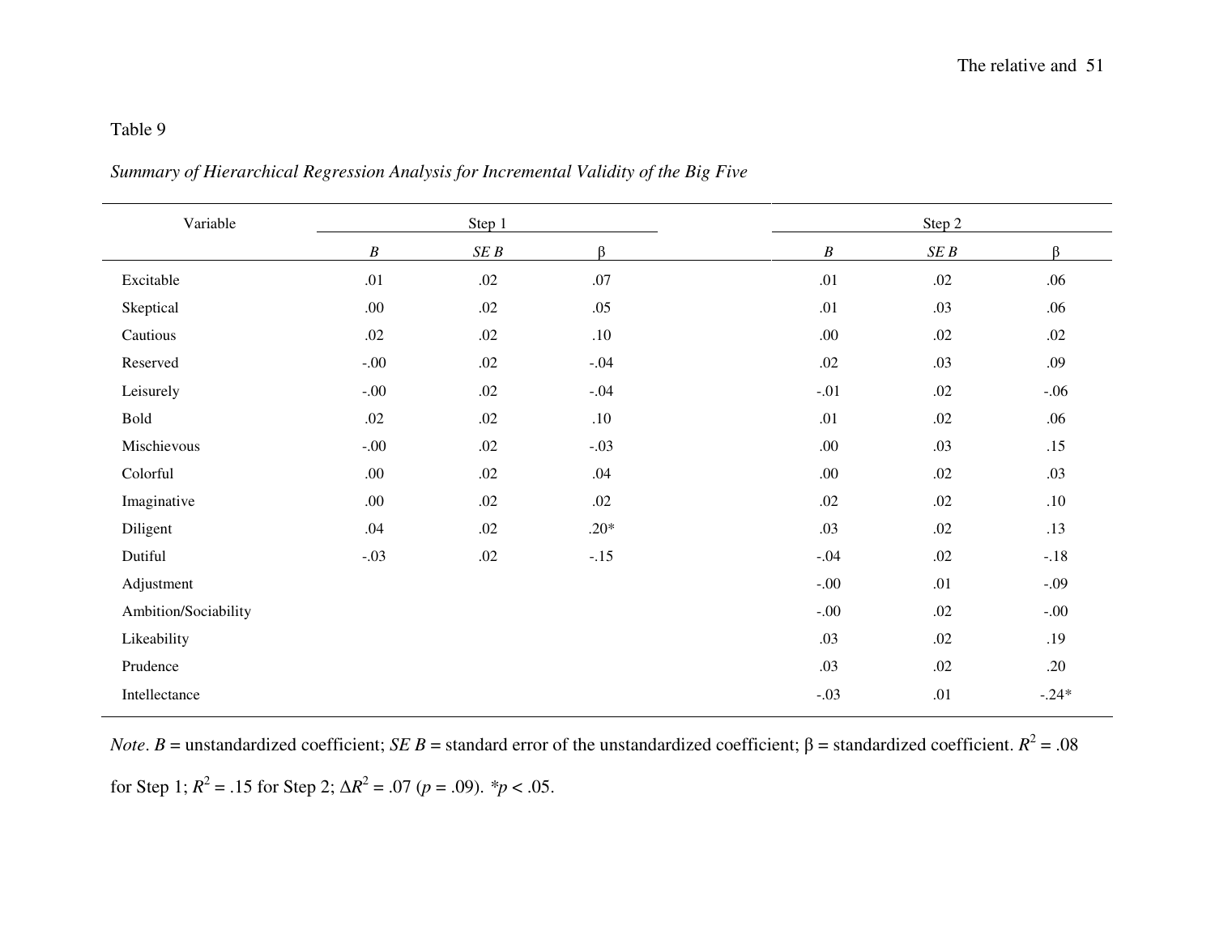Table 9

*Summary of Hierarchical Regression Analysis for Incremental Validity of the Big Five*

| Variable | Step 1 | | | Step 2 | | |
|---|---|---|---|---|---|---|
| | *B* | *SE B* | β | *B* | *SE B* | β |
| Excitable | .01 | .02 | .07 | .01 | .02 | .06 |
| Skeptical | .00 | .02 | .05 | .01 | .03 | .06 |
| Cautious | .02 | .02 | .10 | .00 | .02 | .02 |
| Reserved | -.00 | .02 | -.04 | .02 | .03 | .09 |
| Leisurely | -.00 | .02 | -.04 | -.01 | .02 | -.06 |
| Bold | .02 | .02 | .10 | .01 | .02 | .06 |
| Mischievous | -.00 | .02 | -.03 | .00 | .03 | .15 |
| Colorful | .00 | .02 | .04 | .00 | .02 | .03 |
| Imaginative | .00 | .02 | .02 | .02 | .02 | .10 |
| Diligent | .04 | .02 | .20* | .03 | .02 | .13 |
| Dutiful | -.03 | .02 | -.15 | -.04 | .02 | -.18 |
| Adjustment | | | | -.00 | .01 | -.09 |
| Ambition/Sociability | | | | -.00 | .02 | -.00 |
| Likeability | | | | .03 | .02 | .19 |
| Prudence | | | | .03 | .02 | .20 |
| Intellectance | | | | -.03 | .01 | -.24* |

*Note*. *B* = unstandardized coefficient; *SE B* = standard error of the unstandardized coefficient; β = standardized coefficient. $R^2 = .08$ for Step 1; $R^2 = .15$ for Step 2; $\Delta R^2 = .07$ ($p = .09$). $^*p < .05$.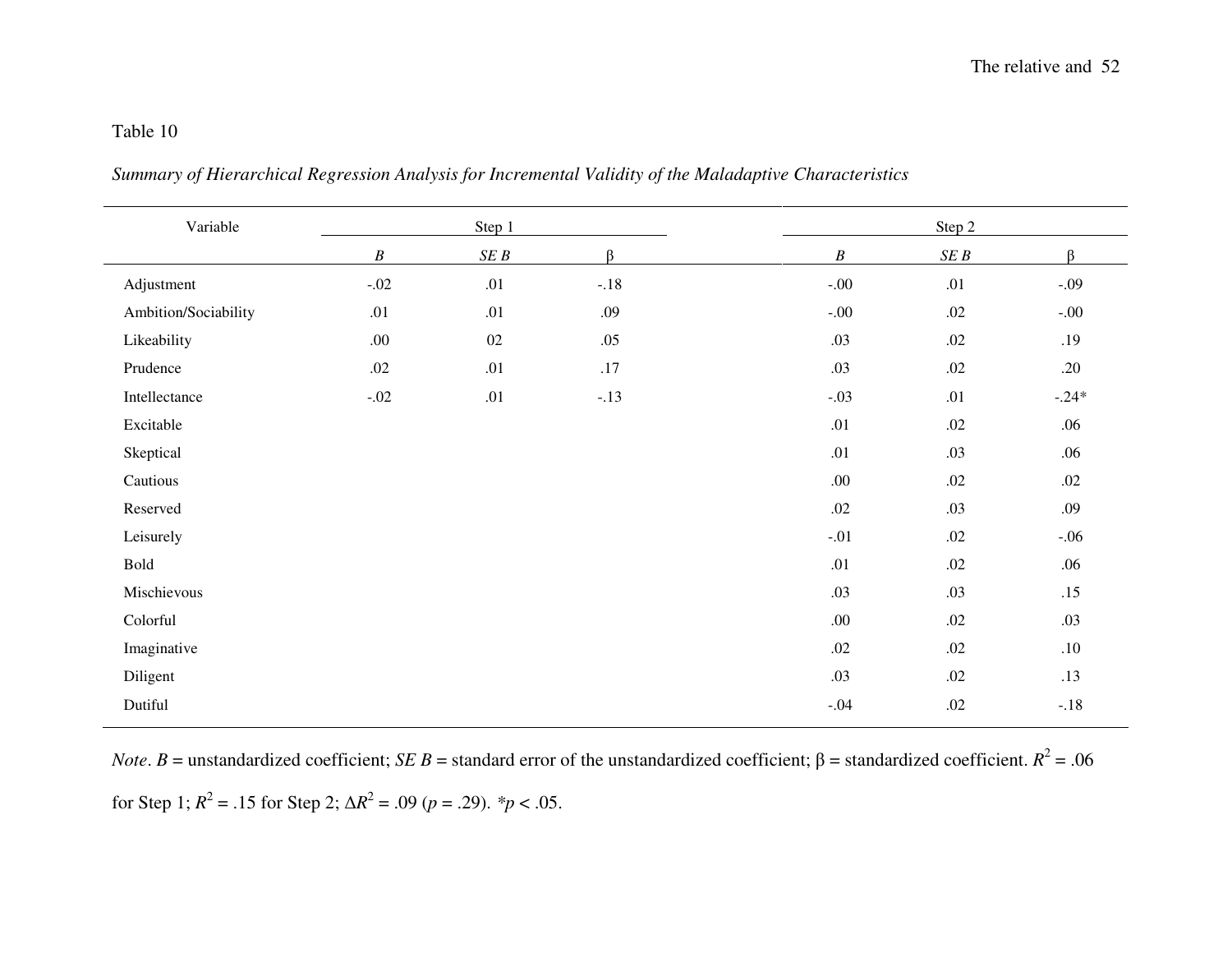Table 10

*Summary of Hierarchical Regression Analysis for Incremental Validity of the Maladaptive Characteristics*

| Variable | Step 1 | | | Step 2 | | |
|---|---|---|---|---|---|---|
| | *B* | *SE B* | β | *B* | *SE B* | β |
| Adjustment | -.02 | .01 | -.18 | -.00 | .01 | -.09 |
| Ambition/Sociability | .01 | .01 | .09 | -.00 | .02 | -.00 |
| Likeability | .00 | 02 | .05 | .03 | .02 | .19 |
| Prudence | .02 | .01 | .17 | .03 | .02 | .20 |
| Intellectance | -.02 | .01 | -.13 | -.03 | .01 | -.24* |
| Excitable | | | | .01 | .02 | .06 |
| Skeptical | | | | .01 | .03 | .06 |
| Cautious | | | | .00 | .02 | .02 |
| Reserved | | | | .02 | .03 | .09 |
| Leisurely | | | | -.01 | .02 | -.06 |
| Bold | | | | .01 | .02 | .06 |
| Mischievous | | | | .03 | .03 | .15 |
| Colorful | | | | .00 | .02 | .03 |
| Imaginative | | | | .02 | .02 | .10 |
| Diligent | | | | .03 | .02 | .13 |
| Dutiful | | | | -.04 | .02 | -.18 |

*Note*. *B* = unstandardized coefficient; *SE B* = standard error of the unstandardized coefficient; β = standardized coefficient. $R^2$ = .06 for Step 1; $R^2$ = .15 for Step 2; $\Delta R^2$ = .09 ($p$ = .29). *$p < .05$.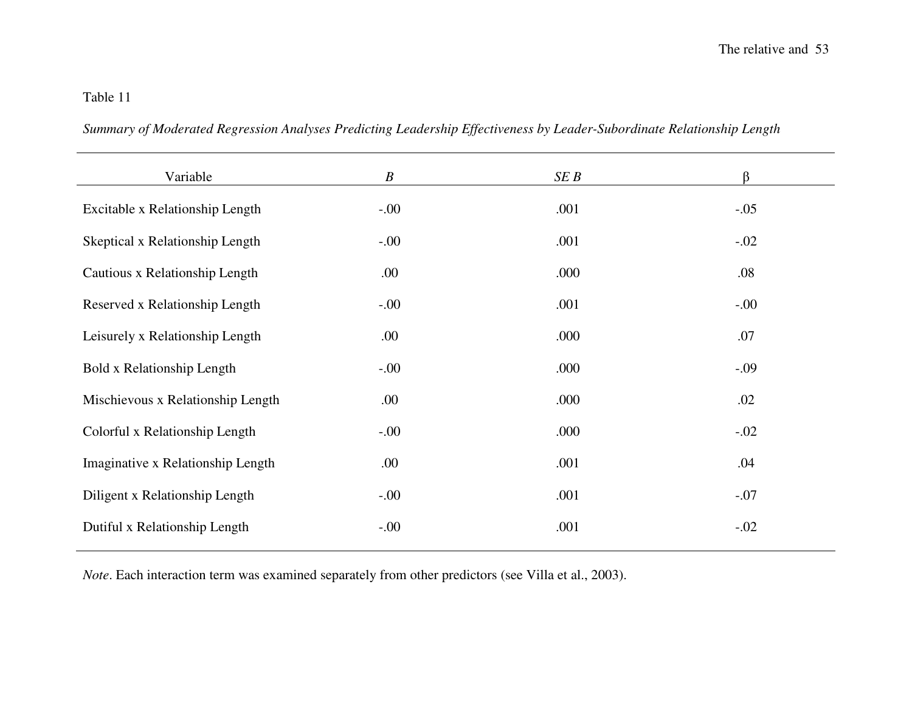Table 11

*Summary of Moderated Regression Analyses Predicting Leadership Effectiveness by Leader-Subordinate Relationship Length*

| Variable | *B* | *SE B* | β |
|---|---|---|---|
| Excitable x Relationship Length | -.00 | .001 | -.05 |
| Skeptical x Relationship Length | -.00 | .001 | -.02 |
| Cautious x Relationship Length | .00 | .000 | .08 |
| Reserved x Relationship Length | -.00 | .001 | -.00 |
| Leisurely x Relationship Length | .00 | .000 | .07 |
| Bold x Relationship Length | -.00 | .000 | -.09 |
| Mischievous x Relationship Length | .00 | .000 | .02 |
| Colorful x Relationship Length | -.00 | .000 | -.02 |
| Imaginative x Relationship Length | .00 | .001 | .04 |
| Diligent x Relationship Length | -.00 | .001 | -.07 |
| Dutiful x Relationship Length | -.00 | .001 | -.02 |

*Note*. Each interaction term was examined separately from other predictors (see Villa et al., 2003).